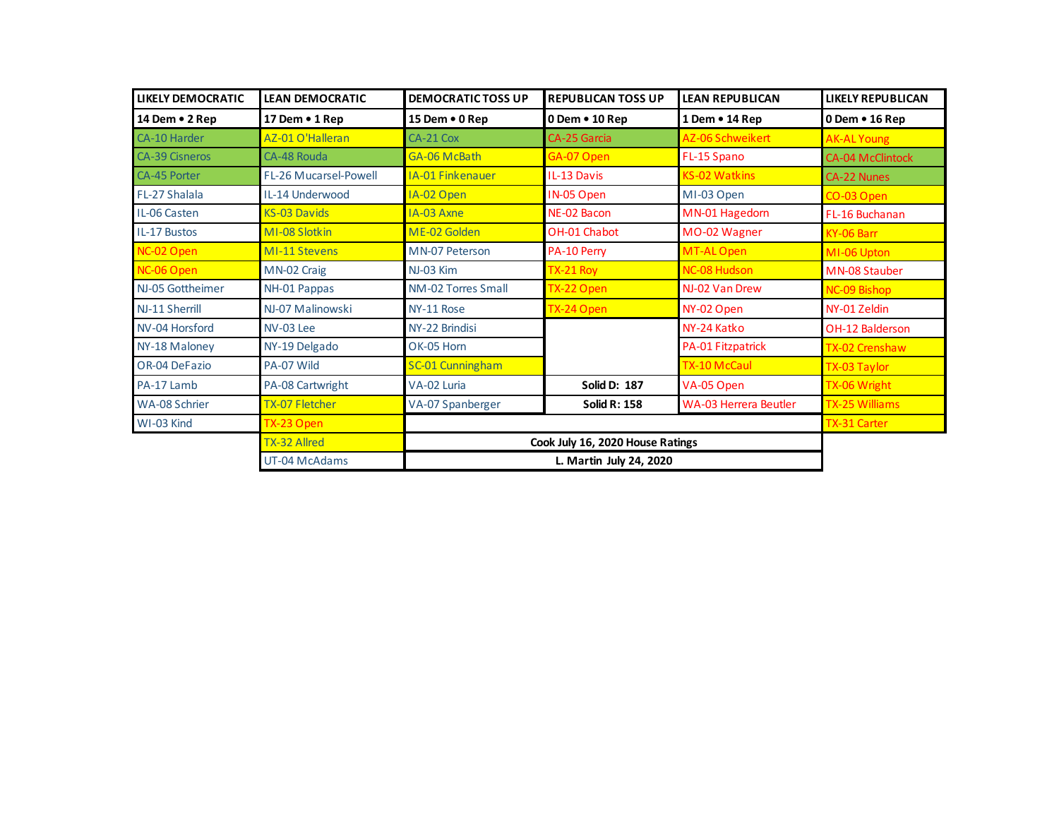| LIKELY DEMOCRATIC | LEAN DEMOCRATIC | DEMOCRATIC TOSS UP | REPUBLICAN TOSS UP | LEAN REPUBLICAN | LIKELY REPUBLICAN |
|---|---|---|---|---|---|
| 14 Dem • 2 Rep | 17 Dem • 1 Rep | 15 Dem • 0 Rep | 0 Dem • 10 Rep | 1 Dem • 14 Rep | 0 Dem • 16 Rep |
| CA-10 Harder | AZ-01 O'Halleran | CA-21 Cox | CA-25 Garcia | AZ-06 Schweikert | AK-AL Young |
| CA-39 Cisneros | CA-48 Rouda | GA-06 McBath | GA-07 Open | FL-15 Spano | CA-04 McClintock |
| CA-45 Porter | FL-26 Mucarsel-Powell | IA-01 Finkenauer | IL-13 Davis | KS-02 Watkins | CA-22 Nunes |
| FL-27 Shalala | IL-14 Underwood | IA-02 Open | IN-05 Open | MI-03 Open | CO-03 Open |
| IL-06 Casten | KS-03 Davids | IA-03 Axne | NE-02 Bacon | MN-01 Hagedorn | FL-16 Buchanan |
| IL-17 Bustos | MI-08 Slotkin | ME-02 Golden | OH-01 Chabot | MO-02 Wagner | KY-06 Barr |
| NC-02 Open | MI-11 Stevens | MN-07 Peterson | PA-10 Perry | MT-AL Open | MI-06 Upton |
| NC-06 Open | MN-02 Craig | NJ-03 Kim | TX-21 Roy | NC-08 Hudson | MN-08 Stauber |
| NJ-05 Gottheimer | NH-01 Pappas | NM-02 Torres Small | TX-22 Open | NJ-02 Van Drew | NC-09 Bishop |
| NJ-11 Sherrill | NJ-07 Malinowski | NY-11 Rose | TX-24 Open | NY-02 Open | NY-01 Zeldin |
| NV-04 Horsford | NV-03 Lee | NY-22 Brindisi | | NY-24 Katko | OH-12 Balderson |
| NY-18 Maloney | NY-19 Delgado | OK-05 Horn | | PA-01 Fitzpatrick | TX-02 Crenshaw |
| OR-04 DeFazio | PA-07 Wild | SC-01 Cunningham | | TX-10 McCaul | TX-03 Taylor |
| PA-17 Lamb | PA-08 Cartwright | VA-02 Luria | **Solid D: 187** | VA-05 Open | TX-06 Wright |
| WA-08 Schrier | TX-07 Fletcher | VA-07 Spanberger | **Solid R: 158** | WA-03 Herrera Beutler | TX-25 Williams |
| WI-03 Kind | TX-23 Open | | | | TX-31 Carter |
| | TX-32 Allred | **Cook July 16, 2020 House Ratings** | | | |
| | UT-04 McAdams | **L. Martin July 24, 2020** | | | |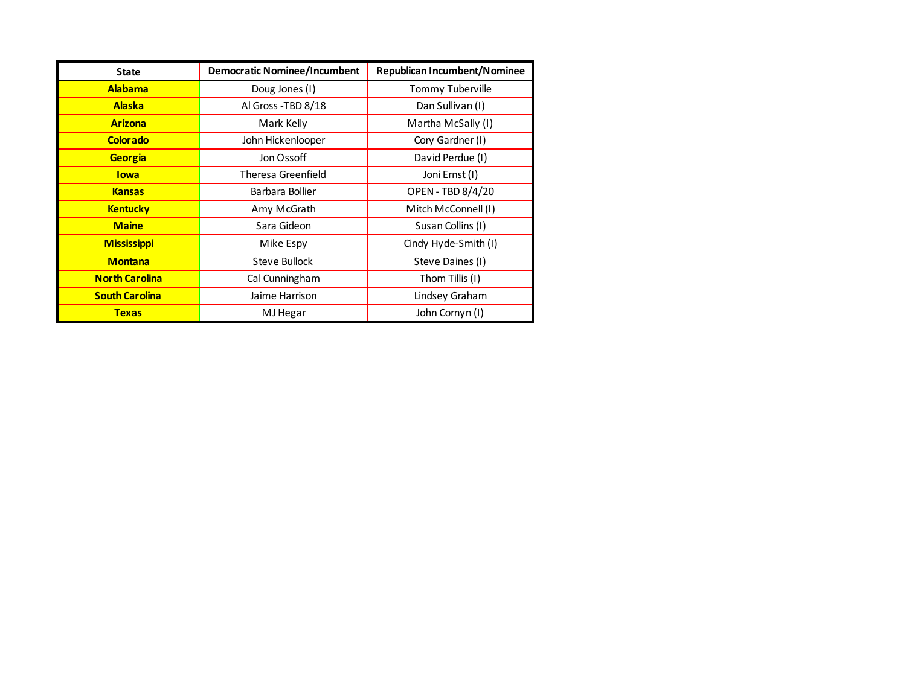| State | Democratic Nominee/Incumbent | Republican Incumbent/Nominee |
|---|---|---|
| **Alabama** | Doug Jones (I) | Tommy Tuberville |
| **Alaska** | Al Gross -TBD 8/18 | Dan Sullivan (I) |
| **Arizona** | Mark Kelly | Martha McSally (I) |
| **Colorado** | John Hickenlooper | Cory Gardner (I) |
| **Georgia** | Jon Ossoff | David Perdue (I) |
| **Iowa** | Theresa Greenfield | Joni Ernst (I) |
| **Kansas** | Barbara Bollier | OPEN - TBD 8/4/20 |
| **Kentucky** | Amy McGrath | Mitch McConnell (I) |
| **Maine** | Sara Gideon | Susan Collins (I) |
| **Mississippi** | Mike Espy | Cindy Hyde-Smith (I) |
| **Montana** | Steve Bullock | Steve Daines (I) |
| **North Carolina** | Cal Cunningham | Thom Tillis (I) |
| **South Carolina** | Jaime Harrison | Lindsey Graham |
| **Texas** | MJ Hegar | John Cornyn (I) |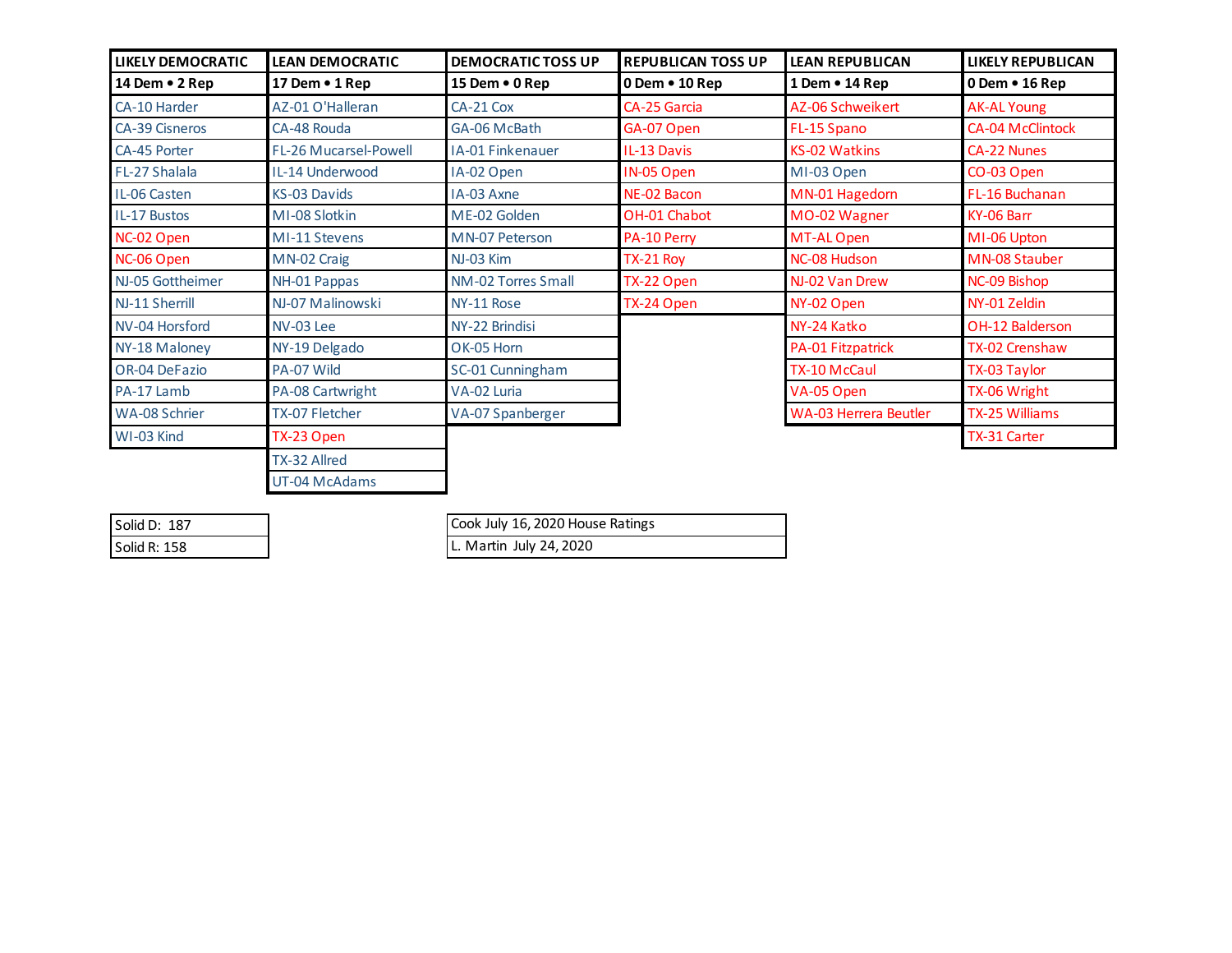| LIKELY DEMOCRATIC | LEAN DEMOCRATIC | DEMOCRATIC TOSS UP | REPUBLICAN TOSS UP | LEAN REPUBLICAN | LIKELY REPUBLICAN |
|---|---|---|---|---|---|
| **14 Dem • 2 Rep** | **17 Dem • 1 Rep** | **15 Dem • 0 Rep** | **0 Dem • 10 Rep** | **1 Dem • 14 Rep** | **0 Dem • 16 Rep** |
| CA-10 Harder | AZ-01 O'Halleran | CA-21 Cox | CA-25 Garcia | AZ-06 Schweikert | AK-AL Young |
| CA-39 Cisneros | CA-48 Rouda | GA-06 McBath | GA-07 Open | FL-15 Spano | CA-04 McClintock |
| CA-45 Porter | FL-26 Mucarsel-Powell | IA-01 Finkenauer | IL-13 Davis | KS-02 Watkins | CA-22 Nunes |
| FL-27 Shalala | IL-14 Underwood | IA-02 Open | IN-05 Open | MI-03 Open | CO-03 Open |
| IL-06 Casten | KS-03 Davids | IA-03 Axne | NE-02 Bacon | MN-01 Hagedorn | FL-16 Buchanan |
| IL-17 Bustos | MI-08 Slotkin | ME-02 Golden | OH-01 Chabot | MO-02 Wagner | KY-06 Barr |
| NC-02 Open | MI-11 Stevens | MN-07 Peterson | PA-10 Perry | MT-AL Open | MI-06 Upton |
| NC-06 Open | MN-02 Craig | NJ-03 Kim | TX-21 Roy | NC-08 Hudson | MN-08 Stauber |
| NJ-05 Gottheimer | NH-01 Pappas | NM-02 Torres Small | TX-22 Open | NJ-02 Van Drew | NC-09 Bishop |
| NJ-11 Sherrill | NJ-07 Malinowski | NY-11 Rose | TX-24 Open | NY-02 Open | NY-01 Zeldin |
| NV-04 Horsford | NV-03 Lee | NY-22 Brindisi | | NY-24 Katko | OH-12 Balderson |
| NY-18 Maloney | NY-19 Delgado | OK-05 Horn | | PA-01 Fitzpatrick | TX-02 Crenshaw |
| OR-04 DeFazio | PA-07 Wild | SC-01 Cunningham | | TX-10 McCaul | TX-03 Taylor |
| PA-17 Lamb | PA-08 Cartwright | VA-02 Luria | | VA-05 Open | TX-06 Wright |
| WA-08 Schrier | TX-07 Fletcher | VA-07 Spanberger | | WA-03 Herrera Beutler | TX-25 Williams |
| WI-03 Kind | TX-23 Open | | | | TX-31 Carter |
| | TX-32 Allred | | | | |
| | UT-04 McAdams | | | | |

| Solid D: 187 |
|---|
| Solid R: 158 |

| Cook July 16, 2020 House Ratings |
|---|
| L. Martin July 24, 2020 |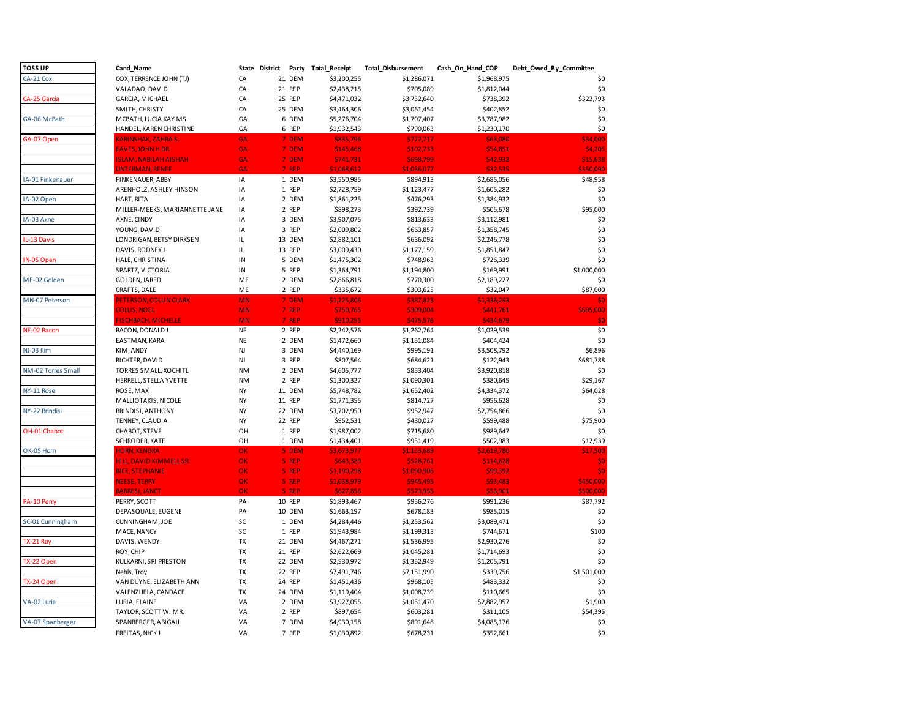| TOSS UP | Cand_Name | State | District | Party | Total_Receipt | Total_Disbursement | Cash_On_Hand_COP | Debt_Owed_By_Committee |
|---|---|---|---|---|---|---|---|---|
| CA-21 Cox | COX, TERRENCE JOHN (TJ) | CA | 21 | DEM | $3,200,255 | $1,286,071 | $1,968,975 | $0 |
| | VALADAO, DAVID | CA | 21 | REP | $2,438,215 | $705,089 | $1,812,044 | $0 |
| CA-25 Garcia | GARCIA, MICHAEL | CA | 25 | REP | $4,471,032 | $3,732,640 | $738,392 | $322,793 |
| | SMITH, CHRISTY | CA | 25 | DEM | $3,464,306 | $3,061,454 | $402,852 | $0 |
| GA-06 McBath | MCBATH, LUCIA KAY MS. | GA | 6 | DEM | $5,276,704 | $1,707,407 | $3,787,982 | $0 |
| | HANDEL, KAREN CHRISTINE | GA | 6 | REP | $1,932,543 | $790,063 | $1,230,170 | $0 |
| GA-07 Open | KARINSHAK, ZAHRA S. | GA | 7 | DEM | $835,796 | $772,717 | $63,080 | $34,000 |
| | EAVES, JOHN H DR | GA | 7 | DEM | $145,468 | $102,733 | $54,851 | $4,205 |
| | ISLAM, NABILAH AISHAH | GA | 7 | DEM | $741,731 | $698,799 | $42,932 | $15,638 |
| | UNTERMAN, RENEE | GA | 7 | REP | $1,068,612 | $1,036,077 | $32,535 | $350,090 |
| IA-01 Finkenauer | FINKENAUER, ABBY | IA | 1 | DEM | $3,550,985 | $894,913 | $2,685,056 | $48,958 |
| | ARENHOLZ, ASHLEY HINSON | IA | 1 | REP | $2,728,759 | $1,123,477 | $1,605,282 | $0 |
| IA-02 Open | HART, RITA | IA | 2 | DEM | $1,861,225 | $476,293 | $1,384,932 | $0 |
| | MILLER-MEEKS, MARIANNETTE JANE | IA | 2 | REP | $898,273 | $392,739 | $505,678 | $95,000 |
| IA-03 Axne | AXNE, CINDY | IA | 3 | DEM | $3,907,075 | $813,633 | $3,112,981 | $0 |
| | YOUNG, DAVID | IA | 3 | REP | $2,009,802 | $663,857 | $1,358,745 | $0 |
| IL-13 Davis | LONDRIGAN, BETSY DIRKSEN | IL | 13 | DEM | $2,882,101 | $636,092 | $2,246,778 | $0 |
| | DAVIS, RODNEY L | IL | 13 | REP | $3,009,430 | $1,177,159 | $1,851,847 | $0 |
| IN-05 Open | HALE, CHRISTINA | IN | 5 | DEM | $1,475,302 | $748,963 | $726,339 | $0 |
| | SPARTZ, VICTORIA | IN | 5 | REP | $1,364,791 | $1,194,800 | $169,991 | $1,000,000 |
| ME-02 Golden | GOLDEN, JARED | ME | 2 | DEM | $2,866,818 | $770,300 | $2,189,227 | $0 |
| | CRAFTS, DALE | ME | 2 | REP | $335,672 | $303,625 | $32,047 | $87,000 |
| MN-07 Peterson | PETERSON, COLLIN CLARK | MN | 7 | DEM | $1,225,806 | $387,823 | $1,336,293 | $0 |
| | COLLIS, NOEL | MN | 7 | REP | $750,765 | $309,004 | $441,761 | $695,000 |
| | FISCHBACH, MICHELLE | MN | 7 | REP | $910,255 | $475,576 | $434,679 | $0 |
| NE-02 Bacon | BACON, DONALD J | NE | 2 | REP | $2,242,576 | $1,262,764 | $1,029,539 | $0 |
| | EASTMAN, KARA | NE | 2 | DEM | $1,472,660 | $1,151,084 | $404,424 | $0 |
| NJ-03 Kim | KIM, ANDY | NJ | 3 | DEM | $4,440,169 | $995,191 | $3,508,792 | $6,896 |
| | RICHTER, DAVID | NJ | 3 | REP | $807,564 | $684,621 | $122,943 | $681,788 |
| NM-02 Torres Small | TORRES SMALL, XOCHITL | NM | 2 | DEM | $4,605,777 | $853,404 | $3,920,818 | $0 |
| | HERRELL, STELLA YVETTE | NM | 2 | REP | $1,300,327 | $1,090,301 | $380,645 | $29,167 |
| NY-11 Rose | ROSE, MAX | NY | 11 | DEM | $5,748,782 | $1,652,402 | $4,334,372 | $64,028 |
| | MALLIOTAKIS, NICOLE | NY | 11 | REP | $1,771,355 | $814,727 | $956,628 | $0 |
| NY-22 Brindisi | BRINDISI, ANTHONY | NY | 22 | DEM | $3,702,950 | $952,947 | $2,754,866 | $0 |
| | TENNEY, CLAUDIA | NY | 22 | REP | $952,531 | $430,027 | $599,488 | $75,900 |
| OH-01 Chabot | CHABOT, STEVE | OH | 1 | REP | $1,987,002 | $715,680 | $989,647 | $0 |
| | SCHRODER, KATE | OH | 1 | DEM | $1,434,401 | $931,419 | $502,983 | $12,939 |
| OK-05 Horn | HORN, KENDRA | OK | 5 | DEM | $3,673,977 | $1,153,689 | $2,619,780 | $17,500 |
| | HILL, DAVID KIMMELL SR. | OK | 5 | REP | $643,389 | $528,761 | $114,628 | $0 |
| | BICE, STEPHANIE | OK | 5 | REP | $1,190,298 | $1,090,906 | $99,392 | $0 |
| | NEESE, TERRY | OK | 5 | REP | $1,038,979 | $945,495 | $93,483 | $450,000 |
| | BARRESI, JANET | OK | 5 | REP | $627,856 | $573,955 | $53,901 | $500,000 |
| PA-10 Perry | PERRY, SCOTT | PA | 10 | REP | $1,893,467 | $956,276 | $991,236 | $87,792 |
| | DEPASQUALE, EUGENE | PA | 10 | DEM | $1,663,197 | $678,183 | $985,015 | $0 |
| SC-01 Cunningham | CUNNINGHAM, JOE | SC | 1 | DEM | $4,284,446 | $1,253,562 | $3,089,471 | $0 |
| | MACE, NANCY | SC | 1 | REP | $1,943,984 | $1,199,313 | $744,671 | $100 |
| TX-21 Roy | DAVIS, WENDY | TX | 21 | DEM | $4,467,271 | $1,536,995 | $2,930,276 | $0 |
| | ROY, CHIP | TX | 21 | REP | $2,622,669 | $1,045,281 | $1,714,693 | $0 |
| TX-22 Open | KULKARNI, SRI PRESTON | TX | 22 | DEM | $2,530,972 | $1,352,949 | $1,205,791 | $0 |
| | Nehls, Troy | TX | 22 | REP | $7,491,746 | $7,151,990 | $339,756 | $1,501,000 |
| TX-24 Open | VAN DUYNE, ELIZABETH ANN | TX | 24 | REP | $1,451,436 | $968,105 | $483,332 | $0 |
| | VALENZUELA, CANDACE | TX | 24 | DEM | $1,119,404 | $1,008,739 | $110,665 | $0 |
| VA-02 Luria | LURIA, ELAINE | VA | 2 | DEM | $3,927,055 | $1,051,470 | $2,882,957 | $1,900 |
| | TAYLOR, SCOTT W. MR. | VA | 2 | REP | $897,654 | $603,281 | $311,105 | $54,395 |
| VA-07 Spanberger | SPANBERGER, ABIGAIL | VA | 7 | DEM | $4,930,158 | $891,648 | $4,085,176 | $0 |
| | FREITAS, NICK J | VA | 7 | REP | $1,030,892 | $678,231 | $352,661 | $0 |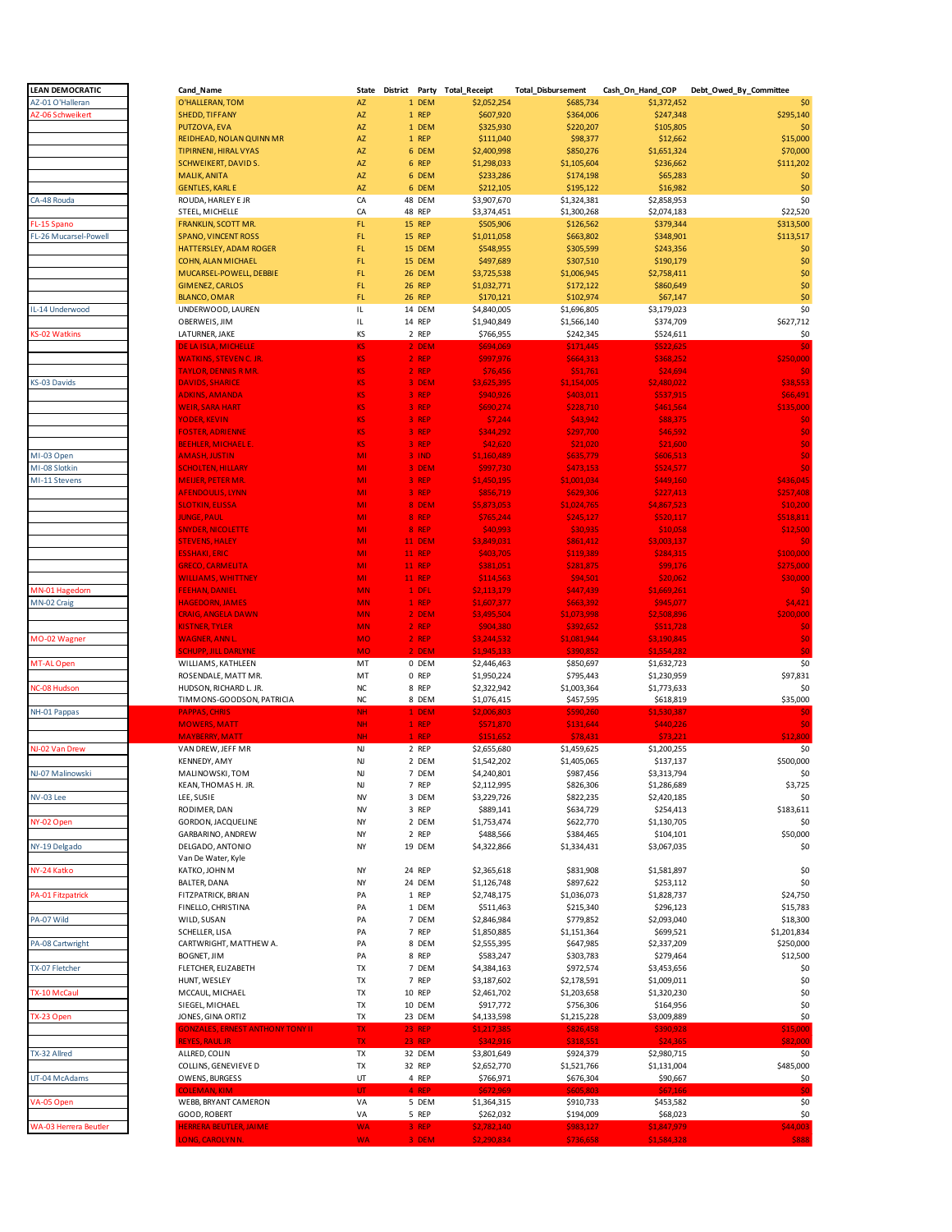| LEAN DEMOCRATIC | Cand_Name | State | District | Party | Total_Receipt | Total_Disbursement | Cash_On_Hand_COP | Debt_Owed_By_Committee |
|---|---|---|---|---|---|---|---|---|
| AZ-01 O'Halleran | O'HALLERAN, TOM | AZ | 1 | DEM | $2,052,254 | $685,734 | $1,372,452 | $0 |
| AZ-06 Schweikert | SHEDD, TIFFANY | AZ | 1 | REP | $607,920 | $364,006 | $247,348 | $295,140 |
| | PUTZOVA, EVA | AZ | 1 | DEM | $325,930 | $220,207 | $105,805 | $0 |
| | REIDHEAD, NOLAN QUINN MR | AZ | 1 | REP | $111,040 | $98,377 | $12,662 | $15,000 |
| | TIPIRNENI, HIRAL VYAS | AZ | 6 | DEM | $2,400,998 | $850,276 | $1,651,324 | $70,000 |
| | SCHWEIKERT, DAVID S. | AZ | 6 | REP | $1,298,033 | $1,105,604 | $236,662 | $111,202 |
| | MALIK, ANITA | AZ | 6 | DEM | $233,286 | $174,198 | $65,283 | $0 |
| | GENTLES, KARL E | AZ | 6 | DEM | $212,105 | $195,122 | $16,982 | $0 |
| CA-48 Rouda | ROUDA, HARLEY E JR | CA | 48 | DEM | $3,907,670 | $1,324,381 | $2,858,953 | $0 |
| | STEEL, MICHELLE | CA | 48 | REP | $3,374,451 | $1,300,268 | $2,074,183 | $22,520 |
| FL-15 Spano | FRANKLIN, SCOTT MR. | FL | 15 | REP | $505,906 | $126,562 | $379,344 | $313,500 |
| FL-26 Mucarsel-Powell | SPANO, VINCENT ROSS | FL | 15 | REP | $1,011,058 | $663,802 | $348,901 | $113,517 |
| | HATTERSLEY, ADAM ROGER | FL | 15 | DEM | $548,955 | $305,599 | $243,356 | $0 |
| | COHN, ALAN MICHAEL | FL | 15 | DEM | $497,689 | $307,510 | $190,179 | $0 |
| | MUCARSEL-POWELL, DEBBIE | FL | 26 | DEM | $3,725,538 | $1,006,945 | $2,758,411 | $0 |
| | GIMENEZ, CARLOS | FL | 26 | REP | $1,032,771 | $172,122 | $860,649 | $0 |
| | BLANCO, OMAR | FL | 26 | REP | $170,121 | $102,974 | $67,147 | $0 |
| IL-14 Underwood | UNDERWOOD, LAUREN | IL | 14 | DEM | $4,840,005 | $1,696,805 | $3,179,023 | $0 |
| | OBERWEIS, JIM | IL | 14 | REP | $1,940,849 | $1,566,140 | $374,709 | $627,712 |
| KS-02 Watkins | LATURNER, JAKE | KS | 2 | REP | $766,955 | $242,345 | $524,611 | $0 |
| | DE LA ISLA, MICHELLE | KS | 2 | DEM | $694,069 | $171,445 | $522,625 | $0 |
| | WATKINS, STEVEN C. JR | KS | 2 | REP | $997,976 | $664,313 | $368,252 | $250,000 |
| | TAYLOR, DENNIS R MR. | KS | 2 | REP | $76,456 | $51,761 | $24,694 | $0 |
| KS-03 Davids | DAVIDS, SHARICE | KS | 3 | DEM | $3,525,395 | $1,154,005 | $2,430,022 | $38,553 |
| | ADKINS, AMANDA | KS | 3 | REP | $940,926 | $403,011 | $537,915 | $66,491 |
| | WEIR, SARA HART | KS | 3 | REP | $690,274 | $228,710 | $461,564 | $135,000 |
| | YODER, KEVIN | KS | 3 | REP | $7,244 | $43,942 | $88,375 | $0 |
| | FOSTER, ADRIENNE | KS | 3 | REP | $344,292 | $297,700 | $46,592 | $0 |
| | BEEHLER, MICHAEL E. | KS | 3 | REP | $42,620 | $21,020 | $21,600 | $0 |
| MI-03 Open | AMASH, JUSTIN | MI | 3 | IND | $1,160,489 | $635,779 | $606,513 | $0 |
| MI-08 Slotkin | SCHOLTEN, HILLARY | MI | 3 | DEM | $997,730 | $473,153 | $524,577 | $0 |
| MI-11 Stevens | MEIJER, PETER MR. | MI | 3 | REP | $1,450,195 | $1,001,034 | $449,160 | $436,045 |
| | AFENDOULIS, LYNN | MI | 3 | REP | $856,719 | $629,306 | $227,413 | $257,408 |
| | SLOTKIN, ELISSA | MI | 8 | DEM | $5,873,053 | $1,024,765 | $4,867,523 | $10,200 |
| | JUNGE, PAUL | MI | 8 | REP | $765,244 | $245,127 | $520,117 | $518,811 |
| | SNYDER, NICOLETTE | MI | 8 | REP | $40,993 | $30,935 | $10,058 | $12,500 |
| | STEVENS, HALEY | MI | 11 | DEM | $3,849,031 | $861,412 | $3,003,137 | $0 |
| | ESSHAKI, ERIC | MI | 11 | REP | $403,705 | $119,389 | $284,315 | $100,000 |
| | GRECO, CARMELITA | MI | 11 | REP | $381,051 | $281,875 | $99,176 | $275,000 |
| | WILLIAMS, WHITTNEY | MI | 11 | REP | $114,563 | $94,501 | $20,062 | $30,000 |
| MN-01 Hagedorn | FEEHAN, DANIEL | MN | 1 | DFL | $2,113,179 | $447,439 | $1,669,261 | $0 |
| MN-02 Craig | HAGEDORN, JAMES | MN | 1 | REP | $1,607,377 | $663,392 | $945,077 | $4,421 |
| | CRAIG, ANGELA DAWN | MN | 2 | DEM | $3,495,504 | $1,073,998 | $2,508,896 | $200,000 |
| | KISTNER, TYLER | MN | 2 | REP | $904,380 | $392,652 | $511,728 | $0 |
| MO-02 Wagner | WAGNER, ANN L. | MO | 2 | REP | $3,244,532 | $1,081,944 | $3,190,845 | $0 |
| | SCHUPP, JILL DARLYNE | MO | 2 | DEM | $1,945,133 | $390,852 | $1,554,282 | $0 |
| MT-AL Open | WILLIAMS, KATHLEEN | MT | 0 | DEM | $2,446,463 | $850,697 | $1,632,723 | $0 |
| | ROSENDALE, MATT MR. | MT | 0 | REP | $1,950,224 | $795,443 | $1,230,959 | $97,831 |
| NC-08 Hudson | HUDSON, RICHARD L. JR. | NC | 8 | REP | $2,322,942 | $1,003,364 | $1,773,633 | $0 |
| | TIMMONS-GOODSON, PATRICIA | NC | 8 | DEM | $1,076,415 | $457,595 | $618,819 | $35,000 |
| NH-01 Pappas | PAPPAS, CHRIS | NH | 1 | DEM | $2,006,803 | $590,260 | $1,530,387 | $0 |
| | MOWERS, MATT | NH | 1 | REP | $571,870 | $131,644 | $440,226 | $0 |
| | MAYBERRY, MATT | NH | 1 | REP | $151,652 | $78,431 | $73,221 | $12,800 |
| NJ-02 Van Drew | VAN DREW, JEFF MR | NJ | 2 | REP | $2,655,680 | $1,459,625 | $1,200,255 | $0 |
| | KENNEDY, AMY | NJ | 2 | DEM | $1,542,202 | $1,405,065 | $137,137 | $500,000 |
| NJ-07 Malinowski | MALINOWSKI, TOM | NJ | 7 | DEM | $4,240,801 | $987,456 | $3,313,794 | $0 |
| | KEAN, THOMAS H. JR. | NJ | 7 | REP | $2,112,995 | $826,306 | $1,286,689 | $3,725 |
| NV-03 Lee | LEE, SUSIE | NV | 3 | DEM | $3,229,726 | $822,235 | $2,420,185 | $0 |
| | RODIMER, DAN | NV | 3 | REP | $889,141 | $634,729 | $254,413 | $183,611 |
| NY-02 Open | GORDON, JACQUELINE | NY | 2 | DEM | $1,753,474 | $622,770 | $1,130,705 | $0 |
| | GARBARINO, ANDREW | NY | 2 | REP | $488,566 | $384,465 | $104,101 | $50,000 |
| NY-19 Delgado | DELGADO, ANTONIO | NY | 19 | DEM | $4,322,866 | $1,334,431 | $3,067,035 | $0 |
| | Van De Water, Kyle | | | | | | | |
| NY-24 Katko | KATKO, JOHN M | NY | 24 | REP | $2,365,618 | $831,908 | $1,581,897 | $0 |
| | BALTER, DANA | NY | 24 | DEM | $1,126,748 | $897,622 | $253,112 | $0 |
| PA-01 Fitzpatrick | FITZPATRICK, BRIAN | PA | 1 | REP | $2,748,175 | $1,036,073 | $1,828,737 | $24,750 |
| | FINELLO, CHRISTINA | PA | 1 | DEM | $511,463 | $215,340 | $296,123 | $15,783 |
| PA-07 Wild | WILD, SUSAN | PA | 7 | DEM | $2,846,984 | $779,852 | $2,093,040 | $18,300 |
| | SCHELLER, LISA | PA | 7 | REP | $1,850,885 | $1,151,364 | $699,521 | $1,201,834 |
| PA-08 Cartwright | CARTWRIGHT, MATTHEW A. | PA | 8 | DEM | $2,555,395 | $647,985 | $2,337,209 | $250,000 |
| | BOGNET, JIM | PA | 8 | REP | $583,247 | $303,783 | $279,464 | $12,500 |
| TX-07 Fletcher | FLETCHER, ELIZABETH | TX | 7 | DEM | $4,384,163 | $972,574 | $3,453,656 | $0 |
| | HUNT, WESLEY | TX | 7 | REP | $3,187,602 | $2,178,591 | $1,009,011 | $0 |
| TX-10 McCaul | MCCAUL, MICHAEL | TX | 10 | REP | $2,461,702 | $1,203,658 | $1,320,230 | $0 |
| | SIEGEL, MICHAEL | TX | 10 | DEM | $917,772 | $756,306 | $164,956 | $0 |
| TX-23 Open | JONES, GINA ORTIZ | TX | 23 | DEM | $4,133,598 | $1,215,228 | $3,009,889 | $0 |
| | GONZALES, ERNEST ANTHONY TONY II | TX | 23 | REP | $1,217,385 | $826,458 | $390,928 | $15,000 |
| | REYES, RAUL JR | TX | 23 | REP | $342,916 | $318,551 | $24,365 | $82,000 |
| TX-32 Allred | ALLRED, COLIN | TX | 32 | DEM | $3,801,649 | $924,379 | $2,980,715 | $0 |
| | COLLINS, GENEVIEVE D | TX | 32 | REP | $2,652,770 | $1,521,766 | $1,131,004 | $485,000 |
| UT-04 McAdams | OWENS, BURGESS | UT | 4 | REP | $766,971 | $676,304 | $90,667 | $0 |
| | COLEMAN, KIM | UT | 4 | REP | $672,969 | $605,803 | $67,166 | $0 |
| VA-05 Open | WEBB, BRYANT CAMERON | VA | 5 | DEM | $1,364,315 | $910,733 | $453,582 | $0 |
| | GOOD, ROBERT | VA | 5 | REP | $262,032 | $194,009 | $68,023 | $0 |
| WA-03 Herrera Beutler | HERRERA BEUTLER, JAIME | WA | 3 | REP | $2,782,140 | $983,127 | $1,847,979 | $44,003 |
| | LONG, CAROLYN N. | WA | 3 | DEM | $2,290,834 | $736,653 | $1,584,328 | $888 |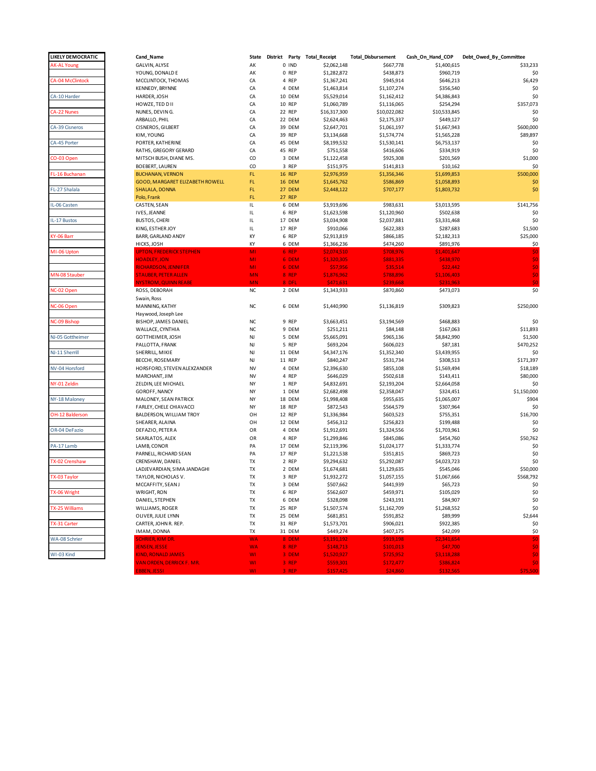| LIKELY DEMOCRATIC | Cand_Name | State | District | Party | Total_Receipt | Total_Disbursement | Cash_On_Hand_COP | Debt_Owed_By_Committee |
|---|---|---|---|---|---|---|---|---|
| AK-AL Young | GALVIN, ALYSE | AK | 0 | IND | $2,062,148 | $667,778 | $1,400,615 | $33,233 |
| | YOUNG, DONALD E | AK | 0 | REP | $1,282,872 | $438,873 | $960,719 | $0 |
| CA-04 McClintock | MCCLINTOCK, THOMAS | CA | 4 | REP | $1,367,241 | $945,914 | $646,213 | $6,429 |
| | KENNEDY, BRYNNE | CA | 4 | DEM | $1,463,814 | $1,107,274 | $356,540 | $0 |
| CA-10 Harder | HARDER, JOSH | CA | 10 | DEM | $5,529,014 | $1,162,412 | $4,386,843 | $0 |
| | HOWZE, TED D II | CA | 10 | REP | $1,060,789 | $1,116,065 | $254,294 | $357,073 |
| CA-22 Nunes | NUNES, DEVIN G. | CA | 22 | REP | $16,317,300 | $10,022,082 | $10,533,845 | $0 |
| | ARBALLO, PHIL | CA | 22 | DEM | $2,624,463 | $2,175,337 | $449,127 | $0 |
| CA-39 Cisneros | CISNEROS, GILBERT | CA | 39 | DEM | $2,647,701 | $1,061,197 | $1,667,943 | $600,000 |
| | KIM, YOUNG | CA | 39 | REP | $3,134,668 | $1,574,774 | $1,565,228 | $89,897 |
| CA-45 Porter | PORTER, KATHERINE | CA | 45 | DEM | $8,199,532 | $1,530,141 | $6,753,137 | $0 |
| | RATHS, GREGORY GERARD | CA | 45 | REP | $751,558 | $416,606 | $334,919 | $0 |
| CO-03 Open | MITSCH BUSH, DIANE MS. | CO | 3 | DEM | $1,122,458 | $925,308 | $201,569 | $1,000 |
| | BOEBERT, LAUREN | CO | 3 | REP | $151,975 | $141,813 | $10,162 | $0 |
| FL-16 Buchanan | BUCHANAN, VERNON | FL | 16 | REP | $2,976,959 | $1,356,346 | $1,699,853 | $500,000 |
| | GOOD, MARGARET ELIZABETH ROWELL | FL | 16 | DEM | $1,645,762 | $586,869 | $1,058,893 | $0 |
| FL-27 Shalala | SHALALA, DONNA | FL | 27 | DEM | $2,448,122 | $707,177 | $1,803,732 | $0 |
| | Polo, Frank | FL | 27 | REP | | | | |
| IL-06 Casten | CASTEN, SEAN | IL | 6 | DEM | $3,919,696 | $983,631 | $3,013,595 | $141,756 |
| | IVES, JEANNE | IL | 6 | REP | $1,623,598 | $1,120,960 | $502,638 | $0 |
| IL-17 Bustos | BUSTOS, CHERI | IL | 17 | DEM | $3,034,908 | $2,037,881 | $3,331,468 | $0 |
| | KING, ESTHER JOY | IL | 17 | REP | $910,066 | $622,383 | $287,683 | $1,500 |
| KY-06 Barr | BARR, GARLAND ANDY | KY | 6 | REP | $2,913,819 | $866,185 | $2,182,313 | $25,000 |
| | HICKS, JOSH | KY | 6 | DEM | $1,366,236 | $474,260 | $891,976 | $0 |
| MI-06 Upton | UPTON, FREDERICK STEPHEN | MI | 6 | REP | $2,074,510 | $708,970 | $1,401,647 | $0 |
| | HOADLEY, JON | MI | 6 | DEM | $1,320,305 | $881,335 | $438,970 | $0 |
| | RICHARDSON, JENNIFER | MI | 6 | DEM | $57,956 | $35,514 | $22,442 | $0 |
| MN-08 Stauber | STAUBER, PETER ALLEN | MN | 8 | REP | $1,876,962 | $788,896 | $1,106,403 | $0 |
| | NYSTROM, QUINN REABE | MN | 8 | DFL | $471,631 | $239,668 | $231,963 | $0 |
| NC-02 Open | ROSS, DEBORAH | NC | 2 | DEM | $1,343,933 | $870,860 | $473,073 | $0 |
| | Swain, Ross | | | | | | | |
| NC-06 Open | MANNING, KATHY | NC | 6 | DEM | $1,440,990 | $1,136,819 | $309,823 | $250,000 |
| | Haywood, Joseph Lee | | | | | | | |
| NC-09 Bishop | BISHOP, JAMES DANIEL | NC | 9 | REP | $3,663,451 | $3,194,569 | $468,883 | $0 |
| | WALLACE, CYNTHIA | NC | 9 | DEM | $251,211 | $84,148 | $167,063 | $11,893 |
| NJ-05 Gottheimer | GOTTHEIMER, JOSH | NJ | 5 | DEM | $5,665,091 | $965,136 | $8,842,990 | $1,500 |
| | PALLOTTA, FRANK | NJ | 5 | REP | $693,204 | $606,023 | $87,181 | $470,252 |
| NJ-11 Sherrill | SHERRILL, MIKIE | NJ | 11 | DEM | $4,347,176 | $1,352,340 | $3,439,955 | $0 |
| | BECCHI, ROSEMARY | NJ | 11 | REP | $840,247 | $531,734 | $308,513 | $171,397 |
| NV-04 Horsford | HORSFORD, STEVEN ALEXZANDER | NV | 4 | DEM | $2,396,630 | $855,108 | $1,569,494 | $18,189 |
| | MARCHANT, JIM | NV | 4 | REP | $646,029 | $502,618 | $143,411 | $80,000 |
| NY-01 Zeldin | ZELDIN, LEE MICHAEL | NY | 1 | REP | $4,832,691 | $2,193,204 | $2,664,058 | $0 |
| | GOROFF, NANCY | NY | 1 | DEM | $2,682,498 | $2,358,047 | $324,451 | $1,150,000 |
| NY-18 Maloney | MALONEY, SEAN PATRICK | NY | 18 | DEM | $1,998,408 | $955,635 | $1,065,007 | $904 |
| | FARLEY, CHELE CHIAVACCI | NY | 18 | REP | $872,543 | $564,579 | $307,964 | $0 |
| OH-12 Balderson | BALDERSON, WILLIAM TROY | OH | 12 | REP | $1,336,984 | $603,523 | $755,351 | $16,700 |
| | SHEARER, ALAINA | OH | 12 | DEM | $456,312 | $256,823 | $199,488 | $0 |
| OR-04 DeFazio | DEFAZIO, PETER A | OR | 4 | DEM | $1,912,691 | $1,324,556 | $1,703,961 | $0 |
| | SKARLATOS, ALEK | OR | 4 | REP | $1,299,846 | $845,086 | $454,760 | $50,762 |
| PA-17 Lamb | LAMB, CONOR | PA | 17 | DEM | $2,119,396 | $1,024,177 | $1,333,774 | $0 |
| | PARNELL, RICHARD SEAN | PA | 17 | REP | $1,221,538 | $351,815 | $869,723 | $0 |
| TX-02 Crenshaw | CRENSHAW, DANIEL | TX | 2 | REP | $9,294,632 | $5,292,087 | $4,023,723 | $0 |
| | LADJEVARDIAN, SIMA JANDAGHI | TX | 2 | DEM | $1,674,681 | $1,129,635 | $545,046 | $50,000 |
| TX-03 Taylor | TAYLOR, NICHOLAS V. | TX | 3 | REP | $1,932,272 | $1,057,155 | $1,067,666 | $568,792 |
| | MCCAFFITY, SEAN J | TX | 3 | DEM | $507,662 | $441,939 | $65,723 | $0 |
| TX-06 Wright | WRIGHT, RON | TX | 6 | REP | $562,607 | $459,971 | $105,029 | $0 |
| | DANIEL, STEPHEN | TX | 6 | DEM | $328,098 | $243,191 | $84,907 | $0 |
| TX-25 Williams | WILLIAMS, ROGER | TX | 25 | REP | $1,507,574 | $1,162,709 | $1,268,552 | $0 |
| | OLIVER, JULIE LYNN | TX | 25 | DEM | $681,851 | $591,852 | $89,999 | $2,644 |
| TX-31 Carter | CARTER, JOHN R. REP. | TX | 31 | REP | $1,573,701 | $906,021 | $922,385 | $0 |
| | IMAM, DONNA | TX | 31 | DEM | $449,274 | $407,175 | $42,099 | $0 |
| WA-08 Schrier | SCHRIER, KIM DR. | WA | 8 | DEM | $3,191,192 | $919,194 | $2,341,654 | $0 |
| | JENSEN, JESSE | WA | 8 | REP | $148,713 | $101,013 | $47,700 | $0 |
| WI-03 Kind | KIND, RONALD JAMES | WI | 3 | DEM | $1,520,927 | $725,952 | $3,118,288 | $0 |
| | VAN ORDEN, DERRICK E. MR. | WI | 3 | REP | $559,301 | $172,477 | $386,824 | $0 |
| | EBBEN, JESSI | WI | 3 | REP | $157,425 | $24,860 | $132,565 | $75,500 |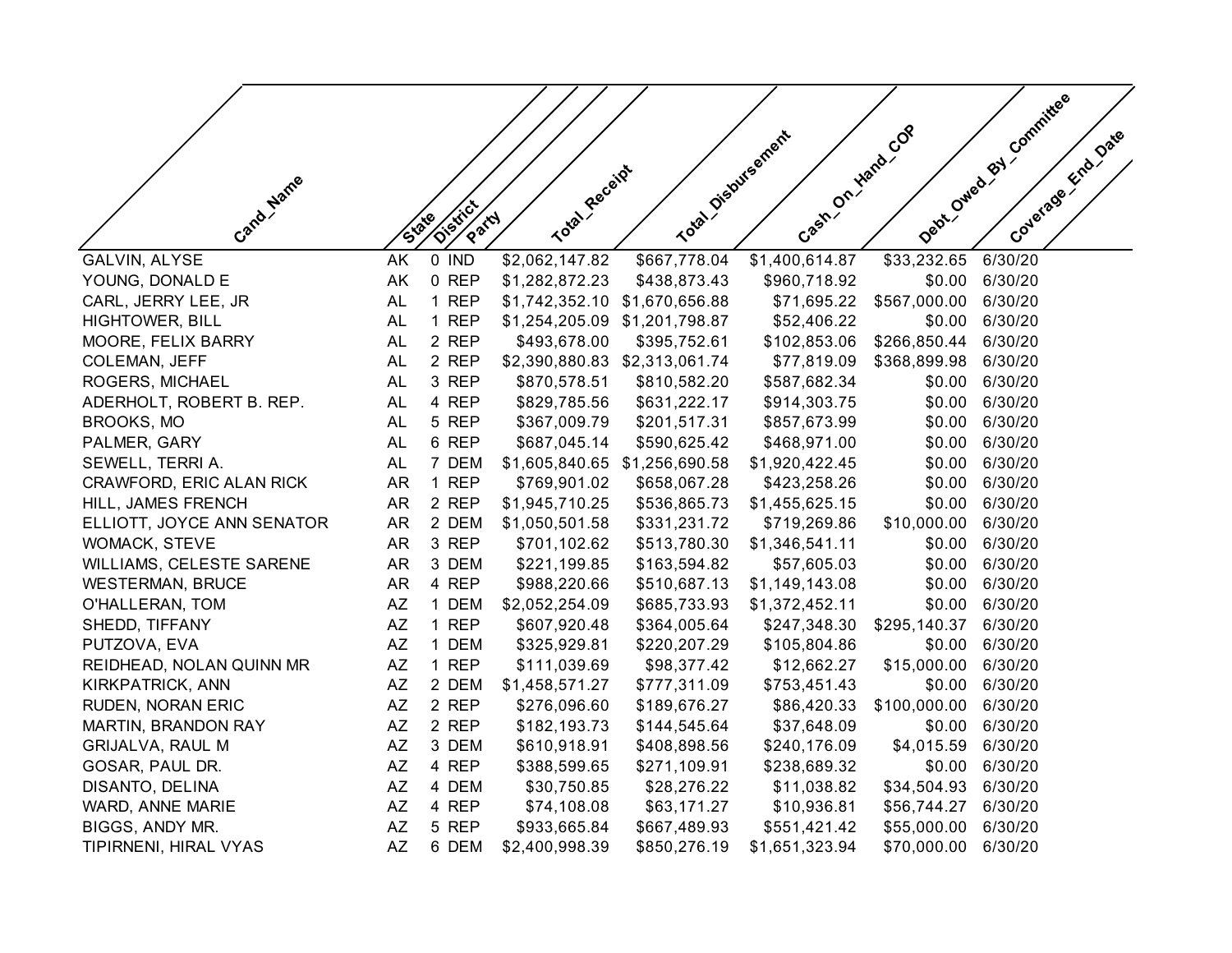| Cand_Name | State | District | Party | Total_Receipt | Total_Disbursement | Cash_On_Hand_COP | Debt_Owed_By_Committee | Coverage_End_Date |
|---|---|---|---|---|---|---|---|---|
| GALVIN, ALYSE | AK | 0 | IND | $2,062,147.82 | $667,778.04 | $1,400,614.87 | $33,232.65 | 6/30/20 |
| YOUNG, DONALD E | AK | 0 | REP | $1,282,872.23 | $438,873.43 | $960,718.92 | $0.00 | 6/30/20 |
| CARL, JERRY LEE, JR | AL | 1 | REP | $1,742,352.10 | $1,670,656.88 | $71,695.22 | $567,000.00 | 6/30/20 |
| HIGHTOWER, BILL | AL | 1 | REP | $1,254,205.09 | $1,201,798.87 | $52,406.22 | $0.00 | 6/30/20 |
| MOORE, FELIX BARRY | AL | 2 | REP | $493,678.00 | $395,752.61 | $102,853.06 | $266,850.44 | 6/30/20 |
| COLEMAN, JEFF | AL | 2 | REP | $2,390,880.83 | $2,313,061.74 | $77,819.09 | $368,899.98 | 6/30/20 |
| ROGERS, MICHAEL | AL | 3 | REP | $870,578.51 | $810,582.20 | $587,682.34 | $0.00 | 6/30/20 |
| ADERHOLT, ROBERT B. REP. | AL | 4 | REP | $829,785.56 | $631,222.17 | $914,303.75 | $0.00 | 6/30/20 |
| BROOKS, MO | AL | 5 | REP | $367,009.79 | $201,517.31 | $857,673.99 | $0.00 | 6/30/20 |
| PALMER, GARY | AL | 6 | REP | $687,045.14 | $590,625.42 | $468,971.00 | $0.00 | 6/30/20 |
| SEWELL, TERRI A. | AL | 7 | DEM | $1,605,840.65 | $1,256,690.58 | $1,920,422.45 | $0.00 | 6/30/20 |
| CRAWFORD, ERIC ALAN RICK | AR | 1 | REP | $769,901.02 | $658,067.28 | $423,258.26 | $0.00 | 6/30/20 |
| HILL, JAMES FRENCH | AR | 2 | REP | $1,945,710.25 | $536,865.73 | $1,455,625.15 | $0.00 | 6/30/20 |
| ELLIOTT, JOYCE ANN SENATOR | AR | 2 | DEM | $1,050,501.58 | $331,231.72 | $719,269.86 | $10,000.00 | 6/30/20 |
| WOMACK, STEVE | AR | 3 | REP | $701,102.62 | $513,780.30 | $1,346,541.11 | $0.00 | 6/30/20 |
| WILLIAMS, CELESTE SARENE | AR | 3 | DEM | $221,199.85 | $163,594.82 | $57,605.03 | $0.00 | 6/30/20 |
| WESTERMAN, BRUCE | AR | 4 | REP | $988,220.66 | $510,687.13 | $1,149,143.08 | $0.00 | 6/30/20 |
| O'HALLERAN, TOM | AZ | 1 | DEM | $2,052,254.09 | $685,733.93 | $1,372,452.11 | $0.00 | 6/30/20 |
| SHEDD, TIFFANY | AZ | 1 | REP | $607,920.48 | $364,005.64 | $247,348.30 | $295,140.37 | 6/30/20 |
| PUTZOVA, EVA | AZ | 1 | DEM | $325,929.81 | $220,207.29 | $105,804.86 | $0.00 | 6/30/20 |
| REIDHEAD, NOLAN QUINN MR | AZ | 1 | REP | $111,039.69 | $98,377.42 | $12,662.27 | $15,000.00 | 6/30/20 |
| KIRKPATRICK, ANN | AZ | 2 | DEM | $1,458,571.27 | $777,311.09 | $753,451.43 | $0.00 | 6/30/20 |
| RUDEN, NORAN ERIC | AZ | 2 | REP | $276,096.60 | $189,676.27 | $86,420.33 | $100,000.00 | 6/30/20 |
| MARTIN, BRANDON RAY | AZ | 2 | REP | $182,193.73 | $144,545.64 | $37,648.09 | $0.00 | 6/30/20 |
| GRIJALVA, RAUL M | AZ | 3 | DEM | $610,918.91 | $408,898.56 | $240,176.09 | $4,015.59 | 6/30/20 |
| GOSAR, PAUL DR. | AZ | 4 | REP | $388,599.65 | $271,109.91 | $238,689.32 | $0.00 | 6/30/20 |
| DISANTO, DELINA | AZ | 4 | DEM | $30,750.85 | $28,276.22 | $11,038.82 | $34,504.93 | 6/30/20 |
| WARD, ANNE MARIE | AZ | 4 | REP | $74,108.08 | $63,171.27 | $10,936.81 | $56,744.27 | 6/30/20 |
| BIGGS, ANDY MR. | AZ | 5 | REP | $933,665.84 | $667,489.93 | $551,421.42 | $55,000.00 | 6/30/20 |
| TIPIRNENI, HIRAL VYAS | AZ | 6 | DEM | $2,400,998.39 | $850,276.19 | $1,651,323.94 | $70,000.00 | 6/30/20 |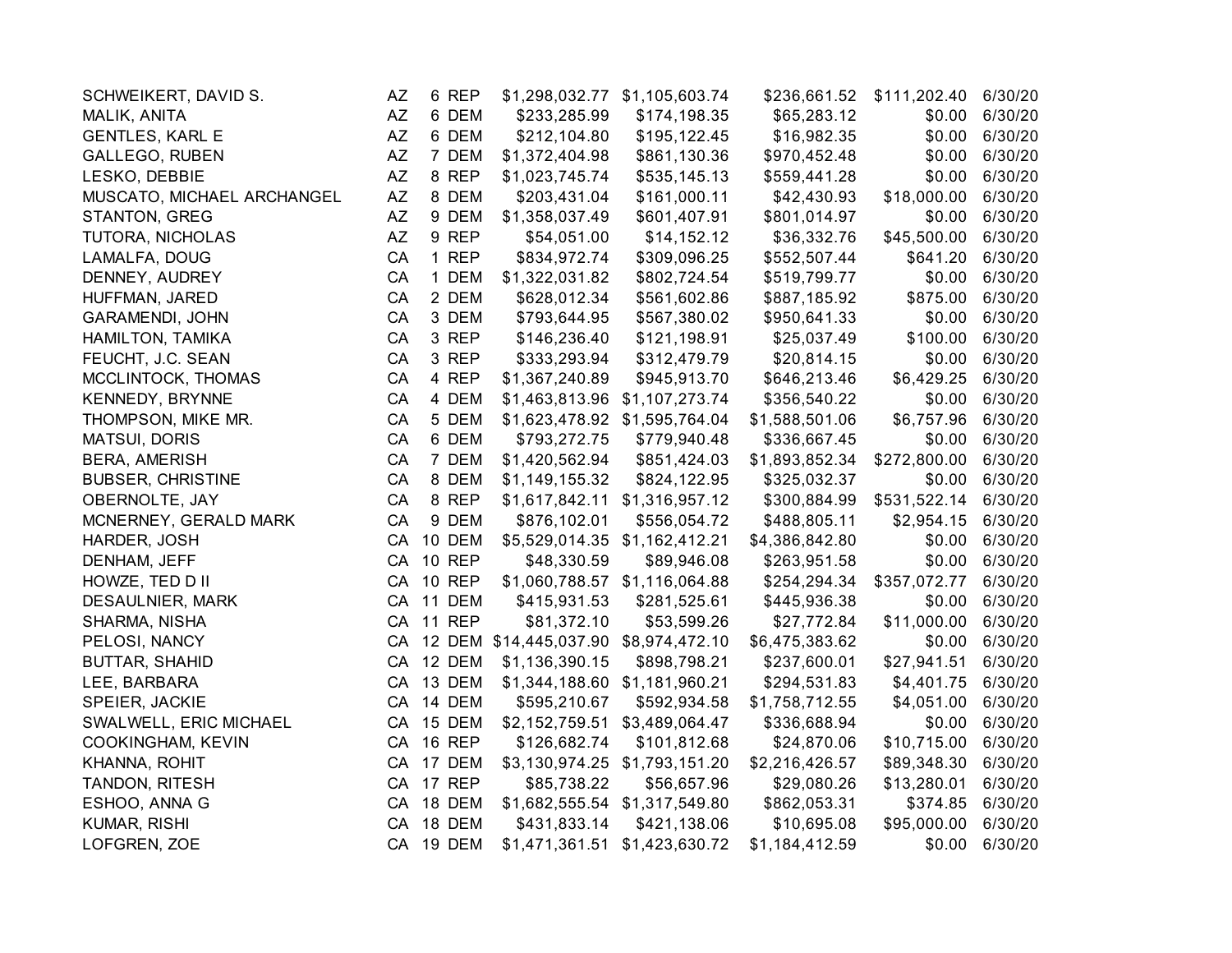| | | | | | | | | |
|---|---|---|---|---|---|---|---|---|
| SCHWEIKERT, DAVID S. | AZ | 6 | REP | $1,298,032.77 | $1,105,603.74 | $236,661.52 | $111,202.40 | 6/30/20 |
| MALIK, ANITA | AZ | 6 | DEM | $233,285.99 | $174,198.35 | $65,283.12 | $0.00 | 6/30/20 |
| GENTLES, KARL E | AZ | 6 | DEM | $212,104.80 | $195,122.45 | $16,982.35 | $0.00 | 6/30/20 |
| GALLEGO, RUBEN | AZ | 7 | DEM | $1,372,404.98 | $861,130.36 | $970,452.48 | $0.00 | 6/30/20 |
| LESKO, DEBBIE | AZ | 8 | REP | $1,023,745.74 | $535,145.13 | $559,441.28 | $0.00 | 6/30/20 |
| MUSCATO, MICHAEL ARCHANGEL | AZ | 8 | DEM | $203,431.04 | $161,000.11 | $42,430.93 | $18,000.00 | 6/30/20 |
| STANTON, GREG | AZ | 9 | DEM | $1,358,037.49 | $601,407.91 | $801,014.97 | $0.00 | 6/30/20 |
| TUTORA, NICHOLAS | AZ | 9 | REP | $54,051.00 | $14,152.12 | $36,332.76 | $45,500.00 | 6/30/20 |
| LAMALFA, DOUG | CA | 1 | REP | $834,972.74 | $309,096.25 | $552,507.44 | $641.20 | 6/30/20 |
| DENNEY, AUDREY | CA | 1 | DEM | $1,322,031.82 | $802,724.54 | $519,799.77 | $0.00 | 6/30/20 |
| HUFFMAN, JARED | CA | 2 | DEM | $628,012.34 | $561,602.86 | $887,185.92 | $875.00 | 6/30/20 |
| GARAMENDI, JOHN | CA | 3 | DEM | $793,644.95 | $567,380.02 | $950,641.33 | $0.00 | 6/30/20 |
| HAMILTON, TAMIKA | CA | 3 | REP | $146,236.40 | $121,198.91 | $25,037.49 | $100.00 | 6/30/20 |
| FEUCHT, J.C. SEAN | CA | 3 | REP | $333,293.94 | $312,479.79 | $20,814.15 | $0.00 | 6/30/20 |
| MCCLINTOCK, THOMAS | CA | 4 | REP | $1,367,240.89 | $945,913.70 | $646,213.46 | $6,429.25 | 6/30/20 |
| KENNEDY, BRYNNE | CA | 4 | DEM | $1,463,813.96 | $1,107,273.74 | $356,540.22 | $0.00 | 6/30/20 |
| THOMPSON, MIKE MR. | CA | 5 | DEM | $1,623,478.92 | $1,595,764.04 | $1,588,501.06 | $6,757.96 | 6/30/20 |
| MATSUI, DORIS | CA | 6 | DEM | $793,272.75 | $779,940.48 | $336,667.45 | $0.00 | 6/30/20 |
| BERA, AMERISH | CA | 7 | DEM | $1,420,562.94 | $851,424.03 | $1,893,852.34 | $272,800.00 | 6/30/20 |
| BUBSER, CHRISTINE | CA | 8 | DEM | $1,149,155.32 | $824,122.95 | $325,032.37 | $0.00 | 6/30/20 |
| OBERNOLTE, JAY | CA | 8 | REP | $1,617,842.11 | $1,316,957.12 | $300,884.99 | $531,522.14 | 6/30/20 |
| MCNERNEY, GERALD MARK | CA | 9 | DEM | $876,102.01 | $556,054.72 | $488,805.11 | $2,954.15 | 6/30/20 |
| HARDER, JOSH | CA | 10 | DEM | $5,529,014.35 | $1,162,412.21 | $4,386,842.80 | $0.00 | 6/30/20 |
| DENHAM, JEFF | CA | 10 | REP | $48,330.59 | $89,946.08 | $263,951.58 | $0.00 | 6/30/20 |
| HOWZE, TED D II | CA | 10 | REP | $1,060,788.57 | $1,116,064.88 | $254,294.34 | $357,072.77 | 6/30/20 |
| DESAULNIER, MARK | CA | 11 | DEM | $415,931.53 | $281,525.61 | $445,936.38 | $0.00 | 6/30/20 |
| SHARMA, NISHA | CA | 11 | REP | $81,372.10 | $53,599.26 | $27,772.84 | $11,000.00 | 6/30/20 |
| PELOSI, NANCY | CA | 12 | DEM | $14,445,037.90 | $8,974,472.10 | $6,475,383.62 | $0.00 | 6/30/20 |
| BUTTAR, SHAHID | CA | 12 | DEM | $1,136,390.15 | $898,798.21 | $237,600.01 | $27,941.51 | 6/30/20 |
| LEE, BARBARA | CA | 13 | DEM | $1,344,188.60 | $1,181,960.21 | $294,531.83 | $4,401.75 | 6/30/20 |
| SPEIER, JACKIE | CA | 14 | DEM | $595,210.67 | $592,934.58 | $1,758,712.55 | $4,051.00 | 6/30/20 |
| SWALWELL, ERIC MICHAEL | CA | 15 | DEM | $2,152,759.51 | $3,489,064.47 | $336,688.94 | $0.00 | 6/30/20 |
| COOKINGHAM, KEVIN | CA | 16 | REP | $126,682.74 | $101,812.68 | $24,870.06 | $10,715.00 | 6/30/20 |
| KHANNA, ROHIT | CA | 17 | DEM | $3,130,974.25 | $1,793,151.20 | $2,216,426.57 | $89,348.30 | 6/30/20 |
| TANDON, RITESH | CA | 17 | REP | $85,738.22 | $56,657.96 | $29,080.26 | $13,280.01 | 6/30/20 |
| ESHOO, ANNA G | CA | 18 | DEM | $1,682,555.54 | $1,317,549.80 | $862,053.31 | $374.85 | 6/30/20 |
| KUMAR, RISHI | CA | 18 | DEM | $431,833.14 | $421,138.06 | $10,695.08 | $95,000.00 | 6/30/20 |
| LOFGREN, ZOE | CA | 19 | DEM | $1,471,361.51 | $1,423,630.72 | $1,184,412.59 | $0.00 | 6/30/20 |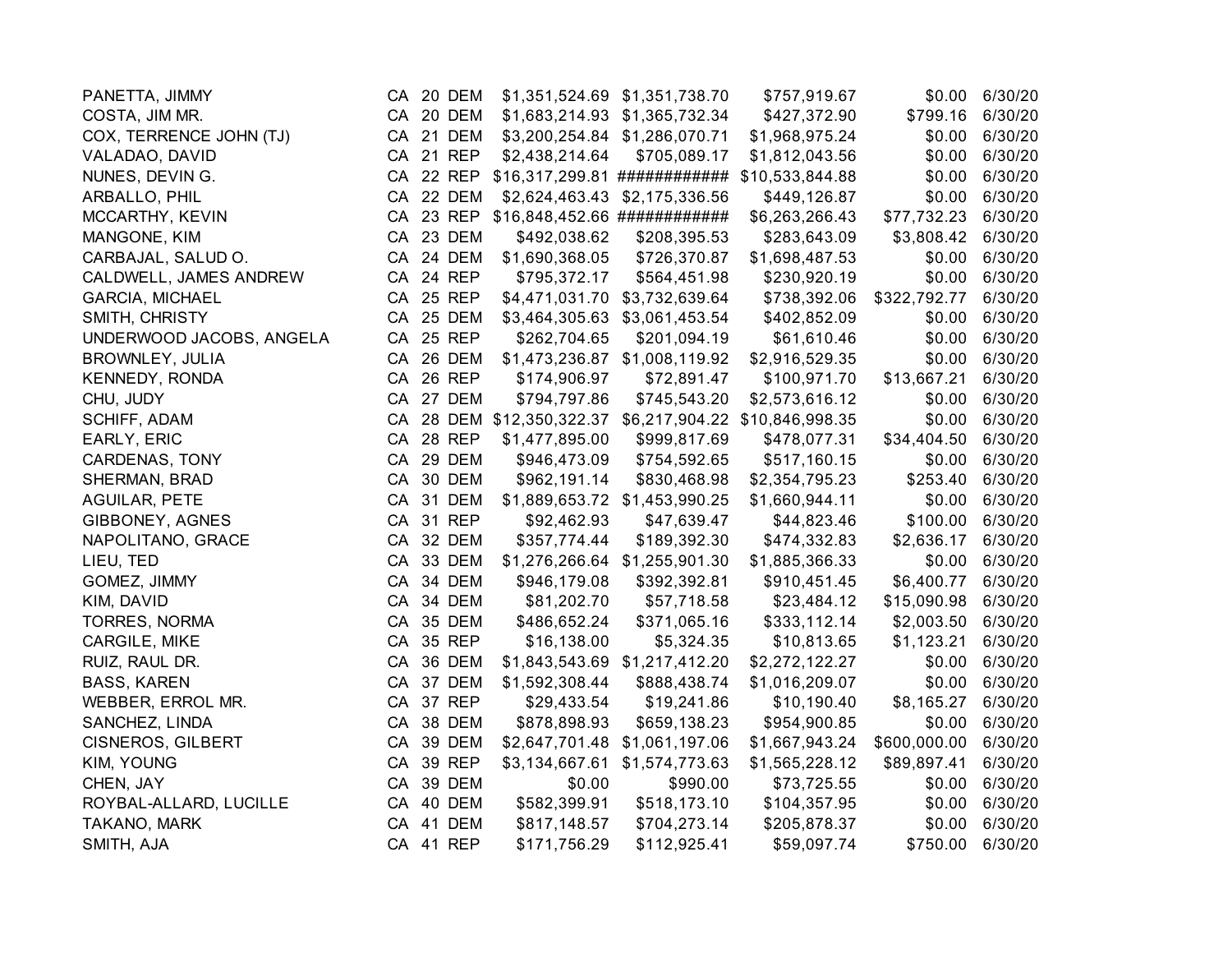| | | | | | | | | |
|---|---|---|---|---|---|---|---|---|
| PANETTA, JIMMY | CA | 20 | DEM | $1,351,524.69 | $1,351,738.70 | $757,919.67 | $0.00 | 6/30/20 |
| COSTA, JIM MR. | CA | 20 | DEM | $1,683,214.93 | $1,365,732.34 | $427,372.90 | $799.16 | 6/30/20 |
| COX, TERRENCE JOHN (TJ) | CA | 21 | DEM | $3,200,254.84 | $1,286,070.71 | $1,968,975.24 | $0.00 | 6/30/20 |
| VALADAO, DAVID | CA | 21 | REP | $2,438,214.64 | $705,089.17 | $1,812,043.56 | $0.00 | 6/30/20 |
| NUNES, DEVIN G. | CA | 22 | REP | $16,317,299.81 | ############ | $10,533,844.88 | $0.00 | 6/30/20 |
| ARBALLO, PHIL | CA | 22 | DEM | $2,624,463.43 | $2,175,336.56 | $449,126.87 | $0.00 | 6/30/20 |
| MCCARTHY, KEVIN | CA | 23 | REP | $16,848,452.66 | ############ | $6,263,266.43 | $77,732.23 | 6/30/20 |
| MANGONE, KIM | CA | 23 | DEM | $492,038.62 | $208,395.53 | $283,643.09 | $3,808.42 | 6/30/20 |
| CARBAJAL, SALUD O. | CA | 24 | DEM | $1,690,368.05 | $726,370.87 | $1,698,487.53 | $0.00 | 6/30/20 |
| CALDWELL, JAMES ANDREW | CA | 24 | REP | $795,372.17 | $564,451.98 | $230,920.19 | $0.00 | 6/30/20 |
| GARCIA, MICHAEL | CA | 25 | REP | $4,471,031.70 | $3,732,639.64 | $738,392.06 | $322,792.77 | 6/30/20 |
| SMITH, CHRISTY | CA | 25 | DEM | $3,464,305.63 | $3,061,453.54 | $402,852.09 | $0.00 | 6/30/20 |
| UNDERWOOD JACOBS, ANGELA | CA | 25 | REP | $262,704.65 | $201,094.19 | $61,610.46 | $0.00 | 6/30/20 |
| BROWNLEY, JULIA | CA | 26 | DEM | $1,473,236.87 | $1,008,119.92 | $2,916,529.35 | $0.00 | 6/30/20 |
| KENNEDY, RONDA | CA | 26 | REP | $174,906.97 | $72,891.47 | $100,971.70 | $13,667.21 | 6/30/20 |
| CHU, JUDY | CA | 27 | DEM | $794,797.86 | $745,543.20 | $2,573,616.12 | $0.00 | 6/30/20 |
| SCHIFF, ADAM | CA | 28 | DEM | $12,350,322.37 | $6,217,904.22 | $10,846,998.35 | $0.00 | 6/30/20 |
| EARLY, ERIC | CA | 28 | REP | $1,477,895.00 | $999,817.69 | $478,077.31 | $34,404.50 | 6/30/20 |
| CARDENAS, TONY | CA | 29 | DEM | $946,473.09 | $754,592.65 | $517,160.15 | $0.00 | 6/30/20 |
| SHERMAN, BRAD | CA | 30 | DEM | $962,191.14 | $830,468.98 | $2,354,795.23 | $253.40 | 6/30/20 |
| AGUILAR, PETE | CA | 31 | DEM | $1,889,653.72 | $1,453,990.25 | $1,660,944.11 | $0.00 | 6/30/20 |
| GIBBONEY, AGNES | CA | 31 | REP | $92,462.93 | $47,639.47 | $44,823.46 | $100.00 | 6/30/20 |
| NAPOLITANO, GRACE | CA | 32 | DEM | $357,774.44 | $189,392.30 | $474,332.83 | $2,636.17 | 6/30/20 |
| LIEU, TED | CA | 33 | DEM | $1,276,266.64 | $1,255,901.30 | $1,885,366.33 | $0.00 | 6/30/20 |
| GOMEZ, JIMMY | CA | 34 | DEM | $946,179.08 | $392,392.81 | $910,451.45 | $6,400.77 | 6/30/20 |
| KIM, DAVID | CA | 34 | DEM | $81,202.70 | $57,718.58 | $23,484.12 | $15,090.98 | 6/30/20 |
| TORRES, NORMA | CA | 35 | DEM | $486,652.24 | $371,065.16 | $333,112.14 | $2,003.50 | 6/30/20 |
| CARGILE, MIKE | CA | 35 | REP | $16,138.00 | $5,324.35 | $10,813.65 | $1,123.21 | 6/30/20 |
| RUIZ, RAUL DR. | CA | 36 | DEM | $1,843,543.69 | $1,217,412.20 | $2,272,122.27 | $0.00 | 6/30/20 |
| BASS, KAREN | CA | 37 | DEM | $1,592,308.44 | $888,438.74 | $1,016,209.07 | $0.00 | 6/30/20 |
| WEBBER, ERROL MR. | CA | 37 | REP | $29,433.54 | $19,241.86 | $10,190.40 | $8,165.27 | 6/30/20 |
| SANCHEZ, LINDA | CA | 38 | DEM | $878,898.93 | $659,138.23 | $954,900.85 | $0.00 | 6/30/20 |
| CISNEROS, GILBERT | CA | 39 | DEM | $2,647,701.48 | $1,061,197.06 | $1,667,943.24 | $600,000.00 | 6/30/20 |
| KIM, YOUNG | CA | 39 | REP | $3,134,667.61 | $1,574,773.63 | $1,565,228.12 | $89,897.41 | 6/30/20 |
| CHEN, JAY | CA | 39 | DEM | $0.00 | $990.00 | $73,725.55 | $0.00 | 6/30/20 |
| ROYBAL-ALLARD, LUCILLE | CA | 40 | DEM | $582,399.91 | $518,173.10 | $104,357.95 | $0.00 | 6/30/20 |
| TAKANO, MARK | CA | 41 | DEM | $817,148.57 | $704,273.14 | $205,878.37 | $0.00 | 6/30/20 |
| SMITH, AJA | CA | 41 | REP | $171,756.29 | $112,925.41 | $59,097.74 | $750.00 | 6/30/20 |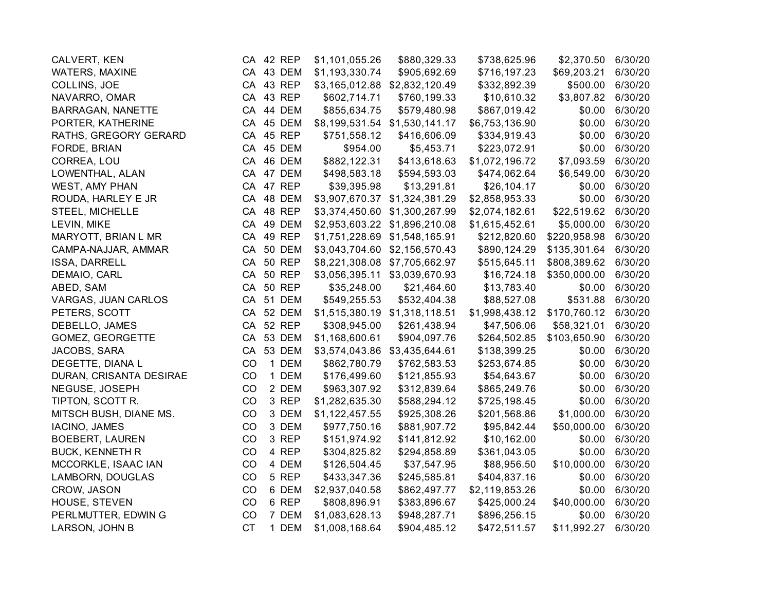| | | | | | | | | |
|---|---|---|---|---|---|---|---|---|
| CALVERT, KEN | CA | 42 | REP | $1,101,055.26 | $880,329.33 | $738,625.96 | $2,370.50 | 6/30/20 |
| WATERS, MAXINE | CA | 43 | DEM | $1,193,330.74 | $905,692.69 | $716,197.23 | $69,203.21 | 6/30/20 |
| COLLINS, JOE | CA | 43 | REP | $3,165,012.88 | $2,832,120.49 | $332,892.39 | $500.00 | 6/30/20 |
| NAVARRO, OMAR | CA | 43 | REP | $602,714.71 | $760,199.33 | $10,610.32 | $3,807.82 | 6/30/20 |
| BARRAGAN, NANETTE | CA | 44 | DEM | $855,634.75 | $579,480.98 | $867,019.42 | $0.00 | 6/30/20 |
| PORTER, KATHERINE | CA | 45 | DEM | $8,199,531.54 | $1,530,141.17 | $6,753,136.90 | $0.00 | 6/30/20 |
| RATHS, GREGORY GERARD | CA | 45 | REP | $751,558.12 | $416,606.09 | $334,919.43 | $0.00 | 6/30/20 |
| FORDE, BRIAN | CA | 45 | DEM | $954.00 | $5,453.71 | $223,072.91 | $0.00 | 6/30/20 |
| CORREA, LOU | CA | 46 | DEM | $882,122.31 | $413,618.63 | $1,072,196.72 | $7,093.59 | 6/30/20 |
| LOWENTHAL, ALAN | CA | 47 | DEM | $498,583.18 | $594,593.03 | $474,062.64 | $6,549.00 | 6/30/20 |
| WEST, AMY PHAN | CA | 47 | REP | $39,395.98 | $13,291.81 | $26,104.17 | $0.00 | 6/30/20 |
| ROUDA, HARLEY E JR | CA | 48 | DEM | $3,907,670.37 | $1,324,381.29 | $2,858,953.33 | $0.00 | 6/30/20 |
| STEEL, MICHELLE | CA | 48 | REP | $3,374,450.60 | $1,300,267.99 | $2,074,182.61 | $22,519.62 | 6/30/20 |
| LEVIN, MIKE | CA | 49 | DEM | $2,953,603.22 | $1,896,210.08 | $1,615,452.61 | $5,000.00 | 6/30/20 |
| MARYOTT, BRIAN L MR | CA | 49 | REP | $1,751,228.69 | $1,548,165.91 | $212,820.60 | $220,958.98 | 6/30/20 |
| CAMPA-NAJJAR, AMMAR | CA | 50 | DEM | $3,043,704.60 | $2,156,570.43 | $890,124.29 | $135,301.64 | 6/30/20 |
| ISSA, DARRELL | CA | 50 | REP | $8,221,308.08 | $7,705,662.97 | $515,645.11 | $808,389.62 | 6/30/20 |
| DEMAIO, CARL | CA | 50 | REP | $3,056,395.11 | $3,039,670.93 | $16,724.18 | $350,000.00 | 6/30/20 |
| ABED, SAM | CA | 50 | REP | $35,248.00 | $21,464.60 | $13,783.40 | $0.00 | 6/30/20 |
| VARGAS, JUAN CARLOS | CA | 51 | DEM | $549,255.53 | $532,404.38 | $88,527.08 | $531.88 | 6/30/20 |
| PETERS, SCOTT | CA | 52 | DEM | $1,515,380.19 | $1,318,118.51 | $1,998,438.12 | $170,760.12 | 6/30/20 |
| DEBELLO, JAMES | CA | 52 | REP | $308,945.00 | $261,438.94 | $47,506.06 | $58,321.01 | 6/30/20 |
| GOMEZ, GEORGETTE | CA | 53 | DEM | $1,168,600.61 | $904,097.76 | $264,502.85 | $103,650.90 | 6/30/20 |
| JACOBS, SARA | CA | 53 | DEM | $3,574,043.86 | $3,435,644.61 | $138,399.25 | $0.00 | 6/30/20 |
| DEGETTE, DIANA L | CO | 1 | DEM | $862,780.79 | $762,583.53 | $253,674.85 | $0.00 | 6/30/20 |
| DURAN, CRISANTA DESIRAE | CO | 1 | DEM | $176,499.60 | $121,855.93 | $54,643.67 | $0.00 | 6/30/20 |
| NEGUSE, JOSEPH | CO | 2 | DEM | $963,307.92 | $312,839.64 | $865,249.76 | $0.00 | 6/30/20 |
| TIPTON, SCOTT R. | CO | 3 | REP | $1,282,635.30 | $588,294.12 | $725,198.45 | $0.00 | 6/30/20 |
| MITSCH BUSH, DIANE MS. | CO | 3 | DEM | $1,122,457.55 | $925,308.26 | $201,568.86 | $1,000.00 | 6/30/20 |
| IACINO, JAMES | CO | 3 | DEM | $977,750.16 | $881,907.72 | $95,842.44 | $50,000.00 | 6/30/20 |
| BOEBERT, LAUREN | CO | 3 | REP | $151,974.92 | $141,812.92 | $10,162.00 | $0.00 | 6/30/20 |
| BUCK, KENNETH R | CO | 4 | REP | $304,825.82 | $294,858.89 | $361,043.05 | $0.00 | 6/30/20 |
| MCCORKLE, ISAAC IAN | CO | 4 | DEM | $126,504.45 | $37,547.95 | $88,956.50 | $10,000.00 | 6/30/20 |
| LAMBORN, DOUGLAS | CO | 5 | REP | $433,347.36 | $245,585.81 | $404,837.16 | $0.00 | 6/30/20 |
| CROW, JASON | CO | 6 | DEM | $2,937,040.58 | $862,497.77 | $2,119,853.26 | $0.00 | 6/30/20 |
| HOUSE, STEVEN | CO | 6 | REP | $808,896.91 | $383,896.67 | $425,000.24 | $40,000.00 | 6/30/20 |
| PERLMUTTER, EDWIN G | CO | 7 | DEM | $1,083,628.13 | $948,287.71 | $896,256.15 | $0.00 | 6/30/20 |
| LARSON, JOHN B | CT | 1 | DEM | $1,008,168.64 | $904,485.12 | $472,511.57 | $11,992.27 | 6/30/20 |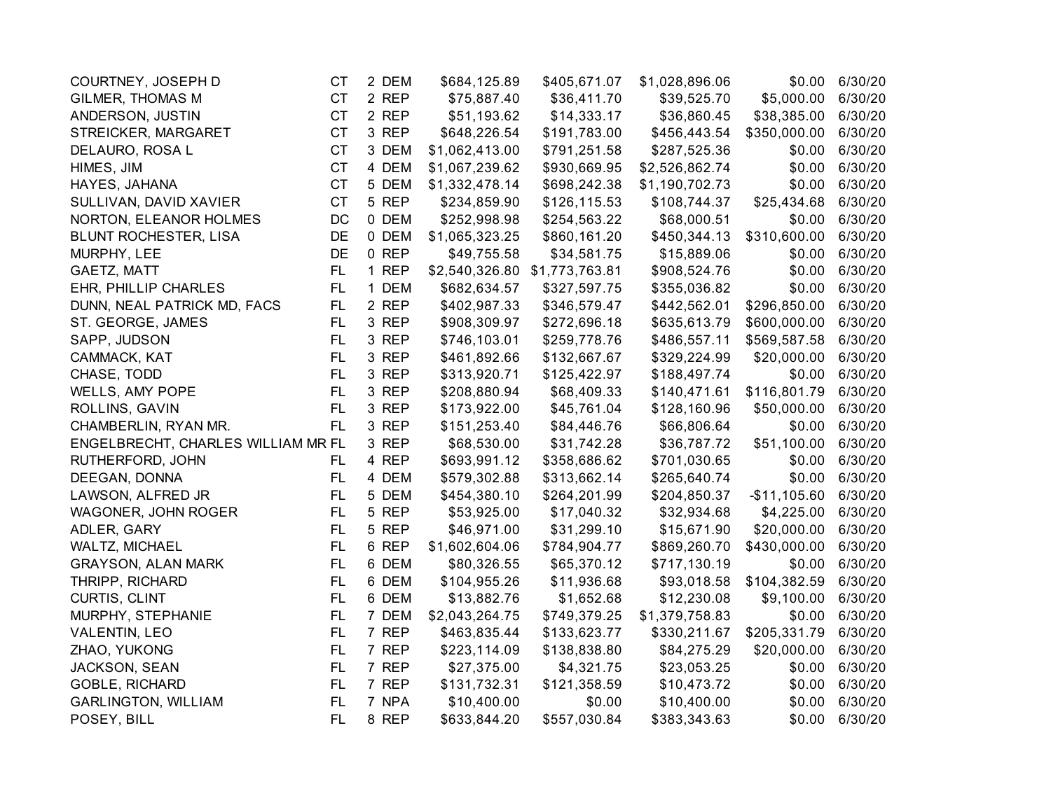| | | | | | | | | |
|---|---|---|---|---|---|---|---|---|
| COURTNEY, JOSEPH D | CT | 2 | DEM | $684,125.89 | $405,671.07 | $1,028,896.06 | $0.00 | 6/30/20 |
| GILMER, THOMAS M | CT | 2 | REP | $75,887.40 | $36,411.70 | $39,525.70 | $5,000.00 | 6/30/20 |
| ANDERSON, JUSTIN | CT | 2 | REP | $51,193.62 | $14,333.17 | $36,860.45 | $38,385.00 | 6/30/20 |
| STREICKER, MARGARET | CT | 3 | REP | $648,226.54 | $191,783.00 | $456,443.54 | $350,000.00 | 6/30/20 |
| DELAURO, ROSA L | CT | 3 | DEM | $1,062,413.00 | $791,251.58 | $287,525.36 | $0.00 | 6/30/20 |
| HIMES, JIM | CT | 4 | DEM | $1,067,239.62 | $930,669.95 | $2,526,862.74 | $0.00 | 6/30/20 |
| HAYES, JAHANA | CT | 5 | DEM | $1,332,478.14 | $698,242.38 | $1,190,702.73 | $0.00 | 6/30/20 |
| SULLIVAN, DAVID XAVIER | CT | 5 | REP | $234,859.90 | $126,115.53 | $108,744.37 | $25,434.68 | 6/30/20 |
| NORTON, ELEANOR HOLMES | DC | 0 | DEM | $252,998.98 | $254,563.22 | $68,000.51 | $0.00 | 6/30/20 |
| BLUNT ROCHESTER, LISA | DE | 0 | DEM | $1,065,323.25 | $860,161.20 | $450,344.13 | $310,600.00 | 6/30/20 |
| MURPHY, LEE | DE | 0 | REP | $49,755.58 | $34,581.75 | $15,889.06 | $0.00 | 6/30/20 |
| GAETZ, MATT | FL | 1 | REP | $2,540,326.80 | $1,773,763.81 | $908,524.76 | $0.00 | 6/30/20 |
| EHR, PHILLIP CHARLES | FL | 1 | DEM | $682,634.57 | $327,597.75 | $355,036.82 | $0.00 | 6/30/20 |
| DUNN, NEAL PATRICK MD, FACS | FL | 2 | REP | $402,987.33 | $346,579.47 | $442,562.01 | $296,850.00 | 6/30/20 |
| ST. GEORGE, JAMES | FL | 3 | REP | $908,309.97 | $272,696.18 | $635,613.79 | $600,000.00 | 6/30/20 |
| SAPP, JUDSON | FL | 3 | REP | $746,103.01 | $259,778.76 | $486,557.11 | $569,587.58 | 6/30/20 |
| CAMMACK, KAT | FL | 3 | REP | $461,892.66 | $132,667.67 | $329,224.99 | $20,000.00 | 6/30/20 |
| CHASE, TODD | FL | 3 | REP | $313,920.71 | $125,422.97 | $188,497.74 | $0.00 | 6/30/20 |
| WELLS, AMY POPE | FL | 3 | REP | $208,880.94 | $68,409.33 | $140,471.61 | $116,801.79 | 6/30/20 |
| ROLLINS, GAVIN | FL | 3 | REP | $173,922.00 | $45,761.04 | $128,160.96 | $50,000.00 | 6/30/20 |
| CHAMBERLIN, RYAN MR. | FL | 3 | REP | $151,253.40 | $84,446.76 | $66,806.64 | $0.00 | 6/30/20 |
| ENGELBRECHT, CHARLES WILLIAM MR | FL | 3 | REP | $68,530.00 | $31,742.28 | $36,787.72 | $51,100.00 | 6/30/20 |
| RUTHERFORD, JOHN | FL | 4 | REP | $693,991.12 | $358,686.62 | $701,030.65 | $0.00 | 6/30/20 |
| DEEGAN, DONNA | FL | 4 | DEM | $579,302.88 | $313,662.14 | $265,640.74 | $0.00 | 6/30/20 |
| LAWSON, ALFRED JR | FL | 5 | DEM | $454,380.10 | $264,201.99 | $204,850.37 | -$11,105.60 | 6/30/20 |
| WAGONER, JOHN ROGER | FL | 5 | REP | $53,925.00 | $17,040.32 | $32,934.68 | $4,225.00 | 6/30/20 |
| ADLER, GARY | FL | 5 | REP | $46,971.00 | $31,299.10 | $15,671.90 | $20,000.00 | 6/30/20 |
| WALTZ, MICHAEL | FL | 6 | REP | $1,602,604.06 | $784,904.77 | $869,260.70 | $430,000.00 | 6/30/20 |
| GRAYSON, ALAN MARK | FL | 6 | DEM | $80,326.55 | $65,370.12 | $717,130.19 | $0.00 | 6/30/20 |
| THRIPP, RICHARD | FL | 6 | DEM | $104,955.26 | $11,936.68 | $93,018.58 | $104,382.59 | 6/30/20 |
| CURTIS, CLINT | FL | 6 | DEM | $13,882.76 | $1,652.68 | $12,230.08 | $9,100.00 | 6/30/20 |
| MURPHY, STEPHANIE | FL | 7 | DEM | $2,043,264.75 | $749,379.25 | $1,379,758.83 | $0.00 | 6/30/20 |
| VALENTIN, LEO | FL | 7 | REP | $463,835.44 | $133,623.77 | $330,211.67 | $205,331.79 | 6/30/20 |
| ZHAO, YUKONG | FL | 7 | REP | $223,114.09 | $138,838.80 | $84,275.29 | $20,000.00 | 6/30/20 |
| JACKSON, SEAN | FL | 7 | REP | $27,375.00 | $4,321.75 | $23,053.25 | $0.00 | 6/30/20 |
| GOBLE, RICHARD | FL | 7 | REP | $131,732.31 | $121,358.59 | $10,473.72 | $0.00 | 6/30/20 |
| GARLINGTON, WILLIAM | FL | 7 | NPA | $10,400.00 | $0.00 | $10,400.00 | $0.00 | 6/30/20 |
| POSEY, BILL | FL | 8 | REP | $633,844.20 | $557,030.84 | $383,343.63 | $0.00 | 6/30/20 |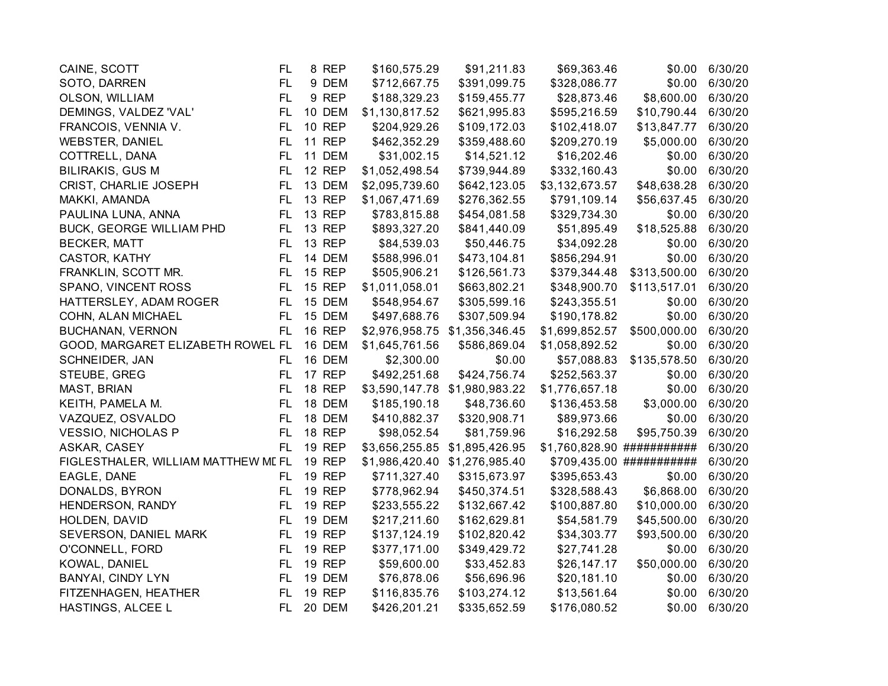| | | | | | | | | |
|---|---|---|---|---|---|---|---|---|
| CAINE, SCOTT | FL | 8 | REP | $160,575.29 | $91,211.83 | $69,363.46 | $0.00 | 6/30/20 |
| SOTO, DARREN | FL | 9 | DEM | $712,667.75 | $391,099.75 | $328,086.77 | $0.00 | 6/30/20 |
| OLSON, WILLIAM | FL | 9 | REP | $188,329.23 | $159,455.77 | $28,873.46 | $8,600.00 | 6/30/20 |
| DEMINGS, VALDEZ 'VAL' | FL | 10 | DEM | $1,130,817.52 | $621,995.83 | $595,216.59 | $10,790.44 | 6/30/20 |
| FRANCOIS, VENNIA V. | FL | 10 | REP | $204,929.26 | $109,172.03 | $102,418.07 | $13,847.77 | 6/30/20 |
| WEBSTER, DANIEL | FL | 11 | REP | $462,352.29 | $359,488.60 | $209,270.19 | $5,000.00 | 6/30/20 |
| COTTRELL, DANA | FL | 11 | DEM | $31,002.15 | $14,521.12 | $16,202.46 | $0.00 | 6/30/20 |
| BILIRAKIS, GUS M | FL | 12 | REP | $1,052,498.54 | $739,944.89 | $332,160.43 | $0.00 | 6/30/20 |
| CRIST, CHARLIE JOSEPH | FL | 13 | DEM | $2,095,739.60 | $642,123.05 | $3,132,673.57 | $48,638.28 | 6/30/20 |
| MAKKI, AMANDA | FL | 13 | REP | $1,067,471.69 | $276,362.55 | $791,109.14 | $56,637.45 | 6/30/20 |
| PAULINA LUNA, ANNA | FL | 13 | REP | $783,815.88 | $454,081.58 | $329,734.30 | $0.00 | 6/30/20 |
| BUCK, GEORGE WILLIAM PHD | FL | 13 | REP | $893,327.20 | $841,440.09 | $51,895.49 | $18,525.88 | 6/30/20 |
| BECKER, MATT | FL | 13 | REP | $84,539.03 | $50,446.75 | $34,092.28 | $0.00 | 6/30/20 |
| CASTOR, KATHY | FL | 14 | DEM | $588,996.01 | $473,104.81 | $856,294.91 | $0.00 | 6/30/20 |
| FRANKLIN, SCOTT MR. | FL | 15 | REP | $505,906.21 | $126,561.73 | $379,344.48 | $313,500.00 | 6/30/20 |
| SPANO, VINCENT ROSS | FL | 15 | REP | $1,011,058.01 | $663,802.21 | $348,900.70 | $113,517.01 | 6/30/20 |
| HATTERSLEY, ADAM ROGER | FL | 15 | DEM | $548,954.67 | $305,599.16 | $243,355.51 | $0.00 | 6/30/20 |
| COHN, ALAN MICHAEL | FL | 15 | DEM | $497,688.76 | $307,509.94 | $190,178.82 | $0.00 | 6/30/20 |
| BUCHANAN, VERNON | FL | 16 | REP | $2,976,958.75 | $1,356,346.45 | $1,699,852.57 | $500,000.00 | 6/30/20 |
| GOOD, MARGARET ELIZABETH ROWEL | FL | 16 | DEM | $1,645,761.56 | $586,869.04 | $1,058,892.52 | $0.00 | 6/30/20 |
| SCHNEIDER, JAN | FL | 16 | DEM | $2,300.00 | $0.00 | $57,088.83 | $135,578.50 | 6/30/20 |
| STEUBE, GREG | FL | 17 | REP | $492,251.68 | $424,756.74 | $252,563.37 | $0.00 | 6/30/20 |
| MAST, BRIAN | FL | 18 | REP | $3,590,147.78 | $1,980,983.22 | $1,776,657.18 | $0.00 | 6/30/20 |
| KEITH, PAMELA M. | FL | 18 | DEM | $185,190.18 | $48,736.60 | $136,453.58 | $3,000.00 | 6/30/20 |
| VAZQUEZ, OSVALDO | FL | 18 | DEM | $410,882.37 | $320,908.71 | $89,973.66 | $0.00 | 6/30/20 |
| VESSIO, NICHOLAS P | FL | 18 | REP | $98,052.54 | $81,759.96 | $16,292.58 | $95,750.39 | 6/30/20 |
| ASKAR, CASEY | FL | 19 | REP | $3,656,255.85 | $1,895,426.95 | $1,760,828.90 | ########### | 6/30/20 |
| FIGLESTHALER, WILLIAM MATTHEW MI | FL | 19 | REP | $1,986,420.40 | $1,276,985.40 | $709,435.00 | ########### | 6/30/20 |
| EAGLE, DANE | FL | 19 | REP | $711,327.40 | $315,673.97 | $395,653.43 | $0.00 | 6/30/20 |
| DONALDS, BYRON | FL | 19 | REP | $778,962.94 | $450,374.51 | $328,588.43 | $6,868.00 | 6/30/20 |
| HENDERSON, RANDY | FL | 19 | REP | $233,555.22 | $132,667.42 | $100,887.80 | $10,000.00 | 6/30/20 |
| HOLDEN, DAVID | FL | 19 | DEM | $217,211.60 | $162,629.81 | $54,581.79 | $45,500.00 | 6/30/20 |
| SEVERSON, DANIEL MARK | FL | 19 | REP | $137,124.19 | $102,820.42 | $34,303.77 | $93,500.00 | 6/30/20 |
| O'CONNELL, FORD | FL | 19 | REP | $377,171.00 | $349,429.72 | $27,741.28 | $0.00 | 6/30/20 |
| KOWAL, DANIEL | FL | 19 | REP | $59,600.00 | $33,452.83 | $26,147.17 | $50,000.00 | 6/30/20 |
| BANYAI, CINDY LYN | FL | 19 | DEM | $76,878.06 | $56,696.96 | $20,181.10 | $0.00 | 6/30/20 |
| FITZENHAGEN, HEATHER | FL | 19 | REP | $116,835.76 | $103,274.12 | $13,561.64 | $0.00 | 6/30/20 |
| HASTINGS, ALCEE L | FL | 20 | DEM | $426,201.21 | $335,652.59 | $176,080.52 | $0.00 | 6/30/20 |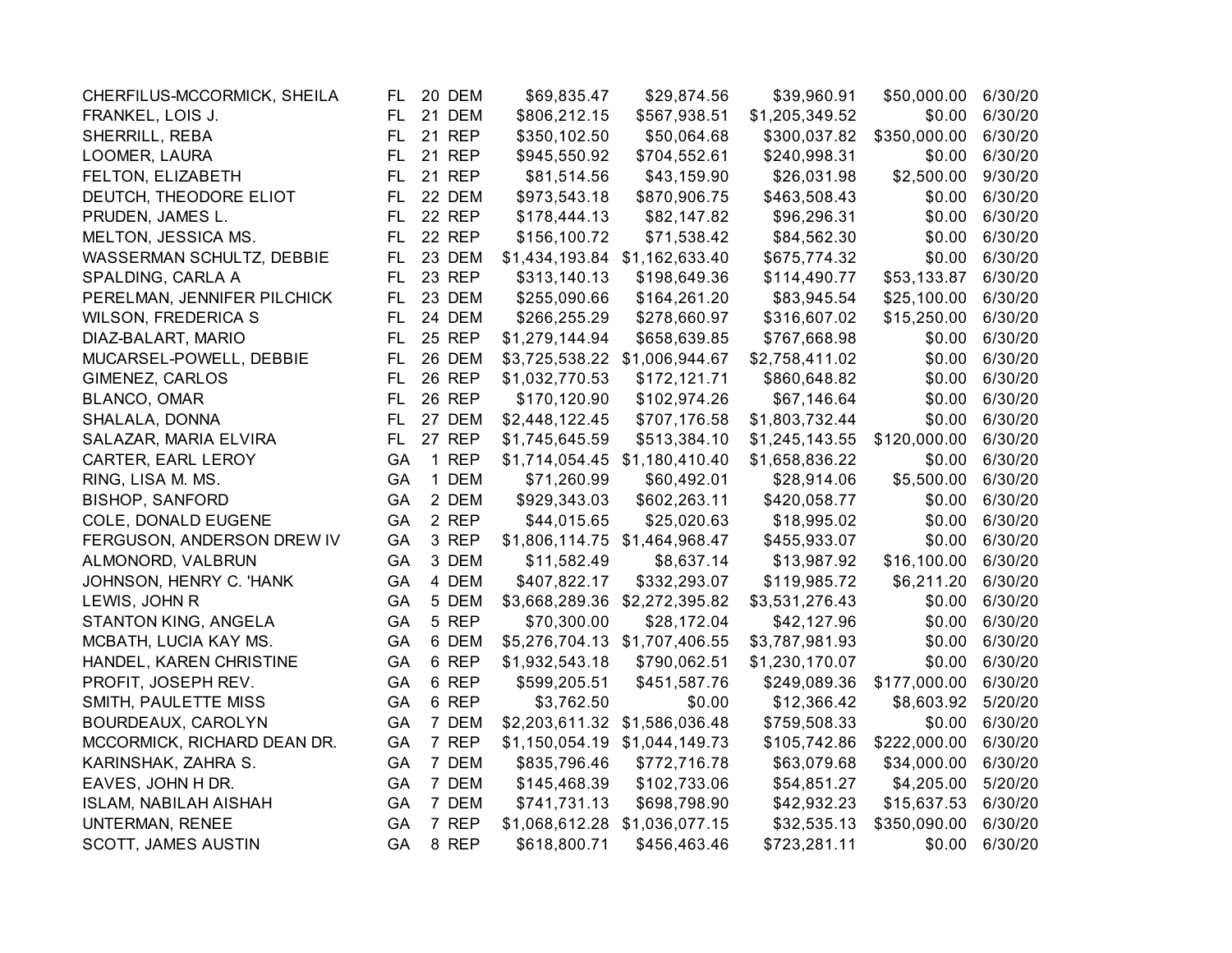| | | | | | | | | |
|---|---|---|---|---|---|---|---|---|
| CHERFILUS-MCCORMICK, SHEILA | FL | 20 | DEM | $69,835.47 | $29,874.56 | $39,960.91 | $50,000.00 | 6/30/20 |
| FRANKEL, LOIS J. | FL | 21 | DEM | $806,212.15 | $567,938.51 | $1,205,349.52 | $0.00 | 6/30/20 |
| SHERRILL, REBA | FL | 21 | REP | $350,102.50 | $50,064.68 | $300,037.82 | $350,000.00 | 6/30/20 |
| LOOMER, LAURA | FL | 21 | REP | $945,550.92 | $704,552.61 | $240,998.31 | $0.00 | 6/30/20 |
| FELTON, ELIZABETH | FL | 21 | REP | $81,514.56 | $43,159.90 | $26,031.98 | $2,500.00 | 9/30/20 |
| DEUTCH, THEODORE ELIOT | FL | 22 | DEM | $973,543.18 | $870,906.75 | $463,508.43 | $0.00 | 6/30/20 |
| PRUDEN, JAMES L. | FL | 22 | REP | $178,444.13 | $82,147.82 | $96,296.31 | $0.00 | 6/30/20 |
| MELTON, JESSICA MS. | FL | 22 | REP | $156,100.72 | $71,538.42 | $84,562.30 | $0.00 | 6/30/20 |
| WASSERMAN SCHULTZ, DEBBIE | FL | 23 | DEM | $1,434,193.84 | $1,162,633.40 | $675,774.32 | $0.00 | 6/30/20 |
| SPALDING, CARLA A | FL | 23 | REP | $313,140.13 | $198,649.36 | $114,490.77 | $53,133.87 | 6/30/20 |
| PERELMAN, JENNIFER PILCHICK | FL | 23 | DEM | $255,090.66 | $164,261.20 | $83,945.54 | $25,100.00 | 6/30/20 |
| WILSON, FREDERICA S | FL | 24 | DEM | $266,255.29 | $278,660.97 | $316,607.02 | $15,250.00 | 6/30/20 |
| DIAZ-BALART, MARIO | FL | 25 | REP | $1,279,144.94 | $658,639.85 | $767,668.98 | $0.00 | 6/30/20 |
| MUCARSEL-POWELL, DEBBIE | FL | 26 | DEM | $3,725,538.22 | $1,006,944.67 | $2,758,411.02 | $0.00 | 6/30/20 |
| GIMENEZ, CARLOS | FL | 26 | REP | $1,032,770.53 | $172,121.71 | $860,648.82 | $0.00 | 6/30/20 |
| BLANCO, OMAR | FL | 26 | REP | $170,120.90 | $102,974.26 | $67,146.64 | $0.00 | 6/30/20 |
| SHALALA, DONNA | FL | 27 | DEM | $2,448,122.45 | $707,176.58 | $1,803,732.44 | $0.00 | 6/30/20 |
| SALAZAR, MARIA ELVIRA | FL | 27 | REP | $1,745,645.59 | $513,384.10 | $1,245,143.55 | $120,000.00 | 6/30/20 |
| CARTER, EARL LEROY | GA | 1 | REP | $1,714,054.45 | $1,180,410.40 | $1,658,836.22 | $0.00 | 6/30/20 |
| RING, LISA M. MS. | GA | 1 | DEM | $71,260.99 | $60,492.01 | $28,914.06 | $5,500.00 | 6/30/20 |
| BISHOP, SANFORD | GA | 2 | DEM | $929,343.03 | $602,263.11 | $420,058.77 | $0.00 | 6/30/20 |
| COLE, DONALD EUGENE | GA | 2 | REP | $44,015.65 | $25,020.63 | $18,995.02 | $0.00 | 6/30/20 |
| FERGUSON, ANDERSON DREW IV | GA | 3 | REP | $1,806,114.75 | $1,464,968.47 | $455,933.07 | $0.00 | 6/30/20 |
| ALMONORD, VALBRUN | GA | 3 | DEM | $11,582.49 | $8,637.14 | $13,987.92 | $16,100.00 | 6/30/20 |
| JOHNSON, HENRY C. 'HANK | GA | 4 | DEM | $407,822.17 | $332,293.07 | $119,985.72 | $6,211.20 | 6/30/20 |
| LEWIS, JOHN R | GA | 5 | DEM | $3,668,289.36 | $2,272,395.82 | $3,531,276.43 | $0.00 | 6/30/20 |
| STANTON KING, ANGELA | GA | 5 | REP | $70,300.00 | $28,172.04 | $42,127.96 | $0.00 | 6/30/20 |
| MCBATH, LUCIA KAY MS. | GA | 6 | DEM | $5,276,704.13 | $1,707,406.55 | $3,787,981.93 | $0.00 | 6/30/20 |
| HANDEL, KAREN CHRISTINE | GA | 6 | REP | $1,932,543.18 | $790,062.51 | $1,230,170.07 | $0.00 | 6/30/20 |
| PROFIT, JOSEPH REV. | GA | 6 | REP | $599,205.51 | $451,587.76 | $249,089.36 | $177,000.00 | 6/30/20 |
| SMITH, PAULETTE MISS | GA | 6 | REP | $3,762.50 | $0.00 | $12,366.42 | $8,603.92 | 5/20/20 |
| BOURDEAUX, CAROLYN | GA | 7 | DEM | $2,203,611.32 | $1,586,036.48 | $759,508.33 | $0.00 | 6/30/20 |
| MCCORMICK, RICHARD DEAN DR. | GA | 7 | REP | $1,150,054.19 | $1,044,149.73 | $105,742.86 | $222,000.00 | 6/30/20 |
| KARINSHAK, ZAHRA S. | GA | 7 | DEM | $835,796.46 | $772,716.78 | $63,079.68 | $34,000.00 | 6/30/20 |
| EAVES, JOHN H DR. | GA | 7 | DEM | $145,468.39 | $102,733.06 | $54,851.27 | $4,205.00 | 5/20/20 |
| ISLAM, NABILAH AISHAH | GA | 7 | DEM | $741,731.13 | $698,798.90 | $42,932.23 | $15,637.53 | 6/30/20 |
| UNTERMAN, RENEE | GA | 7 | REP | $1,068,612.28 | $1,036,077.15 | $32,535.13 | $350,090.00 | 6/30/20 |
| SCOTT, JAMES AUSTIN | GA | 8 | REP | $618,800.71 | $456,463.46 | $723,281.11 | $0.00 | 6/30/20 |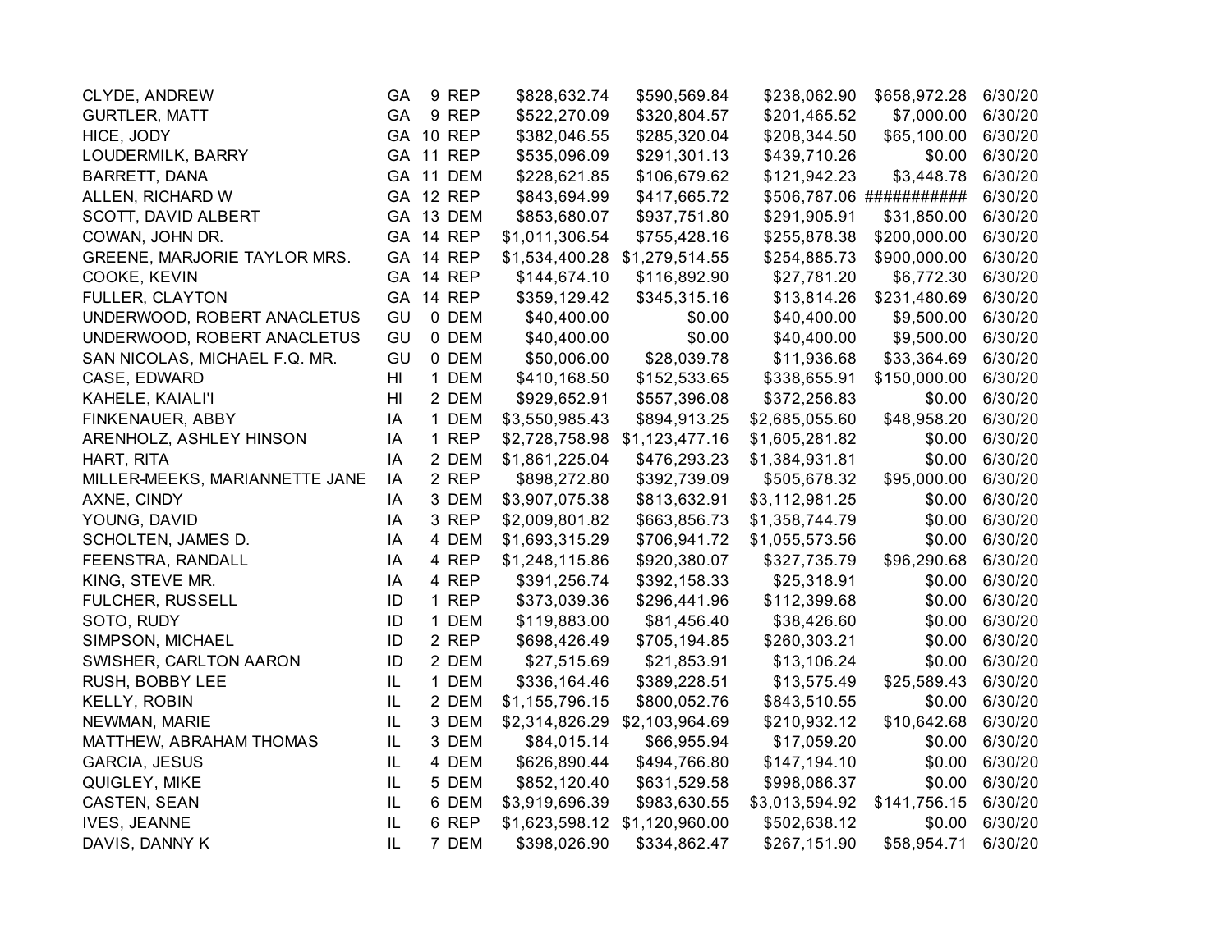| | | | | | | | | |
|---|---|---|---|---|---|---|---|---|
| CLYDE, ANDREW | GA | 9 | REP | $828,632.74 | $590,569.84 | $238,062.90 | $658,972.28 | 6/30/20 |
| GURTLER, MATT | GA | 9 | REP | $522,270.09 | $320,804.57 | $201,465.52 | $7,000.00 | 6/30/20 |
| HICE, JODY | GA | 10 | REP | $382,046.55 | $285,320.04 | $208,344.50 | $65,100.00 | 6/30/20 |
| LOUDERMILK, BARRY | GA | 11 | REP | $535,096.09 | $291,301.13 | $439,710.26 | $0.00 | 6/30/20 |
| BARRETT, DANA | GA | 11 | DEM | $228,621.85 | $106,679.62 | $121,942.23 | $3,448.78 | 6/30/20 |
| ALLEN, RICHARD W | GA | 12 | REP | $843,694.99 | $417,665.72 | $506,787.06 | ########### | 6/30/20 |
| SCOTT, DAVID ALBERT | GA | 13 | DEM | $853,680.07 | $937,751.80 | $291,905.91 | $31,850.00 | 6/30/20 |
| COWAN, JOHN DR. | GA | 14 | REP | $1,011,306.54 | $755,428.16 | $255,878.38 | $200,000.00 | 6/30/20 |
| GREENE, MARJORIE TAYLOR MRS. | GA | 14 | REP | $1,534,400.28 | $1,279,514.55 | $254,885.73 | $900,000.00 | 6/30/20 |
| COOKE, KEVIN | GA | 14 | REP | $144,674.10 | $116,892.90 | $27,781.20 | $6,772.30 | 6/30/20 |
| FULLER, CLAYTON | GA | 14 | REP | $359,129.42 | $345,315.16 | $13,814.26 | $231,480.69 | 6/30/20 |
| UNDERWOOD, ROBERT ANACLETUS | GU | 0 | DEM | $40,400.00 | $0.00 | $40,400.00 | $9,500.00 | 6/30/20 |
| UNDERWOOD, ROBERT ANACLETUS | GU | 0 | DEM | $40,400.00 | $0.00 | $40,400.00 | $9,500.00 | 6/30/20 |
| SAN NICOLAS, MICHAEL F.Q. MR. | GU | 0 | DEM | $50,006.00 | $28,039.78 | $11,936.68 | $33,364.69 | 6/30/20 |
| CASE, EDWARD | HI | 1 | DEM | $410,168.50 | $152,533.65 | $338,655.91 | $150,000.00 | 6/30/20 |
| KAHELE, KAIALI'I | HI | 2 | DEM | $929,652.91 | $557,396.08 | $372,256.83 | $0.00 | 6/30/20 |
| FINKENAUER, ABBY | IA | 1 | DEM | $3,550,985.43 | $894,913.25 | $2,685,055.60 | $48,958.20 | 6/30/20 |
| ARENHOLZ, ASHLEY HINSON | IA | 1 | REP | $2,728,758.98 | $1,123,477.16 | $1,605,281.82 | $0.00 | 6/30/20 |
| HART, RITA | IA | 2 | DEM | $1,861,225.04 | $476,293.23 | $1,384,931.81 | $0.00 | 6/30/20 |
| MILLER-MEEKS, MARIANNETTE JANE | IA | 2 | REP | $898,272.80 | $392,739.09 | $505,678.32 | $95,000.00 | 6/30/20 |
| AXNE, CINDY | IA | 3 | DEM | $3,907,075.38 | $813,632.91 | $3,112,981.25 | $0.00 | 6/30/20 |
| YOUNG, DAVID | IA | 3 | REP | $2,009,801.82 | $663,856.73 | $1,358,744.79 | $0.00 | 6/30/20 |
| SCHOLTEN, JAMES D. | IA | 4 | DEM | $1,693,315.29 | $706,941.72 | $1,055,573.56 | $0.00 | 6/30/20 |
| FEENSTRA, RANDALL | IA | 4 | REP | $1,248,115.86 | $920,380.07 | $327,735.79 | $96,290.68 | 6/30/20 |
| KING, STEVE MR. | IA | 4 | REP | $391,256.74 | $392,158.33 | $25,318.91 | $0.00 | 6/30/20 |
| FULCHER, RUSSELL | ID | 1 | REP | $373,039.36 | $296,441.96 | $112,399.68 | $0.00 | 6/30/20 |
| SOTO, RUDY | ID | 1 | DEM | $119,883.00 | $81,456.40 | $38,426.60 | $0.00 | 6/30/20 |
| SIMPSON, MICHAEL | ID | 2 | REP | $698,426.49 | $705,194.85 | $260,303.21 | $0.00 | 6/30/20 |
| SWISHER, CARLTON AARON | ID | 2 | DEM | $27,515.69 | $21,853.91 | $13,106.24 | $0.00 | 6/30/20 |
| RUSH, BOBBY LEE | IL | 1 | DEM | $336,164.46 | $389,228.51 | $13,575.49 | $25,589.43 | 6/30/20 |
| KELLY, ROBIN | IL | 2 | DEM | $1,155,796.15 | $800,052.76 | $843,510.55 | $0.00 | 6/30/20 |
| NEWMAN, MARIE | IL | 3 | DEM | $2,314,826.29 | $2,103,964.69 | $210,932.12 | $10,642.68 | 6/30/20 |
| MATTHEW, ABRAHAM THOMAS | IL | 3 | DEM | $84,015.14 | $66,955.94 | $17,059.20 | $0.00 | 6/30/20 |
| GARCIA, JESUS | IL | 4 | DEM | $626,890.44 | $494,766.80 | $147,194.10 | $0.00 | 6/30/20 |
| QUIGLEY, MIKE | IL | 5 | DEM | $852,120.40 | $631,529.58 | $998,086.37 | $0.00 | 6/30/20 |
| CASTEN, SEAN | IL | 6 | DEM | $3,919,696.39 | $983,630.55 | $3,013,594.92 | $141,756.15 | 6/30/20 |
| IVES, JEANNE | IL | 6 | REP | $1,623,598.12 | $1,120,960.00 | $502,638.12 | $0.00 | 6/30/20 |
| DAVIS, DANNY K | IL | 7 | DEM | $398,026.90 | $334,862.47 | $267,151.90 | $58,954.71 | 6/30/20 |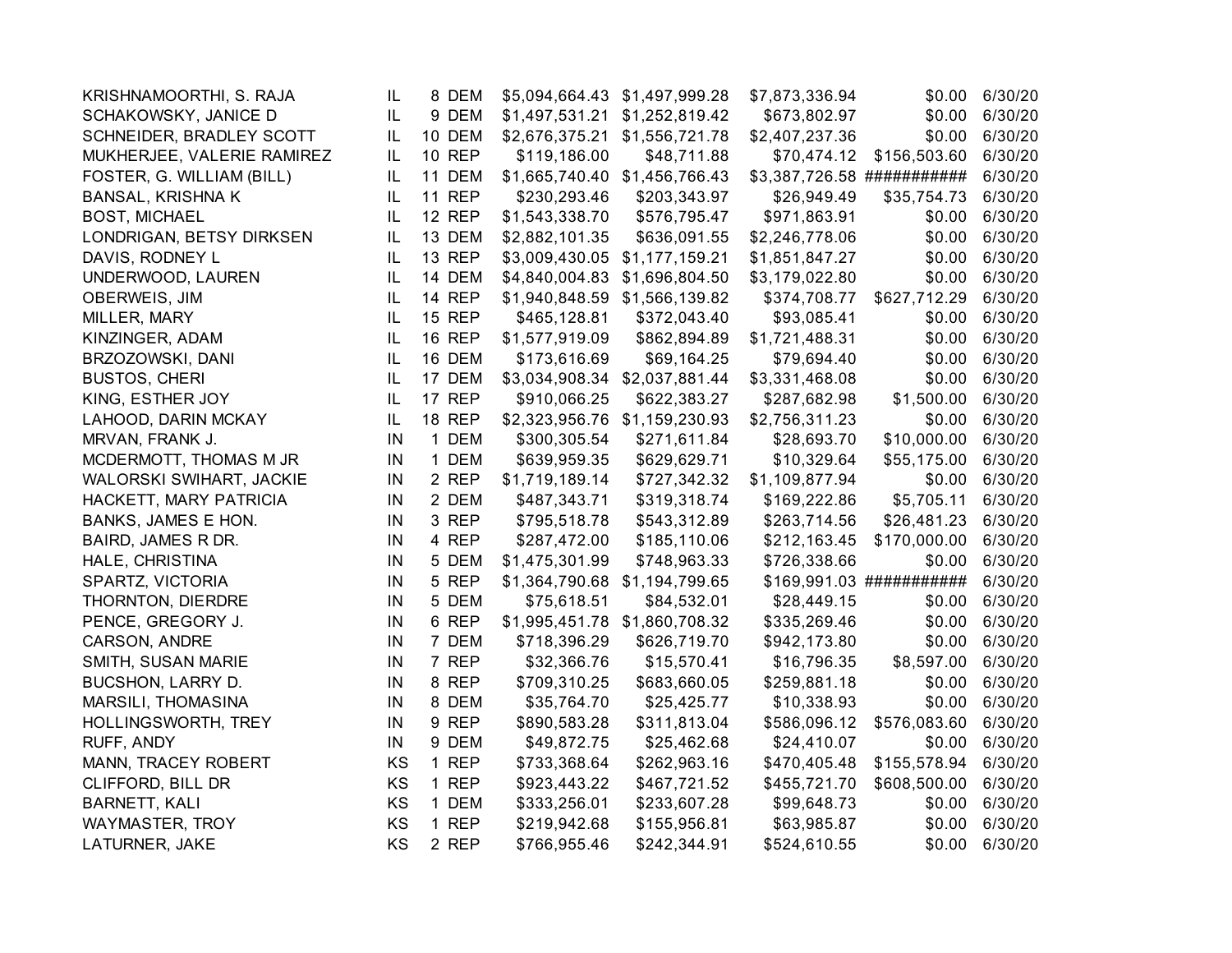| | | | | | | | | |
|---|---|---|---|---|---|---|---|---|
| KRISHNAMOORTHI, S. RAJA | IL | 8 | DEM | $5,094,664.43 | $1,497,999.28 | $7,873,336.94 | $0.00 | 6/30/20 |
| SCHAKOWSKY, JANICE D | IL | 9 | DEM | $1,497,531.21 | $1,252,819.42 | $673,802.97 | $0.00 | 6/30/20 |
| SCHNEIDER, BRADLEY SCOTT | IL | 10 | DEM | $2,676,375.21 | $1,556,721.78 | $2,407,237.36 | $0.00 | 6/30/20 |
| MUKHERJEE, VALERIE RAMIREZ | IL | 10 | REP | $119,186.00 | $48,711.88 | $70,474.12 | $156,503.60 | 6/30/20 |
| FOSTER, G. WILLIAM (BILL) | IL | 11 | DEM | $1,665,740.40 | $1,456,766.43 | $3,387,726.58 | ########### | 6/30/20 |
| BANSAL, KRISHNA K | IL | 11 | REP | $230,293.46 | $203,343.97 | $26,949.49 | $35,754.73 | 6/30/20 |
| BOST, MICHAEL | IL | 12 | REP | $1,543,338.70 | $576,795.47 | $971,863.91 | $0.00 | 6/30/20 |
| LONDRIGAN, BETSY DIRKSEN | IL | 13 | DEM | $2,882,101.35 | $636,091.55 | $2,246,778.06 | $0.00 | 6/30/20 |
| DAVIS, RODNEY L | IL | 13 | REP | $3,009,430.05 | $1,177,159.21 | $1,851,847.27 | $0.00 | 6/30/20 |
| UNDERWOOD, LAUREN | IL | 14 | DEM | $4,840,004.83 | $1,696,804.50 | $3,179,022.80 | $0.00 | 6/30/20 |
| OBERWEIS, JIM | IL | 14 | REP | $1,940,848.59 | $1,566,139.82 | $374,708.77 | $627,712.29 | 6/30/20 |
| MILLER, MARY | IL | 15 | REP | $465,128.81 | $372,043.40 | $93,085.41 | $0.00 | 6/30/20 |
| KINZINGER, ADAM | IL | 16 | REP | $1,577,919.09 | $862,894.89 | $1,721,488.31 | $0.00 | 6/30/20 |
| BRZOZOWSKI, DANI | IL | 16 | DEM | $173,616.69 | $69,164.25 | $79,694.40 | $0.00 | 6/30/20 |
| BUSTOS, CHERI | IL | 17 | DEM | $3,034,908.34 | $2,037,881.44 | $3,331,468.08 | $0.00 | 6/30/20 |
| KING, ESTHER JOY | IL | 17 | REP | $910,066.25 | $622,383.27 | $287,682.98 | $1,500.00 | 6/30/20 |
| LAHOOD, DARIN MCKAY | IL | 18 | REP | $2,323,956.76 | $1,159,230.93 | $2,756,311.23 | $0.00 | 6/30/20 |
| MRVAN, FRANK J. | IN | 1 | DEM | $300,305.54 | $271,611.84 | $28,693.70 | $10,000.00 | 6/30/20 |
| MCDERMOTT, THOMAS M JR | IN | 1 | DEM | $639,959.35 | $629,629.71 | $10,329.64 | $55,175.00 | 6/30/20 |
| WALORSKI SWIHART, JACKIE | IN | 2 | REP | $1,719,189.14 | $727,342.32 | $1,109,877.94 | $0.00 | 6/30/20 |
| HACKETT, MARY PATRICIA | IN | 2 | DEM | $487,343.71 | $319,318.74 | $169,222.86 | $5,705.11 | 6/30/20 |
| BANKS, JAMES E HON. | IN | 3 | REP | $795,518.78 | $543,312.89 | $263,714.56 | $26,481.23 | 6/30/20 |
| BAIRD, JAMES R DR. | IN | 4 | REP | $287,472.00 | $185,110.06 | $212,163.45 | $170,000.00 | 6/30/20 |
| HALE, CHRISTINA | IN | 5 | DEM | $1,475,301.99 | $748,963.33 | $726,338.66 | $0.00 | 6/30/20 |
| SPARTZ, VICTORIA | IN | 5 | REP | $1,364,790.68 | $1,194,799.65 | $169,991.03 | ########### | 6/30/20 |
| THORNTON, DIERDRE | IN | 5 | DEM | $75,618.51 | $84,532.01 | $28,449.15 | $0.00 | 6/30/20 |
| PENCE, GREGORY J. | IN | 6 | REP | $1,995,451.78 | $1,860,708.32 | $335,269.46 | $0.00 | 6/30/20 |
| CARSON, ANDRE | IN | 7 | DEM | $718,396.29 | $626,719.70 | $942,173.80 | $0.00 | 6/30/20 |
| SMITH, SUSAN MARIE | IN | 7 | REP | $32,366.76 | $15,570.41 | $16,796.35 | $8,597.00 | 6/30/20 |
| BUCSHON, LARRY D. | IN | 8 | REP | $709,310.25 | $683,660.05 | $259,881.18 | $0.00 | 6/30/20 |
| MARSILI, THOMASINA | IN | 8 | DEM | $35,764.70 | $25,425.77 | $10,338.93 | $0.00 | 6/30/20 |
| HOLLINGSWORTH, TREY | IN | 9 | REP | $890,583.28 | $311,813.04 | $586,096.12 | $576,083.60 | 6/30/20 |
| RUFF, ANDY | IN | 9 | DEM | $49,872.75 | $25,462.68 | $24,410.07 | $0.00 | 6/30/20 |
| MANN, TRACEY ROBERT | KS | 1 | REP | $733,368.64 | $262,963.16 | $470,405.48 | $155,578.94 | 6/30/20 |
| CLIFFORD, BILL DR | KS | 1 | REP | $923,443.22 | $467,721.52 | $455,721.70 | $608,500.00 | 6/30/20 |
| BARNETT, KALI | KS | 1 | DEM | $333,256.01 | $233,607.28 | $99,648.73 | $0.00 | 6/30/20 |
| WAYMASTER, TROY | KS | 1 | REP | $219,942.68 | $155,956.81 | $63,985.87 | $0.00 | 6/30/20 |
| LATURNER, JAKE | KS | 2 | REP | $766,955.46 | $242,344.91 | $524,610.55 | $0.00 | 6/30/20 |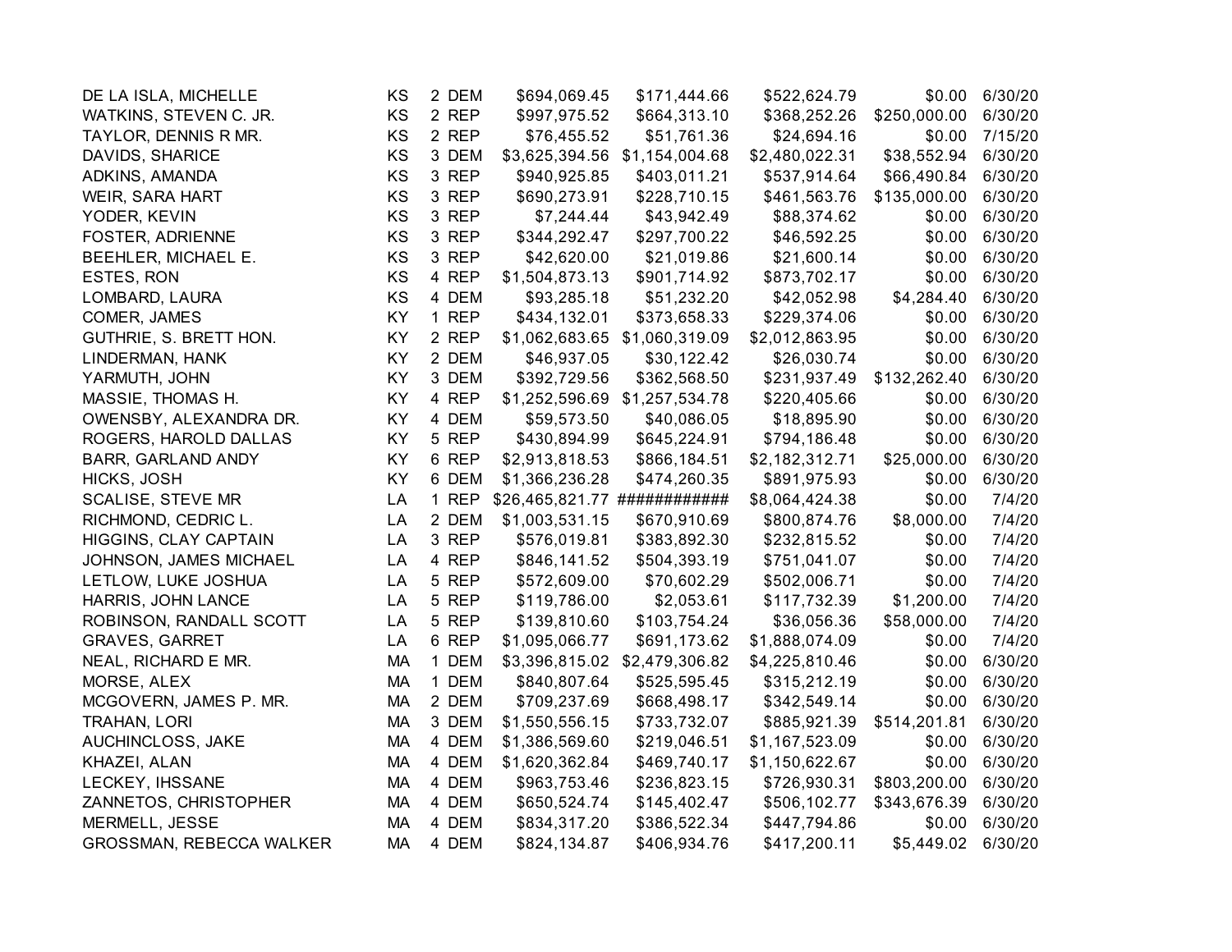| | | | | | | | | |
|---|---|---|---|---|---|---|---|---|
| DE LA ISLA, MICHELLE | KS | 2 | DEM | $694,069.45 | $171,444.66 | $522,624.79 | $0.00 | 6/30/20 |
| WATKINS, STEVEN C. JR. | KS | 2 | REP | $997,975.52 | $664,313.10 | $368,252.26 | $250,000.00 | 6/30/20 |
| TAYLOR, DENNIS R MR. | KS | 2 | REP | $76,455.52 | $51,761.36 | $24,694.16 | $0.00 | 7/15/20 |
| DAVIDS, SHARICE | KS | 3 | DEM | $3,625,394.56 | $1,154,004.68 | $2,480,022.31 | $38,552.94 | 6/30/20 |
| ADKINS, AMANDA | KS | 3 | REP | $940,925.85 | $403,011.21 | $537,914.64 | $66,490.84 | 6/30/20 |
| WEIR, SARA HART | KS | 3 | REP | $690,273.91 | $228,710.15 | $461,563.76 | $135,000.00 | 6/30/20 |
| YODER, KEVIN | KS | 3 | REP | $7,244.44 | $43,942.49 | $88,374.62 | $0.00 | 6/30/20 |
| FOSTER, ADRIENNE | KS | 3 | REP | $344,292.47 | $297,700.22 | $46,592.25 | $0.00 | 6/30/20 |
| BEEHLER, MICHAEL E. | KS | 3 | REP | $42,620.00 | $21,019.86 | $21,600.14 | $0.00 | 6/30/20 |
| ESTES, RON | KS | 4 | REP | $1,504,873.13 | $901,714.92 | $873,702.17 | $0.00 | 6/30/20 |
| LOMBARD, LAURA | KS | 4 | DEM | $93,285.18 | $51,232.20 | $42,052.98 | $4,284.40 | 6/30/20 |
| COMER, JAMES | KY | 1 | REP | $434,132.01 | $373,658.33 | $229,374.06 | $0.00 | 6/30/20 |
| GUTHRIE, S. BRETT HON. | KY | 2 | REP | $1,062,683.65 | $1,060,319.09 | $2,012,863.95 | $0.00 | 6/30/20 |
| LINDERMAN, HANK | KY | 2 | DEM | $46,937.05 | $30,122.42 | $26,030.74 | $0.00 | 6/30/20 |
| YARMUTH, JOHN | KY | 3 | DEM | $392,729.56 | $362,568.50 | $231,937.49 | $132,262.40 | 6/30/20 |
| MASSIE, THOMAS H. | KY | 4 | REP | $1,252,596.69 | $1,257,534.78 | $220,405.66 | $0.00 | 6/30/20 |
| OWENSBY, ALEXANDRA DR. | KY | 4 | DEM | $59,573.50 | $40,086.05 | $18,895.90 | $0.00 | 6/30/20 |
| ROGERS, HAROLD DALLAS | KY | 5 | REP | $430,894.99 | $645,224.91 | $794,186.48 | $0.00 | 6/30/20 |
| BARR, GARLAND ANDY | KY | 6 | REP | $2,913,818.53 | $866,184.51 | $2,182,312.71 | $25,000.00 | 6/30/20 |
| HICKS, JOSH | KY | 6 | DEM | $1,366,236.28 | $474,260.35 | $891,975.93 | $0.00 | 6/30/20 |
| SCALISE, STEVE MR | LA | 1 | REP | $26,465,821.77 | ############ | $8,064,424.38 | $0.00 | 7/4/20 |
| RICHMOND, CEDRIC L. | LA | 2 | DEM | $1,003,531.15 | $670,910.69 | $800,874.76 | $8,000.00 | 7/4/20 |
| HIGGINS, CLAY CAPTAIN | LA | 3 | REP | $576,019.81 | $383,892.30 | $232,815.52 | $0.00 | 7/4/20 |
| JOHNSON, JAMES MICHAEL | LA | 4 | REP | $846,141.52 | $504,393.19 | $751,041.07 | $0.00 | 7/4/20 |
| LETLOW, LUKE JOSHUA | LA | 5 | REP | $572,609.00 | $70,602.29 | $502,006.71 | $0.00 | 7/4/20 |
| HARRIS, JOHN LANCE | LA | 5 | REP | $119,786.00 | $2,053.61 | $117,732.39 | $1,200.00 | 7/4/20 |
| ROBINSON, RANDALL SCOTT | LA | 5 | REP | $139,810.60 | $103,754.24 | $36,056.36 | $58,000.00 | 7/4/20 |
| GRAVES, GARRET | LA | 6 | REP | $1,095,066.77 | $691,173.62 | $1,888,074.09 | $0.00 | 7/4/20 |
| NEAL, RICHARD E MR. | MA | 1 | DEM | $3,396,815.02 | $2,479,306.82 | $4,225,810.46 | $0.00 | 6/30/20 |
| MORSE, ALEX | MA | 1 | DEM | $840,807.64 | $525,595.45 | $315,212.19 | $0.00 | 6/30/20 |
| MCGOVERN, JAMES P. MR. | MA | 2 | DEM | $709,237.69 | $668,498.17 | $342,549.14 | $0.00 | 6/30/20 |
| TRAHAN, LORI | MA | 3 | DEM | $1,550,556.15 | $733,732.07 | $885,921.39 | $514,201.81 | 6/30/20 |
| AUCHINCLOSS, JAKE | MA | 4 | DEM | $1,386,569.60 | $219,046.51 | $1,167,523.09 | $0.00 | 6/30/20 |
| KHAZEI, ALAN | MA | 4 | DEM | $1,620,362.84 | $469,740.17 | $1,150,622.67 | $0.00 | 6/30/20 |
| LECKEY, IHSSANE | MA | 4 | DEM | $963,753.46 | $236,823.15 | $726,930.31 | $803,200.00 | 6/30/20 |
| ZANNETOS, CHRISTOPHER | MA | 4 | DEM | $650,524.74 | $145,402.47 | $506,102.77 | $343,676.39 | 6/30/20 |
| MERMELL, JESSE | MA | 4 | DEM | $834,317.20 | $386,522.34 | $447,794.86 | $0.00 | 6/30/20 |
| GROSSMAN, REBECCA WALKER | MA | 4 | DEM | $824,134.87 | $406,934.76 | $417,200.11 | $5,449.02 | 6/30/20 |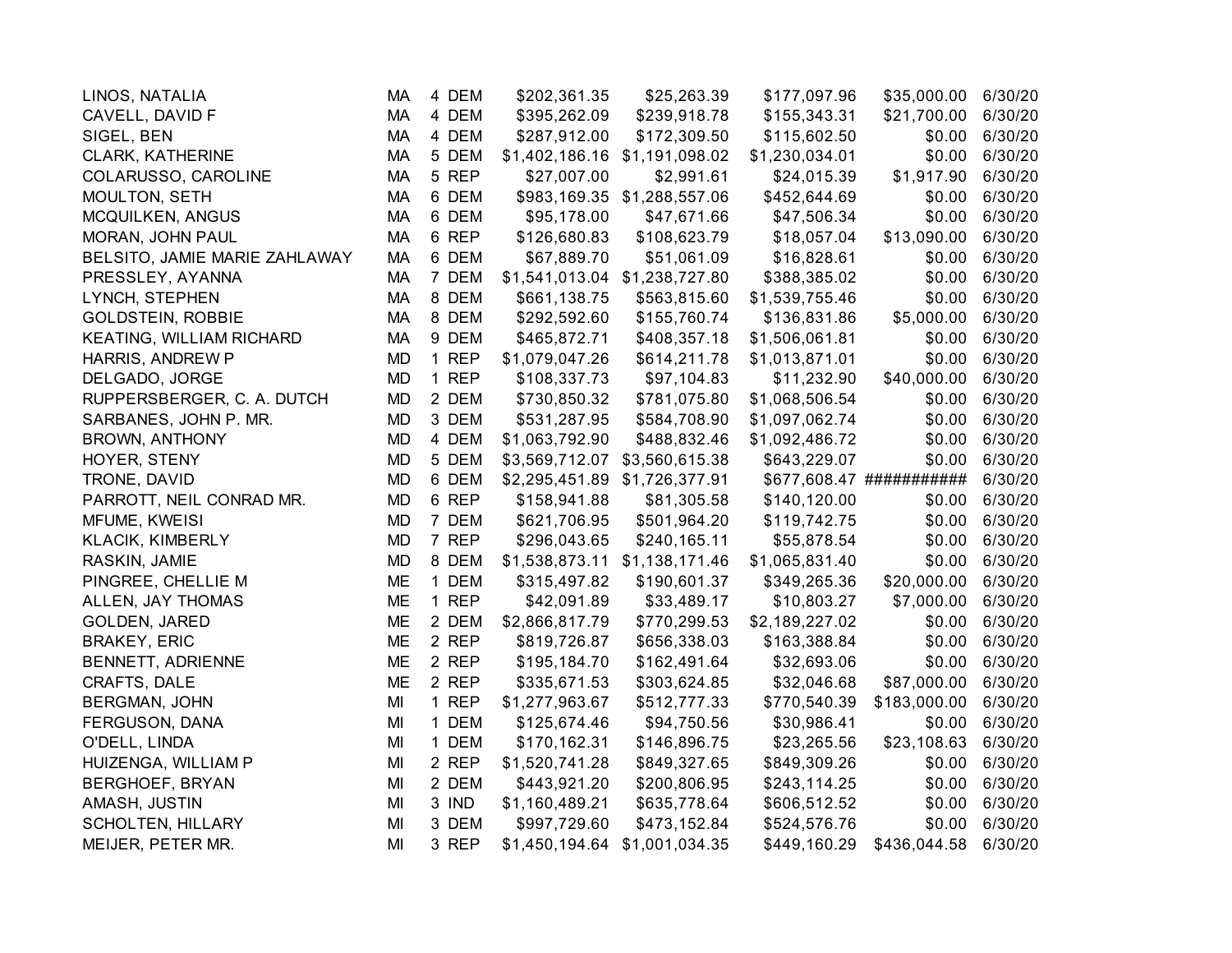| | | | | | | | | |
|---|---|---|---|---|---|---|---|---|
| LINOS, NATALIA | MA | 4 | DEM | $202,361.35 | $25,263.39 | $177,097.96 | $35,000.00 | 6/30/20 |
| CAVELL, DAVID F | MA | 4 | DEM | $395,262.09 | $239,918.78 | $155,343.31 | $21,700.00 | 6/30/20 |
| SIGEL, BEN | MA | 4 | DEM | $287,912.00 | $172,309.50 | $115,602.50 | $0.00 | 6/30/20 |
| CLARK, KATHERINE | MA | 5 | DEM | $1,402,186.16 | $1,191,098.02 | $1,230,034.01 | $0.00 | 6/30/20 |
| COLARUSSO, CAROLINE | MA | 5 | REP | $27,007.00 | $2,991.61 | $24,015.39 | $1,917.90 | 6/30/20 |
| MOULTON, SETH | MA | 6 | DEM | $983,169.35 | $1,288,557.06 | $452,644.69 | $0.00 | 6/30/20 |
| MCQUILKEN, ANGUS | MA | 6 | DEM | $95,178.00 | $47,671.66 | $47,506.34 | $0.00 | 6/30/20 |
| MORAN, JOHN PAUL | MA | 6 | REP | $126,680.83 | $108,623.79 | $18,057.04 | $13,090.00 | 6/30/20 |
| BELSITO, JAMIE MARIE ZAHLAWAY | MA | 6 | DEM | $67,889.70 | $51,061.09 | $16,828.61 | $0.00 | 6/30/20 |
| PRESSLEY, AYANNA | MA | 7 | DEM | $1,541,013.04 | $1,238,727.80 | $388,385.02 | $0.00 | 6/30/20 |
| LYNCH, STEPHEN | MA | 8 | DEM | $661,138.75 | $563,815.60 | $1,539,755.46 | $0.00 | 6/30/20 |
| GOLDSTEIN, ROBBIE | MA | 8 | DEM | $292,592.60 | $155,760.74 | $136,831.86 | $5,000.00 | 6/30/20 |
| KEATING, WILLIAM RICHARD | MA | 9 | DEM | $465,872.71 | $408,357.18 | $1,506,061.81 | $0.00 | 6/30/20 |
| HARRIS, ANDREW P | MD | 1 | REP | $1,079,047.26 | $614,211.78 | $1,013,871.01 | $0.00 | 6/30/20 |
| DELGADO, JORGE | MD | 1 | REP | $108,337.73 | $97,104.83 | $11,232.90 | $40,000.00 | 6/30/20 |
| RUPPERSBERGER, C. A. DUTCH | MD | 2 | DEM | $730,850.32 | $781,075.80 | $1,068,506.54 | $0.00 | 6/30/20 |
| SARBANES, JOHN P. MR. | MD | 3 | DEM | $531,287.95 | $584,708.90 | $1,097,062.74 | $0.00 | 6/30/20 |
| BROWN, ANTHONY | MD | 4 | DEM | $1,063,792.90 | $488,832.46 | $1,092,486.72 | $0.00 | 6/30/20 |
| HOYER, STENY | MD | 5 | DEM | $3,569,712.07 | $3,560,615.38 | $643,229.07 | $0.00 | 6/30/20 |
| TRONE, DAVID | MD | 6 | DEM | $2,295,451.89 | $1,726,377.91 | $677,608.47 | ########### | 6/30/20 |
| PARROTT, NEIL CONRAD MR. | MD | 6 | REP | $158,941.88 | $81,305.58 | $140,120.00 | $0.00 | 6/30/20 |
| MFUME, KWEISI | MD | 7 | DEM | $621,706.95 | $501,964.20 | $119,742.75 | $0.00 | 6/30/20 |
| KLACIK, KIMBERLY | MD | 7 | REP | $296,043.65 | $240,165.11 | $55,878.54 | $0.00 | 6/30/20 |
| RASKIN, JAMIE | MD | 8 | DEM | $1,538,873.11 | $1,138,171.46 | $1,065,831.40 | $0.00 | 6/30/20 |
| PINGREE, CHELLIE M | ME | 1 | DEM | $315,497.82 | $190,601.37 | $349,265.36 | $20,000.00 | 6/30/20 |
| ALLEN, JAY THOMAS | ME | 1 | REP | $42,091.89 | $33,489.17 | $10,803.27 | $7,000.00 | 6/30/20 |
| GOLDEN, JARED | ME | 2 | DEM | $2,866,817.79 | $770,299.53 | $2,189,227.02 | $0.00 | 6/30/20 |
| BRAKEY, ERIC | ME | 2 | REP | $819,726.87 | $656,338.03 | $163,388.84 | $0.00 | 6/30/20 |
| BENNETT, ADRIENNE | ME | 2 | REP | $195,184.70 | $162,491.64 | $32,693.06 | $0.00 | 6/30/20 |
| CRAFTS, DALE | ME | 2 | REP | $335,671.53 | $303,624.85 | $32,046.68 | $87,000.00 | 6/30/20 |
| BERGMAN, JOHN | MI | 1 | REP | $1,277,963.67 | $512,777.33 | $770,540.39 | $183,000.00 | 6/30/20 |
| FERGUSON, DANA | MI | 1 | DEM | $125,674.46 | $94,750.56 | $30,986.41 | $0.00 | 6/30/20 |
| O'DELL, LINDA | MI | 1 | DEM | $170,162.31 | $146,896.75 | $23,265.56 | $23,108.63 | 6/30/20 |
| HUIZENGA, WILLIAM P | MI | 2 | REP | $1,520,741.28 | $849,327.65 | $849,309.26 | $0.00 | 6/30/20 |
| BERGHOEF, BRYAN | MI | 2 | DEM | $443,921.20 | $200,806.95 | $243,114.25 | $0.00 | 6/30/20 |
| AMASH, JUSTIN | MI | 3 | IND | $1,160,489.21 | $635,778.64 | $606,512.52 | $0.00 | 6/30/20 |
| SCHOLTEN, HILLARY | MI | 3 | DEM | $997,729.60 | $473,152.84 | $524,576.76 | $0.00 | 6/30/20 |
| MEIJER, PETER MR. | MI | 3 | REP | $1,450,194.64 | $1,001,034.35 | $449,160.29 | $436,044.58 | 6/30/20 |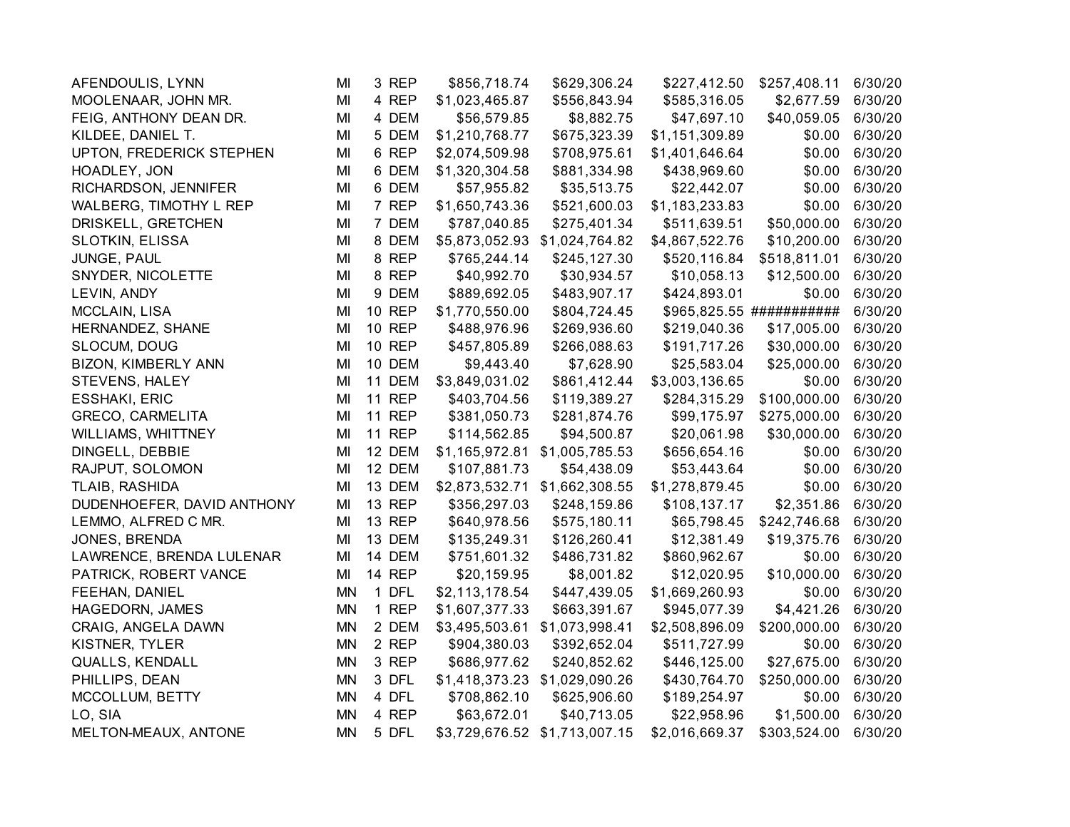| | | | | | | | | |
|---|---|---|---|---|---|---|---|---|
| AFENDOULIS, LYNN | MI | 3 | REP | $856,718.74 | $629,306.24 | $227,412.50 | $257,408.11 | 6/30/20 |
| MOOLENAAR, JOHN MR. | MI | 4 | REP | $1,023,465.87 | $556,843.94 | $585,316.05 | $2,677.59 | 6/30/20 |
| FEIG, ANTHONY DEAN DR. | MI | 4 | DEM | $56,579.85 | $8,882.75 | $47,697.10 | $40,059.05 | 6/30/20 |
| KILDEE, DANIEL T. | MI | 5 | DEM | $1,210,768.77 | $675,323.39 | $1,151,309.89 | $0.00 | 6/30/20 |
| UPTON, FREDERICK STEPHEN | MI | 6 | REP | $2,074,509.98 | $708,975.61 | $1,401,646.64 | $0.00 | 6/30/20 |
| HOADLEY, JON | MI | 6 | DEM | $1,320,304.58 | $881,334.98 | $438,969.60 | $0.00 | 6/30/20 |
| RICHARDSON, JENNIFER | MI | 6 | DEM | $57,955.82 | $35,513.75 | $22,442.07 | $0.00 | 6/30/20 |
| WALBERG, TIMOTHY L REP | MI | 7 | REP | $1,650,743.36 | $521,600.03 | $1,183,233.83 | $0.00 | 6/30/20 |
| DRISKELL, GRETCHEN | MI | 7 | DEM | $787,040.85 | $275,401.34 | $511,639.51 | $50,000.00 | 6/30/20 |
| SLOTKIN, ELISSA | MI | 8 | DEM | $5,873,052.93 | $1,024,764.82 | $4,867,522.76 | $10,200.00 | 6/30/20 |
| JUNGE, PAUL | MI | 8 | REP | $765,244.14 | $245,127.30 | $520,116.84 | $518,811.01 | 6/30/20 |
| SNYDER, NICOLETTE | MI | 8 | REP | $40,992.70 | $30,934.57 | $10,058.13 | $12,500.00 | 6/30/20 |
| LEVIN, ANDY | MI | 9 | DEM | $889,692.05 | $483,907.17 | $424,893.01 | $0.00 | 6/30/20 |
| MCCLAIN, LISA | MI | 10 | REP | $1,770,550.00 | $804,724.45 | $965,825.55 | ########### | 6/30/20 |
| HERNANDEZ, SHANE | MI | 10 | REP | $488,976.96 | $269,936.60 | $219,040.36 | $17,005.00 | 6/30/20 |
| SLOCUM, DOUG | MI | 10 | REP | $457,805.89 | $266,088.63 | $191,717.26 | $30,000.00 | 6/30/20 |
| BIZON, KIMBERLY ANN | MI | 10 | DEM | $9,443.40 | $7,628.90 | $25,583.04 | $25,000.00 | 6/30/20 |
| STEVENS, HALEY | MI | 11 | DEM | $3,849,031.02 | $861,412.44 | $3,003,136.65 | $0.00 | 6/30/20 |
| ESSHAKI, ERIC | MI | 11 | REP | $403,704.56 | $119,389.27 | $284,315.29 | $100,000.00 | 6/30/20 |
| GRECO, CARMELITA | MI | 11 | REP | $381,050.73 | $281,874.76 | $99,175.97 | $275,000.00 | 6/30/20 |
| WILLIAMS, WHITTNEY | MI | 11 | REP | $114,562.85 | $94,500.87 | $20,061.98 | $30,000.00 | 6/30/20 |
| DINGELL, DEBBIE | MI | 12 | DEM | $1,165,972.81 | $1,005,785.53 | $656,654.16 | $0.00 | 6/30/20 |
| RAJPUT, SOLOMON | MI | 12 | DEM | $107,881.73 | $54,438.09 | $53,443.64 | $0.00 | 6/30/20 |
| TLAIB, RASHIDA | MI | 13 | DEM | $2,873,532.71 | $1,662,308.55 | $1,278,879.45 | $0.00 | 6/30/20 |
| DUDENHOEFER, DAVID ANTHONY | MI | 13 | REP | $356,297.03 | $248,159.86 | $108,137.17 | $2,351.86 | 6/30/20 |
| LEMMO, ALFRED C MR. | MI | 13 | REP | $640,978.56 | $575,180.11 | $65,798.45 | $242,746.68 | 6/30/20 |
| JONES, BRENDA | MI | 13 | DEM | $135,249.31 | $126,260.41 | $12,381.49 | $19,375.76 | 6/30/20 |
| LAWRENCE, BRENDA LULENAR | MI | 14 | DEM | $751,601.32 | $486,731.82 | $860,962.67 | $0.00 | 6/30/20 |
| PATRICK, ROBERT VANCE | MI | 14 | REP | $20,159.95 | $8,001.82 | $12,020.95 | $10,000.00 | 6/30/20 |
| FEEHAN, DANIEL | MN | 1 | DFL | $2,113,178.54 | $447,439.05 | $1,669,260.93 | $0.00 | 6/30/20 |
| HAGEDORN, JAMES | MN | 1 | REP | $1,607,377.33 | $663,391.67 | $945,077.39 | $4,421.26 | 6/30/20 |
| CRAIG, ANGELA DAWN | MN | 2 | DEM | $3,495,503.61 | $1,073,998.41 | $2,508,896.09 | $200,000.00 | 6/30/20 |
| KISTNER, TYLER | MN | 2 | REP | $904,380.03 | $392,652.04 | $511,727.99 | $0.00 | 6/30/20 |
| QUALLS, KENDALL | MN | 3 | REP | $686,977.62 | $240,852.62 | $446,125.00 | $27,675.00 | 6/30/20 |
| PHILLIPS, DEAN | MN | 3 | DFL | $1,418,373.23 | $1,029,090.26 | $430,764.70 | $250,000.00 | 6/30/20 |
| MCCOLLUM, BETTY | MN | 4 | DFL | $708,862.10 | $625,906.60 | $189,254.97 | $0.00 | 6/30/20 |
| LO, SIA | MN | 4 | REP | $63,672.01 | $40,713.05 | $22,958.96 | $1,500.00 | 6/30/20 |
| MELTON-MEAUX, ANTONE | MN | 5 | DFL | $3,729,676.52 | $1,713,007.15 | $2,016,669.37 | $303,524.00 | 6/30/20 |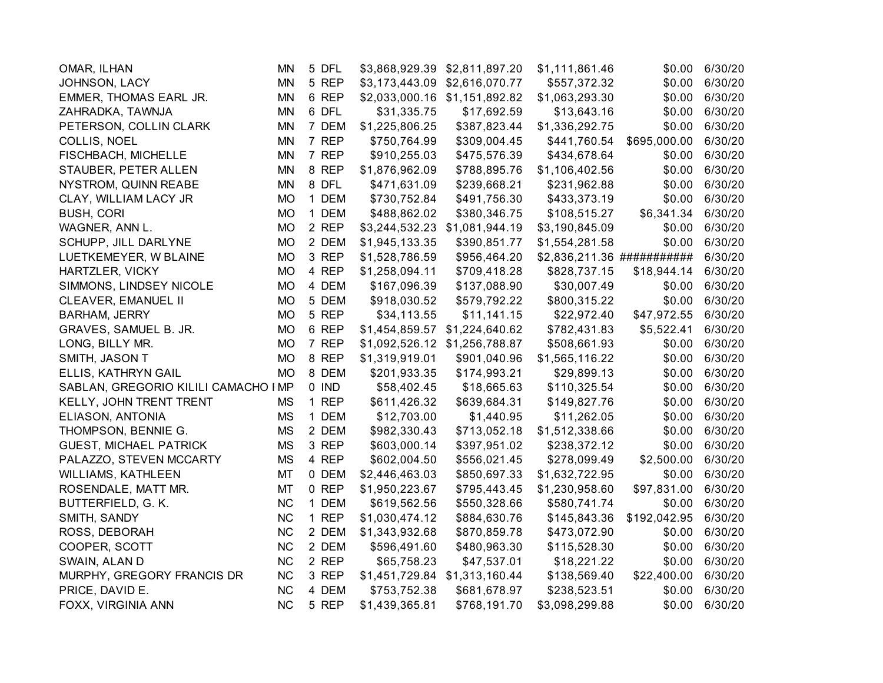| | | | | | | | | |
|---|---|---|---|---|---|---|---|---|
| OMAR, ILHAN | MN | 5 | DFL | $3,868,929.39 | $2,811,897.20 | $1,111,861.46 | $0.00 | 6/30/20 |
| JOHNSON, LACY | MN | 5 | REP | $3,173,443.09 | $2,616,070.77 | $557,372.32 | $0.00 | 6/30/20 |
| EMMER, THOMAS EARL JR. | MN | 6 | REP | $2,033,000.16 | $1,151,892.82 | $1,063,293.30 | $0.00 | 6/30/20 |
| ZAHRADKA, TAWNJA | MN | 6 | DFL | $31,335.75 | $17,692.59 | $13,643.16 | $0.00 | 6/30/20 |
| PETERSON, COLLIN CLARK | MN | 7 | DEM | $1,225,806.25 | $387,823.44 | $1,336,292.75 | $0.00 | 6/30/20 |
| COLLIS, NOEL | MN | 7 | REP | $750,764.99 | $309,004.45 | $441,760.54 | $695,000.00 | 6/30/20 |
| FISCHBACH, MICHELLE | MN | 7 | REP | $910,255.03 | $475,576.39 | $434,678.64 | $0.00 | 6/30/20 |
| STAUBER, PETER ALLEN | MN | 8 | REP | $1,876,962.09 | $788,895.76 | $1,106,402.56 | $0.00 | 6/30/20 |
| NYSTROM, QUINN REABE | MN | 8 | DFL | $471,631.09 | $239,668.21 | $231,962.88 | $0.00 | 6/30/20 |
| CLAY, WILLIAM LACY JR | MO | 1 | DEM | $730,752.84 | $491,756.30 | $433,373.19 | $0.00 | 6/30/20 |
| BUSH, CORI | MO | 1 | DEM | $488,862.02 | $380,346.75 | $108,515.27 | $6,341.34 | 6/30/20 |
| WAGNER, ANN L. | MO | 2 | REP | $3,244,532.23 | $1,081,944.19 | $3,190,845.09 | $0.00 | 6/30/20 |
| SCHUPP, JILL DARLYNE | MO | 2 | DEM | $1,945,133.35 | $390,851.77 | $1,554,281.58 | $0.00 | 6/30/20 |
| LUETKEMEYER, W BLAINE | MO | 3 | REP | $1,528,786.59 | $956,464.20 | $2,836,211.36 | ########### | 6/30/20 |
| HARTZLER, VICKY | MO | 4 | REP | $1,258,094.11 | $709,418.28 | $828,737.15 | $18,944.14 | 6/30/20 |
| SIMMONS, LINDSEY NICOLE | MO | 4 | DEM | $167,096.39 | $137,088.90 | $30,007.49 | $0.00 | 6/30/20 |
| CLEAVER, EMANUEL II | MO | 5 | DEM | $918,030.52 | $579,792.22 | $800,315.22 | $0.00 | 6/30/20 |
| BARHAM, JERRY | MO | 5 | REP | $34,113.55 | $11,141.15 | $22,972.40 | $47,972.55 | 6/30/20 |
| GRAVES, SAMUEL B. JR. | MO | 6 | REP | $1,454,859.57 | $1,224,640.62 | $782,431.83 | $5,522.41 | 6/30/20 |
| LONG, BILLY MR. | MO | 7 | REP | $1,092,526.12 | $1,256,788.87 | $508,661.93 | $0.00 | 6/30/20 |
| SMITH, JASON T | MO | 8 | REP | $1,319,919.01 | $901,040.96 | $1,565,116.22 | $0.00 | 6/30/20 |
| ELLIS, KATHRYN GAIL | MO | 8 | DEM | $201,933.35 | $174,993.21 | $29,899.13 | $0.00 | 6/30/20 |
| SABLAN, GREGORIO KILILI CAMACHO I | MP | 0 | IND | $58,402.45 | $18,665.63 | $110,325.54 | $0.00 | 6/30/20 |
| KELLY, JOHN TRENT TRENT | MS | 1 | REP | $611,426.32 | $639,684.31 | $149,827.76 | $0.00 | 6/30/20 |
| ELIASON, ANTONIA | MS | 1 | DEM | $12,703.00 | $1,440.95 | $11,262.05 | $0.00 | 6/30/20 |
| THOMPSON, BENNIE G. | MS | 2 | DEM | $982,330.43 | $713,052.18 | $1,512,338.66 | $0.00 | 6/30/20 |
| GUEST, MICHAEL PATRICK | MS | 3 | REP | $603,000.14 | $397,951.02 | $238,372.12 | $0.00 | 6/30/20 |
| PALAZZO, STEVEN MCCARTY | MS | 4 | REP | $602,004.50 | $556,021.45 | $278,099.49 | $2,500.00 | 6/30/20 |
| WILLIAMS, KATHLEEN | MT | 0 | DEM | $2,446,463.03 | $850,697.33 | $1,632,722.95 | $0.00 | 6/30/20 |
| ROSENDALE, MATT MR. | MT | 0 | REP | $1,950,223.67 | $795,443.45 | $1,230,958.60 | $97,831.00 | 6/30/20 |
| BUTTERFIELD, G. K. | NC | 1 | DEM | $619,562.56 | $550,328.66 | $580,741.74 | $0.00 | 6/30/20 |
| SMITH, SANDY | NC | 1 | REP | $1,030,474.12 | $884,630.76 | $145,843.36 | $192,042.95 | 6/30/20 |
| ROSS, DEBORAH | NC | 2 | DEM | $1,343,932.68 | $870,859.78 | $473,072.90 | $0.00 | 6/30/20 |
| COOPER, SCOTT | NC | 2 | DEM | $596,491.60 | $480,963.30 | $115,528.30 | $0.00 | 6/30/20 |
| SWAIN, ALAN D | NC | 2 | REP | $65,758.23 | $47,537.01 | $18,221.22 | $0.00 | 6/30/20 |
| MURPHY, GREGORY FRANCIS DR | NC | 3 | REP | $1,451,729.84 | $1,313,160.44 | $138,569.40 | $22,400.00 | 6/30/20 |
| PRICE, DAVID E. | NC | 4 | DEM | $753,752.38 | $681,678.97 | $238,523.51 | $0.00 | 6/30/20 |
| FOXX, VIRGINIA ANN | NC | 5 | REP | $1,439,365.81 | $768,191.70 | $3,098,299.88 | $0.00 | 6/30/20 |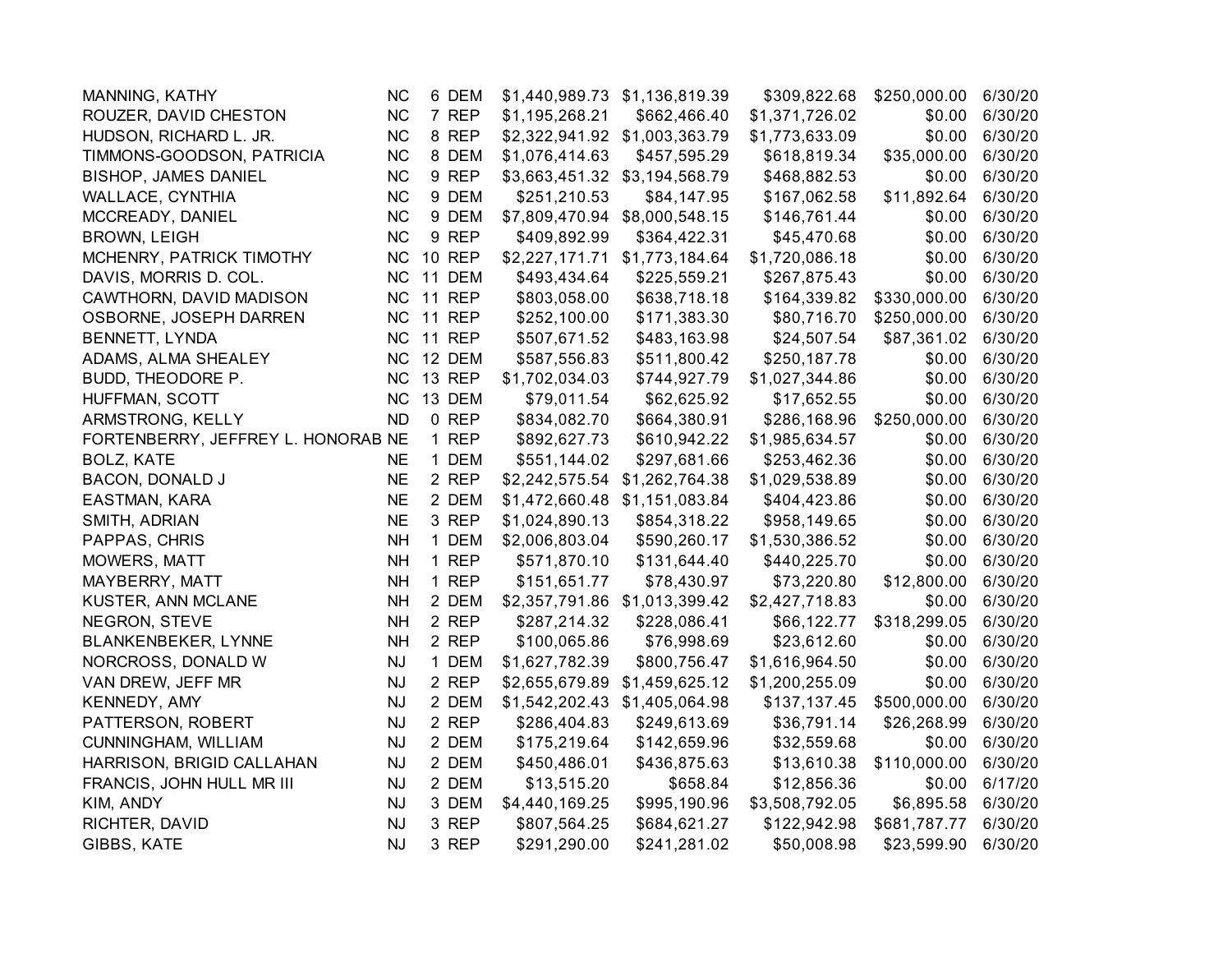| | | | | | | | | |
|---|---|---|---|---|---|---|---|---|
| MANNING, KATHY | NC | 6 | DEM | $1,440,989.73 | $1,136,819.39 | $309,822.68 | $250,000.00 | 6/30/20 |
| ROUZER, DAVID CHESTON | NC | 7 | REP | $1,195,268.21 | $662,466.40 | $1,371,726.02 | $0.00 | 6/30/20 |
| HUDSON, RICHARD L. JR. | NC | 8 | REP | $2,322,941.92 | $1,003,363.79 | $1,773,633.09 | $0.00 | 6/30/20 |
| TIMMONS-GOODSON, PATRICIA | NC | 8 | DEM | $1,076,414.63 | $457,595.29 | $618,819.34 | $35,000.00 | 6/30/20 |
| BISHOP, JAMES DANIEL | NC | 9 | REP | $3,663,451.32 | $3,194,568.79 | $468,882.53 | $0.00 | 6/30/20 |
| WALLACE, CYNTHIA | NC | 9 | DEM | $251,210.53 | $84,147.95 | $167,062.58 | $11,892.64 | 6/30/20 |
| MCCREADY, DANIEL | NC | 9 | DEM | $7,809,470.94 | $8,000,548.15 | $146,761.44 | $0.00 | 6/30/20 |
| BROWN, LEIGH | NC | 9 | REP | $409,892.99 | $364,422.31 | $45,470.68 | $0.00 | 6/30/20 |
| MCHENRY, PATRICK TIMOTHY | NC | 10 | REP | $2,227,171.71 | $1,773,184.64 | $1,720,086.18 | $0.00 | 6/30/20 |
| DAVIS, MORRIS D. COL. | NC | 11 | DEM | $493,434.64 | $225,559.21 | $267,875.43 | $0.00 | 6/30/20 |
| CAWTHORN, DAVID MADISON | NC | 11 | REP | $803,058.00 | $638,718.18 | $164,339.82 | $330,000.00 | 6/30/20 |
| OSBORNE, JOSEPH DARREN | NC | 11 | REP | $252,100.00 | $171,383.30 | $80,716.70 | $250,000.00 | 6/30/20 |
| BENNETT, LYNDA | NC | 11 | REP | $507,671.52 | $483,163.98 | $24,507.54 | $87,361.02 | 6/30/20 |
| ADAMS, ALMA SHEALEY | NC | 12 | DEM | $587,556.83 | $511,800.42 | $250,187.78 | $0.00 | 6/30/20 |
| BUDD, THEODORE P. | NC | 13 | REP | $1,702,034.03 | $744,927.79 | $1,027,344.86 | $0.00 | 6/30/20 |
| HUFFMAN, SCOTT | NC | 13 | DEM | $79,011.54 | $62,625.92 | $17,652.55 | $0.00 | 6/30/20 |
| ARMSTRONG, KELLY | ND | 0 | REP | $834,082.70 | $664,380.91 | $286,168.96 | $250,000.00 | 6/30/20 |
| FORTENBERRY, JEFFREY L. HONORAB | NE | 1 | REP | $892,627.73 | $610,942.22 | $1,985,634.57 | $0.00 | 6/30/20 |
| BOLZ, KATE | NE | 1 | DEM | $551,144.02 | $297,681.66 | $253,462.36 | $0.00 | 6/30/20 |
| BACON, DONALD J | NE | 2 | REP | $2,242,575.54 | $1,262,764.38 | $1,029,538.89 | $0.00 | 6/30/20 |
| EASTMAN, KARA | NE | 2 | DEM | $1,472,660.48 | $1,151,083.84 | $404,423.86 | $0.00 | 6/30/20 |
| SMITH, ADRIAN | NE | 3 | REP | $1,024,890.13 | $854,318.22 | $958,149.65 | $0.00 | 6/30/20 |
| PAPPAS, CHRIS | NH | 1 | DEM | $2,006,803.04 | $590,260.17 | $1,530,386.52 | $0.00 | 6/30/20 |
| MOWERS, MATT | NH | 1 | REP | $571,870.10 | $131,644.40 | $440,225.70 | $0.00 | 6/30/20 |
| MAYBERRY, MATT | NH | 1 | REP | $151,651.77 | $78,430.97 | $73,220.80 | $12,800.00 | 6/30/20 |
| KUSTER, ANN MCLANE | NH | 2 | DEM | $2,357,791.86 | $1,013,399.42 | $2,427,718.83 | $0.00 | 6/30/20 |
| NEGRON, STEVE | NH | 2 | REP | $287,214.32 | $228,086.41 | $66,122.77 | $318,299.05 | 6/30/20 |
| BLANKENBEKER, LYNNE | NH | 2 | REP | $100,065.86 | $76,998.69 | $23,612.60 | $0.00 | 6/30/20 |
| NORCROSS, DONALD W | NJ | 1 | DEM | $1,627,782.39 | $800,756.47 | $1,616,964.50 | $0.00 | 6/30/20 |
| VAN DREW, JEFF MR | NJ | 2 | REP | $2,655,679.89 | $1,459,625.12 | $1,200,255.09 | $0.00 | 6/30/20 |
| KENNEDY, AMY | NJ | 2 | DEM | $1,542,202.43 | $1,405,064.98 | $137,137.45 | $500,000.00 | 6/30/20 |
| PATTERSON, ROBERT | NJ | 2 | REP | $286,404.83 | $249,613.69 | $36,791.14 | $26,268.99 | 6/30/20 |
| CUNNINGHAM, WILLIAM | NJ | 2 | DEM | $175,219.64 | $142,659.96 | $32,559.68 | $0.00 | 6/30/20 |
| HARRISON, BRIGID CALLAHAN | NJ | 2 | DEM | $450,486.01 | $436,875.63 | $13,610.38 | $110,000.00 | 6/30/20 |
| FRANCIS, JOHN HULL MR III | NJ | 2 | DEM | $13,515.20 | $658.84 | $12,856.36 | $0.00 | 6/17/20 |
| KIM, ANDY | NJ | 3 | DEM | $4,440,169.25 | $995,190.96 | $3,508,792.05 | $6,895.58 | 6/30/20 |
| RICHTER, DAVID | NJ | 3 | REP | $807,564.25 | $684,621.27 | $122,942.98 | $681,787.77 | 6/30/20 |
| GIBBS, KATE | NJ | 3 | REP | $291,290.00 | $241,281.02 | $50,008.98 | $23,599.90 | 6/30/20 |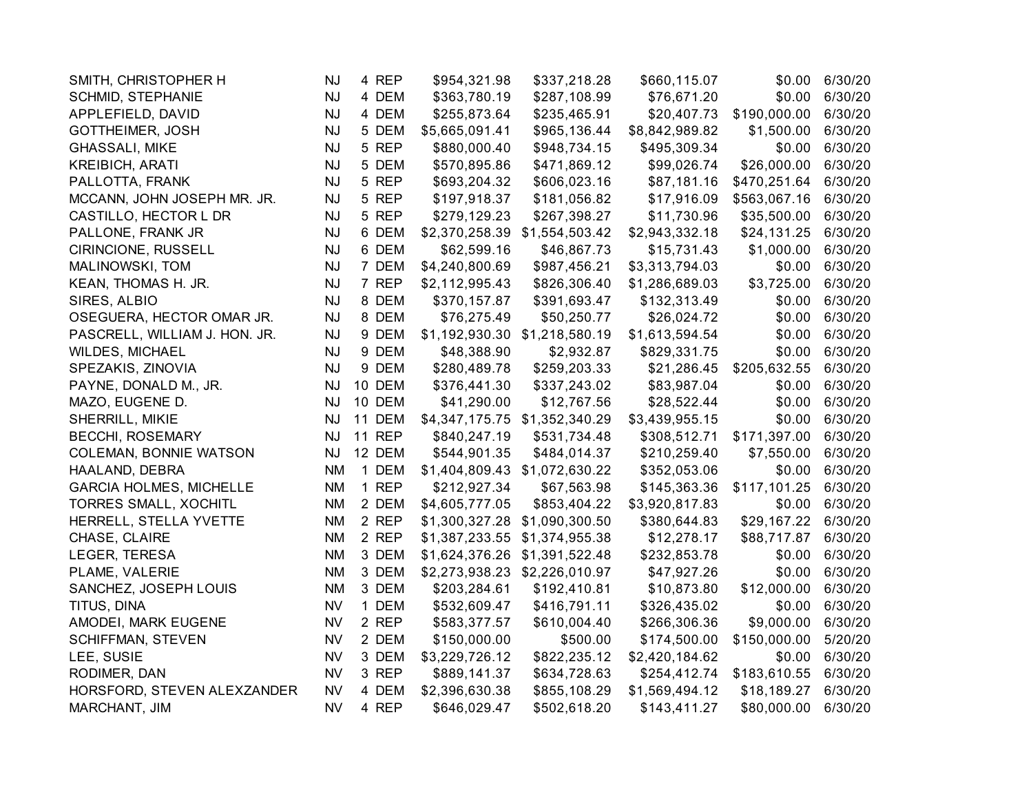| | | | | | | | | |
|---|---|---|---|---|---|---|---|---|
| SMITH, CHRISTOPHER H | NJ | 4 | REP | $954,321.98 | $337,218.28 | $660,115.07 | $0.00 | 6/30/20 |
| SCHMID, STEPHANIE | NJ | 4 | DEM | $363,780.19 | $287,108.99 | $76,671.20 | $0.00 | 6/30/20 |
| APPLEFIELD, DAVID | NJ | 4 | DEM | $255,873.64 | $235,465.91 | $20,407.73 | $190,000.00 | 6/30/20 |
| GOTTHEIMER, JOSH | NJ | 5 | DEM | $5,665,091.41 | $965,136.44 | $8,842,989.82 | $1,500.00 | 6/30/20 |
| GHASSALI, MIKE | NJ | 5 | REP | $880,000.40 | $948,734.15 | $495,309.34 | $0.00 | 6/30/20 |
| KREIBICH, ARATI | NJ | 5 | DEM | $570,895.86 | $471,869.12 | $99,026.74 | $26,000.00 | 6/30/20 |
| PALLOTTA, FRANK | NJ | 5 | REP | $693,204.32 | $606,023.16 | $87,181.16 | $470,251.64 | 6/30/20 |
| MCCANN, JOHN JOSEPH MR. JR. | NJ | 5 | REP | $197,918.37 | $181,056.82 | $17,916.09 | $563,067.16 | 6/30/20 |
| CASTILLO, HECTOR L DR | NJ | 5 | REP | $279,129.23 | $267,398.27 | $11,730.96 | $35,500.00 | 6/30/20 |
| PALLONE, FRANK JR | NJ | 6 | DEM | $2,370,258.39 | $1,554,503.42 | $2,943,332.18 | $24,131.25 | 6/30/20 |
| CIRINCIONE, RUSSELL | NJ | 6 | DEM | $62,599.16 | $46,867.73 | $15,731.43 | $1,000.00 | 6/30/20 |
| MALINOWSKI, TOM | NJ | 7 | DEM | $4,240,800.69 | $987,456.21 | $3,313,794.03 | $0.00 | 6/30/20 |
| KEAN, THOMAS H. JR. | NJ | 7 | REP | $2,112,995.43 | $826,306.40 | $1,286,689.03 | $3,725.00 | 6/30/20 |
| SIRES, ALBIO | NJ | 8 | DEM | $370,157.87 | $391,693.47 | $132,313.49 | $0.00 | 6/30/20 |
| OSEGUERA, HECTOR OMAR JR. | NJ | 8 | DEM | $76,275.49 | $50,250.77 | $26,024.72 | $0.00 | 6/30/20 |
| PASCRELL, WILLIAM J. HON. JR. | NJ | 9 | DEM | $1,192,930.30 | $1,218,580.19 | $1,613,594.54 | $0.00 | 6/30/20 |
| WILDES, MICHAEL | NJ | 9 | DEM | $48,388.90 | $2,932.87 | $829,331.75 | $0.00 | 6/30/20 |
| SPEZAKIS, ZINOVIA | NJ | 9 | DEM | $280,489.78 | $259,203.33 | $21,286.45 | $205,632.55 | 6/30/20 |
| PAYNE, DONALD M., JR. | NJ | 10 | DEM | $376,441.30 | $337,243.02 | $83,987.04 | $0.00 | 6/30/20 |
| MAZO, EUGENE D. | NJ | 10 | DEM | $41,290.00 | $12,767.56 | $28,522.44 | $0.00 | 6/30/20 |
| SHERRILL, MIKIE | NJ | 11 | DEM | $4,347,175.75 | $1,352,340.29 | $3,439,955.15 | $0.00 | 6/30/20 |
| BECCHI, ROSEMARY | NJ | 11 | REP | $840,247.19 | $531,734.48 | $308,512.71 | $171,397.00 | 6/30/20 |
| COLEMAN, BONNIE WATSON | NJ | 12 | DEM | $544,901.35 | $484,014.37 | $210,259.40 | $7,550.00 | 6/30/20 |
| HAALAND, DEBRA | NM | 1 | DEM | $1,404,809.43 | $1,072,630.22 | $352,053.06 | $0.00 | 6/30/20 |
| GARCIA HOLMES, MICHELLE | NM | 1 | REP | $212,927.34 | $67,563.98 | $145,363.36 | $117,101.25 | 6/30/20 |
| TORRES SMALL, XOCHITL | NM | 2 | DEM | $4,605,777.05 | $853,404.22 | $3,920,817.83 | $0.00 | 6/30/20 |
| HERRELL, STELLA YVETTE | NM | 2 | REP | $1,300,327.28 | $1,090,300.50 | $380,644.83 | $29,167.22 | 6/30/20 |
| CHASE, CLAIRE | NM | 2 | REP | $1,387,233.55 | $1,374,955.38 | $12,278.17 | $88,717.87 | 6/30/20 |
| LEGER, TERESA | NM | 3 | DEM | $1,624,376.26 | $1,391,522.48 | $232,853.78 | $0.00 | 6/30/20 |
| PLAME, VALERIE | NM | 3 | DEM | $2,273,938.23 | $2,226,010.97 | $47,927.26 | $0.00 | 6/30/20 |
| SANCHEZ, JOSEPH LOUIS | NM | 3 | DEM | $203,284.61 | $192,410.81 | $10,873.80 | $12,000.00 | 6/30/20 |
| TITUS, DINA | NV | 1 | DEM | $532,609.47 | $416,791.11 | $326,435.02 | $0.00 | 6/30/20 |
| AMODEI, MARK EUGENE | NV | 2 | REP | $583,377.57 | $610,004.40 | $266,306.36 | $9,000.00 | 6/30/20 |
| SCHIFFMAN, STEVEN | NV | 2 | DEM | $150,000.00 | $500.00 | $174,500.00 | $150,000.00 | 5/20/20 |
| LEE, SUSIE | NV | 3 | DEM | $3,229,726.12 | $822,235.12 | $2,420,184.62 | $0.00 | 6/30/20 |
| RODIMER, DAN | NV | 3 | REP | $889,141.37 | $634,728.63 | $254,412.74 | $183,610.55 | 6/30/20 |
| HORSFORD, STEVEN ALEXZANDER | NV | 4 | DEM | $2,396,630.38 | $855,108.29 | $1,569,494.12 | $18,189.27 | 6/30/20 |
| MARCHANT, JIM | NV | 4 | REP | $646,029.47 | $502,618.20 | $143,411.27 | $80,000.00 | 6/30/20 |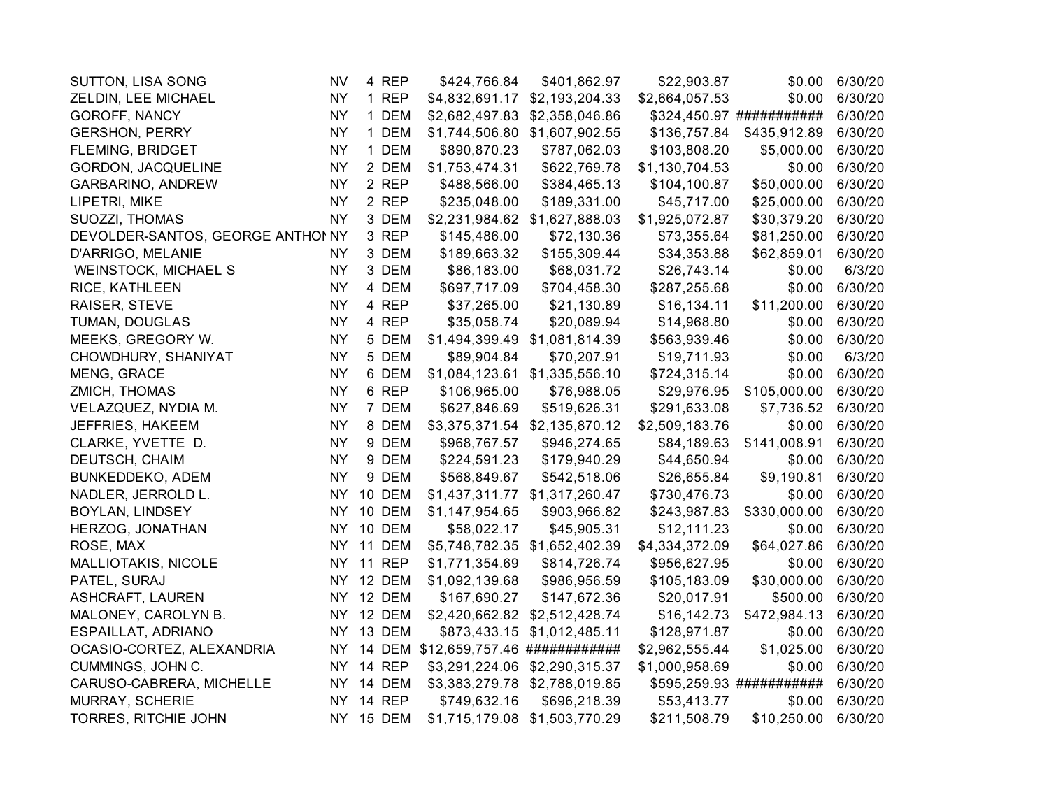| | | | | | | | | |
|---|---|---|---|---|---|---|---|---|
| SUTTON, LISA SONG | NV | 4 | REP | $424,766.84 | $401,862.97 | $22,903.87 | $0.00 | 6/30/20 |
| ZELDIN, LEE MICHAEL | NY | 1 | REP | $4,832,691.17 | $2,193,204.33 | $2,664,057.53 | $0.00 | 6/30/20 |
| GOROFF, NANCY | NY | 1 | DEM | $2,682,497.83 | $2,358,046.86 | $324,450.97 | ########## | 6/30/20 |
| GERSHON, PERRY | NY | 1 | DEM | $1,744,506.80 | $1,607,902.55 | $136,757.84 | $435,912.89 | 6/30/20 |
| FLEMING, BRIDGET | NY | 1 | DEM | $890,870.23 | $787,062.03 | $103,808.20 | $5,000.00 | 6/30/20 |
| GORDON, JACQUELINE | NY | 2 | DEM | $1,753,474.31 | $622,769.78 | $1,130,704.53 | $0.00 | 6/30/20 |
| GARBARINO, ANDREW | NY | 2 | REP | $488,566.00 | $384,465.13 | $104,100.87 | $50,000.00 | 6/30/20 |
| LIPETRI, MIKE | NY | 2 | REP | $235,048.00 | $189,331.00 | $45,717.00 | $25,000.00 | 6/30/20 |
| SUOZZI, THOMAS | NY | 3 | DEM | $2,231,984.62 | $1,627,888.03 | $1,925,072.87 | $30,379.20 | 6/30/20 |
| DEVOLDER-SANTOS, GEORGE ANTHON | NY | 3 | REP | $145,486.00 | $72,130.36 | $73,355.64 | $81,250.00 | 6/30/20 |
| D'ARRIGO, MELANIE | NY | 3 | DEM | $189,663.32 | $155,309.44 | $34,353.88 | $62,859.01 | 6/30/20 |
| WEINSTOCK, MICHAEL S | NY | 3 | DEM | $86,183.00 | $68,031.72 | $26,743.14 | $0.00 | 6/3/20 |
| RICE, KATHLEEN | NY | 4 | DEM | $697,717.09 | $704,458.30 | $287,255.68 | $0.00 | 6/30/20 |
| RAISER, STEVE | NY | 4 | REP | $37,265.00 | $21,130.89 | $16,134.11 | $11,200.00 | 6/30/20 |
| TUMAN, DOUGLAS | NY | 4 | REP | $35,058.74 | $20,089.94 | $14,968.80 | $0.00 | 6/30/20 |
| MEEKS, GREGORY W. | NY | 5 | DEM | $1,494,399.49 | $1,081,814.39 | $563,939.46 | $0.00 | 6/30/20 |
| CHOWDHURY, SHANIYAT | NY | 5 | DEM | $89,904.84 | $70,207.91 | $19,711.93 | $0.00 | 6/3/20 |
| MENG, GRACE | NY | 6 | DEM | $1,084,123.61 | $1,335,556.10 | $724,315.14 | $0.00 | 6/30/20 |
| ZMICH, THOMAS | NY | 6 | REP | $106,965.00 | $76,988.05 | $29,976.95 | $105,000.00 | 6/30/20 |
| VELAZQUEZ, NYDIA M. | NY | 7 | DEM | $627,846.69 | $519,626.31 | $291,633.08 | $7,736.52 | 6/30/20 |
| JEFFRIES, HAKEEM | NY | 8 | DEM | $3,375,371.54 | $2,135,870.12 | $2,509,183.76 | $0.00 | 6/30/20 |
| CLARKE, YVETTE D. | NY | 9 | DEM | $968,767.57 | $946,274.65 | $84,189.63 | $141,008.91 | 6/30/20 |
| DEUTSCH, CHAIM | NY | 9 | DEM | $224,591.23 | $179,940.29 | $44,650.94 | $0.00 | 6/30/20 |
| BUNKEDDEKO, ADEM | NY | 9 | DEM | $568,849.67 | $542,518.06 | $26,655.84 | $9,190.81 | 6/30/20 |
| NADLER, JERROLD L. | NY | 10 | DEM | $1,437,311.77 | $1,317,260.47 | $730,476.73 | $0.00 | 6/30/20 |
| BOYLAN, LINDSEY | NY | 10 | DEM | $1,147,954.65 | $903,966.82 | $243,987.83 | $330,000.00 | 6/30/20 |
| HERZOG, JONATHAN | NY | 10 | DEM | $58,022.17 | $45,905.31 | $12,111.23 | $0.00 | 6/30/20 |
| ROSE, MAX | NY | 11 | DEM | $5,748,782.35 | $1,652,402.39 | $4,334,372.09 | $64,027.86 | 6/30/20 |
| MALLIOTAKIS, NICOLE | NY | 11 | REP | $1,771,354.69 | $814,726.74 | $956,627.95 | $0.00 | 6/30/20 |
| PATEL, SURAJ | NY | 12 | DEM | $1,092,139.68 | $986,956.59 | $105,183.09 | $30,000.00 | 6/30/20 |
| ASHCRAFT, LAUREN | NY | 12 | DEM | $167,690.27 | $147,672.36 | $20,017.91 | $500.00 | 6/30/20 |
| MALONEY, CAROLYN B. | NY | 12 | DEM | $2,420,662.82 | $2,512,428.74 | $16,142.73 | $472,984.13 | 6/30/20 |
| ESPAILLAT, ADRIANO | NY | 13 | DEM | $873,433.15 | $1,012,485.11 | $128,971.87 | $0.00 | 6/30/20 |
| OCASIO-CORTEZ, ALEXANDRIA | NY | 14 | DEM | $12,659,757.46 | ############ | $2,962,555.44 | $1,025.00 | 6/30/20 |
| CUMMINGS, JOHN C. | NY | 14 | REP | $3,291,224.06 | $2,290,315.37 | $1,000,958.69 | $0.00 | 6/30/20 |
| CARUSO-CABRERA, MICHELLE | NY | 14 | DEM | $3,383,279.78 | $2,788,019.85 | $595,259.93 | ########## | 6/30/20 |
| MURRAY, SCHERIE | NY | 14 | REP | $749,632.16 | $696,218.39 | $53,413.77 | $0.00 | 6/30/20 |
| TORRES, RITCHIE JOHN | NY | 15 | DEM | $1,715,179.08 | $1,503,770.29 | $211,508.79 | $10,250.00 | 6/30/20 |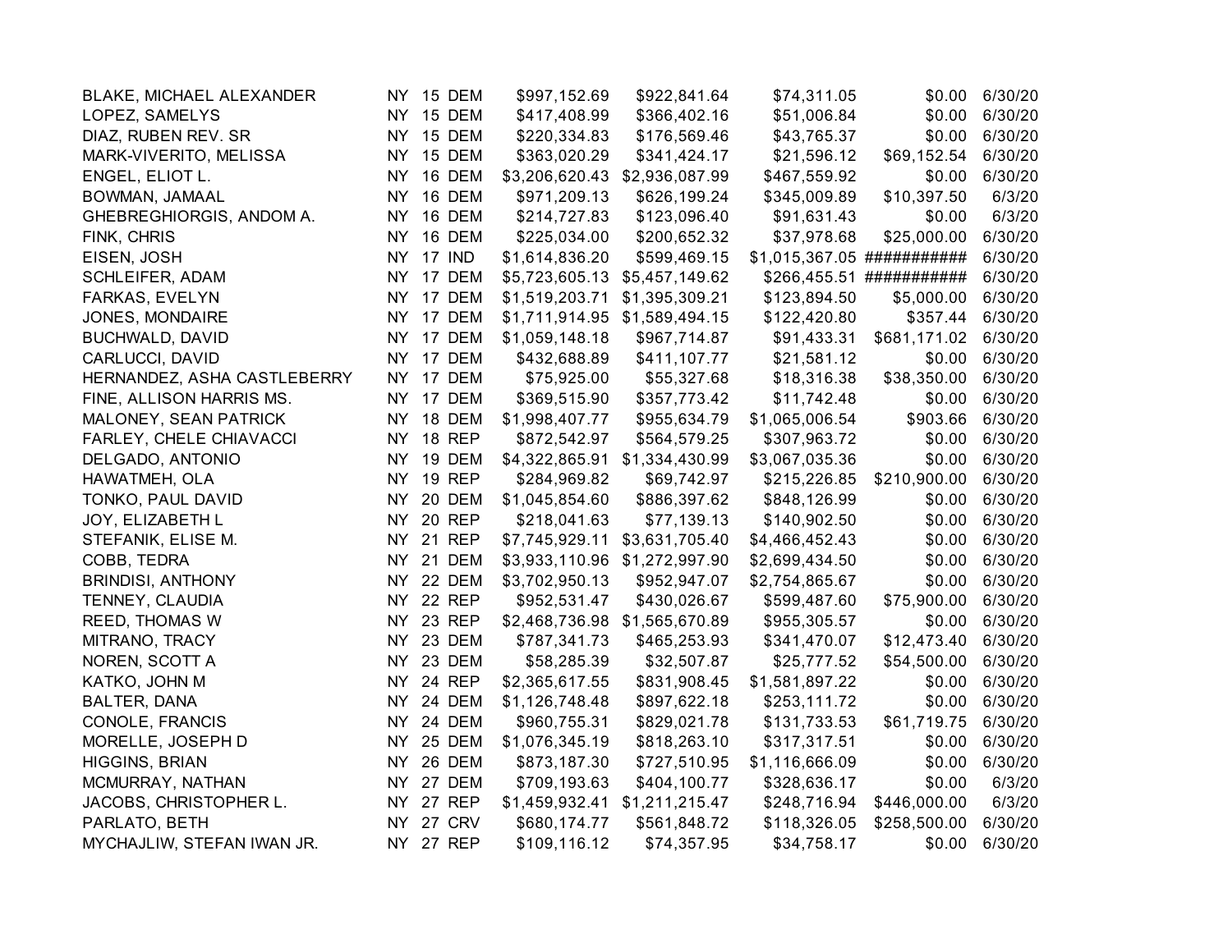| | | | | | | | | |
|---|---|---|---|---|---|---|---|---|
| BLAKE, MICHAEL ALEXANDER | NY | 15 | DEM | $997,152.69 | $922,841.64 | $74,311.05 | $0.00 | 6/30/20 |
| LOPEZ, SAMELYS | NY | 15 | DEM | $417,408.99 | $366,402.16 | $51,006.84 | $0.00 | 6/30/20 |
| DIAZ, RUBEN REV. SR | NY | 15 | DEM | $220,334.83 | $176,569.46 | $43,765.37 | $0.00 | 6/30/20 |
| MARK-VIVERITO, MELISSA | NY | 15 | DEM | $363,020.29 | $341,424.17 | $21,596.12 | $69,152.54 | 6/30/20 |
| ENGEL, ELIOT L. | NY | 16 | DEM | $3,206,620.43 | $2,936,087.99 | $467,559.92 | $0.00 | 6/30/20 |
| BOWMAN, JAMAAL | NY | 16 | DEM | $971,209.13 | $626,199.24 | $345,009.89 | $10,397.50 | 6/3/20 |
| GHEBREGHIORGIS, ANDOM A. | NY | 16 | DEM | $214,727.83 | $123,096.40 | $91,631.43 | $0.00 | 6/3/20 |
| FINK, CHRIS | NY | 16 | DEM | $225,034.00 | $200,652.32 | $37,978.68 | $25,000.00 | 6/30/20 |
| EISEN, JOSH | NY | 17 | IND | $1,614,836.20 | $599,469.15 | $1,015,367.05 | ########### | 6/30/20 |
| SCHLEIFER, ADAM | NY | 17 | DEM | $5,723,605.13 | $5,457,149.62 | $266,455.51 | ########### | 6/30/20 |
| FARKAS, EVELYN | NY | 17 | DEM | $1,519,203.71 | $1,395,309.21 | $123,894.50 | $5,000.00 | 6/30/20 |
| JONES, MONDAIRE | NY | 17 | DEM | $1,711,914.95 | $1,589,494.15 | $122,420.80 | $357.44 | 6/30/20 |
| BUCHWALD, DAVID | NY | 17 | DEM | $1,059,148.18 | $967,714.87 | $91,433.31 | $681,171.02 | 6/30/20 |
| CARLUCCI, DAVID | NY | 17 | DEM | $432,688.89 | $411,107.77 | $21,581.12 | $0.00 | 6/30/20 |
| HERNANDEZ, ASHA CASTLEBERRY | NY | 17 | DEM | $75,925.00 | $55,327.68 | $18,316.38 | $38,350.00 | 6/30/20 |
| FINE, ALLISON HARRIS MS. | NY | 17 | DEM | $369,515.90 | $357,773.42 | $11,742.48 | $0.00 | 6/30/20 |
| MALONEY, SEAN PATRICK | NY | 18 | DEM | $1,998,407.77 | $955,634.79 | $1,065,006.54 | $903.66 | 6/30/20 |
| FARLEY, CHELE CHIAVACCI | NY | 18 | REP | $872,542.97 | $564,579.25 | $307,963.72 | $0.00 | 6/30/20 |
| DELGADO, ANTONIO | NY | 19 | DEM | $4,322,865.91 | $1,334,430.99 | $3,067,035.36 | $0.00 | 6/30/20 |
| HAWATMEH, OLA | NY | 19 | REP | $284,969.82 | $69,742.97 | $215,226.85 | $210,900.00 | 6/30/20 |
| TONKO, PAUL DAVID | NY | 20 | DEM | $1,045,854.60 | $886,397.62 | $848,126.99 | $0.00 | 6/30/20 |
| JOY, ELIZABETH L | NY | 20 | REP | $218,041.63 | $77,139.13 | $140,902.50 | $0.00 | 6/30/20 |
| STEFANIK, ELISE M. | NY | 21 | REP | $7,745,929.11 | $3,631,705.40 | $4,466,452.43 | $0.00 | 6/30/20 |
| COBB, TEDRA | NY | 21 | DEM | $3,933,110.96 | $1,272,997.90 | $2,699,434.50 | $0.00 | 6/30/20 |
| BRINDISI, ANTHONY | NY | 22 | DEM | $3,702,950.13 | $952,947.07 | $2,754,865.67 | $0.00 | 6/30/20 |
| TENNEY, CLAUDIA | NY | 22 | REP | $952,531.47 | $430,026.67 | $599,487.60 | $75,900.00 | 6/30/20 |
| REED, THOMAS W | NY | 23 | REP | $2,468,736.98 | $1,565,670.89 | $955,305.57 | $0.00 | 6/30/20 |
| MITRANO, TRACY | NY | 23 | DEM | $787,341.73 | $465,253.93 | $341,470.07 | $12,473.40 | 6/30/20 |
| NOREN, SCOTT A | NY | 23 | DEM | $58,285.39 | $32,507.87 | $25,777.52 | $54,500.00 | 6/30/20 |
| KATKO, JOHN M | NY | 24 | REP | $2,365,617.55 | $831,908.45 | $1,581,897.22 | $0.00 | 6/30/20 |
| BALTER, DANA | NY | 24 | DEM | $1,126,748.48 | $897,622.18 | $253,111.72 | $0.00 | 6/30/20 |
| CONOLE, FRANCIS | NY | 24 | DEM | $960,755.31 | $829,021.78 | $131,733.53 | $61,719.75 | 6/30/20 |
| MORELLE, JOSEPH D | NY | 25 | DEM | $1,076,345.19 | $818,263.10 | $317,317.51 | $0.00 | 6/30/20 |
| HIGGINS, BRIAN | NY | 26 | DEM | $873,187.30 | $727,510.95 | $1,116,666.09 | $0.00 | 6/30/20 |
| MCMURRAY, NATHAN | NY | 27 | DEM | $709,193.63 | $404,100.77 | $328,636.17 | $0.00 | 6/3/20 |
| JACOBS, CHRISTOPHER L. | NY | 27 | REP | $1,459,932.41 | $1,211,215.47 | $248,716.94 | $446,000.00 | 6/3/20 |
| PARLATO, BETH | NY | 27 | CRV | $680,174.77 | $561,848.72 | $118,326.05 | $258,500.00 | 6/30/20 |
| MYCHAJLIW, STEFAN IWAN JR. | NY | 27 | REP | $109,116.12 | $74,357.95 | $34,758.17 | $0.00 | 6/30/20 |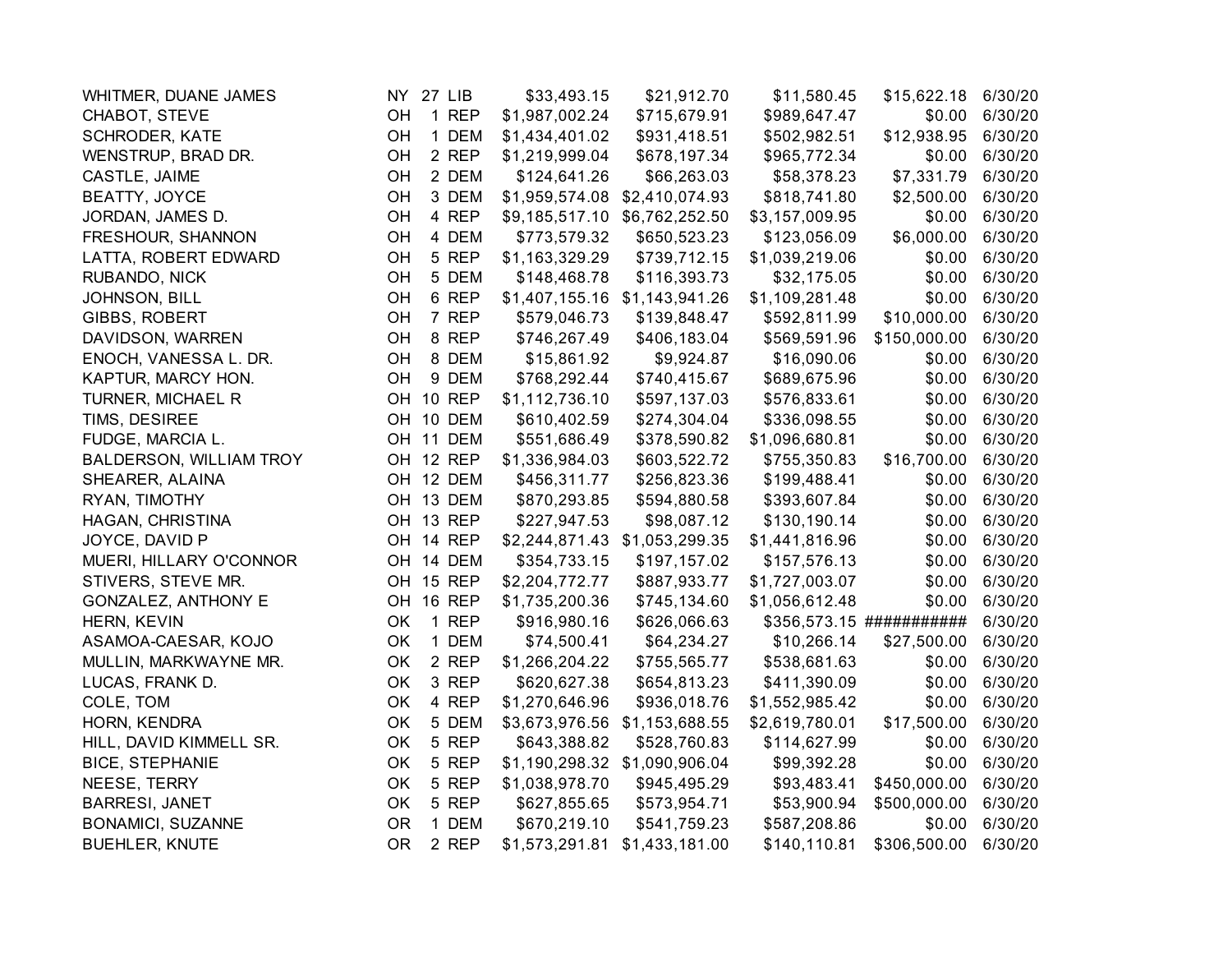| | | | | | | | | |
|---|---|---|---|---|---|---|---|---|
| WHITMER, DUANE JAMES | NY | 27 | LIB | $33,493.15 | $21,912.70 | $11,580.45 | $15,622.18 | 6/30/20 |
| CHABOT, STEVE | OH | 1 | REP | $1,987,002.24 | $715,679.91 | $989,647.47 | $0.00 | 6/30/20 |
| SCHRODER, KATE | OH | 1 | DEM | $1,434,401.02 | $931,418.51 | $502,982.51 | $12,938.95 | 6/30/20 |
| WENSTRUP, BRAD DR. | OH | 2 | REP | $1,219,999.04 | $678,197.34 | $965,772.34 | $0.00 | 6/30/20 |
| CASTLE, JAIME | OH | 2 | DEM | $124,641.26 | $66,263.03 | $58,378.23 | $7,331.79 | 6/30/20 |
| BEATTY, JOYCE | OH | 3 | DEM | $1,959,574.08 | $2,410,074.93 | $818,741.80 | $2,500.00 | 6/30/20 |
| JORDAN, JAMES D. | OH | 4 | REP | $9,185,517.10 | $6,762,252.50 | $3,157,009.95 | $0.00 | 6/30/20 |
| FRESHOUR, SHANNON | OH | 4 | DEM | $773,579.32 | $650,523.23 | $123,056.09 | $6,000.00 | 6/30/20 |
| LATTA, ROBERT EDWARD | OH | 5 | REP | $1,163,329.29 | $739,712.15 | $1,039,219.06 | $0.00 | 6/30/20 |
| RUBANDO, NICK | OH | 5 | DEM | $148,468.78 | $116,393.73 | $32,175.05 | $0.00 | 6/30/20 |
| JOHNSON, BILL | OH | 6 | REP | $1,407,155.16 | $1,143,941.26 | $1,109,281.48 | $0.00 | 6/30/20 |
| GIBBS, ROBERT | OH | 7 | REP | $579,046.73 | $139,848.47 | $592,811.99 | $10,000.00 | 6/30/20 |
| DAVIDSON, WARREN | OH | 8 | REP | $746,267.49 | $406,183.04 | $569,591.96 | $150,000.00 | 6/30/20 |
| ENOCH, VANESSA L. DR. | OH | 8 | DEM | $15,861.92 | $9,924.87 | $16,090.06 | $0.00 | 6/30/20 |
| KAPTUR, MARCY HON. | OH | 9 | DEM | $768,292.44 | $740,415.67 | $689,675.96 | $0.00 | 6/30/20 |
| TURNER, MICHAEL R | OH | 10 | REP | $1,112,736.10 | $597,137.03 | $576,833.61 | $0.00 | 6/30/20 |
| TIMS, DESIREE | OH | 10 | DEM | $610,402.59 | $274,304.04 | $336,098.55 | $0.00 | 6/30/20 |
| FUDGE, MARCIA L. | OH | 11 | DEM | $551,686.49 | $378,590.82 | $1,096,680.81 | $0.00 | 6/30/20 |
| BALDERSON, WILLIAM TROY | OH | 12 | REP | $1,336,984.03 | $603,522.72 | $755,350.83 | $16,700.00 | 6/30/20 |
| SHEARER, ALAINA | OH | 12 | DEM | $456,311.77 | $256,823.36 | $199,488.41 | $0.00 | 6/30/20 |
| RYAN, TIMOTHY | OH | 13 | DEM | $870,293.85 | $594,880.58 | $393,607.84 | $0.00 | 6/30/20 |
| HAGAN, CHRISTINA | OH | 13 | REP | $227,947.53 | $98,087.12 | $130,190.14 | $0.00 | 6/30/20 |
| JOYCE, DAVID P | OH | 14 | REP | $2,244,871.43 | $1,053,299.35 | $1,441,816.96 | $0.00 | 6/30/20 |
| MUERI, HILLARY O'CONNOR | OH | 14 | DEM | $354,733.15 | $197,157.02 | $157,576.13 | $0.00 | 6/30/20 |
| STIVERS, STEVE MR. | OH | 15 | REP | $2,204,772.77 | $887,933.77 | $1,727,003.07 | $0.00 | 6/30/20 |
| GONZALEZ, ANTHONY E | OH | 16 | REP | $1,735,200.36 | $745,134.60 | $1,056,612.48 | $0.00 | 6/30/20 |
| HERN, KEVIN | OK | 1 | REP | $916,980.16 | $626,066.63 | $356,573.15 | ########### | 6/30/20 |
| ASAMOA-CAESAR, KOJO | OK | 1 | DEM | $74,500.41 | $64,234.27 | $10,266.14 | $27,500.00 | 6/30/20 |
| MULLIN, MARKWAYNE MR. | OK | 2 | REP | $1,266,204.22 | $755,565.77 | $538,681.63 | $0.00 | 6/30/20 |
| LUCAS, FRANK D. | OK | 3 | REP | $620,627.38 | $654,813.23 | $411,390.09 | $0.00 | 6/30/20 |
| COLE, TOM | OK | 4 | REP | $1,270,646.96 | $936,018.76 | $1,552,985.42 | $0.00 | 6/30/20 |
| HORN, KENDRA | OK | 5 | DEM | $3,673,976.56 | $1,153,688.55 | $2,619,780.01 | $17,500.00 | 6/30/20 |
| HILL, DAVID KIMMELL SR. | OK | 5 | REP | $643,388.82 | $528,760.83 | $114,627.99 | $0.00 | 6/30/20 |
| BICE, STEPHANIE | OK | 5 | REP | $1,190,298.32 | $1,090,906.04 | $99,392.28 | $0.00 | 6/30/20 |
| NEESE, TERRY | OK | 5 | REP | $1,038,978.70 | $945,495.29 | $93,483.41 | $450,000.00 | 6/30/20 |
| BARRESI, JANET | OK | 5 | REP | $627,855.65 | $573,954.71 | $53,900.94 | $500,000.00 | 6/30/20 |
| BONAMICI, SUZANNE | OR | 1 | DEM | $670,219.10 | $541,759.23 | $587,208.86 | $0.00 | 6/30/20 |
| BUEHLER, KNUTE | OR | 2 | REP | $1,573,291.81 | $1,433,181.00 | $140,110.81 | $306,500.00 | 6/30/20 |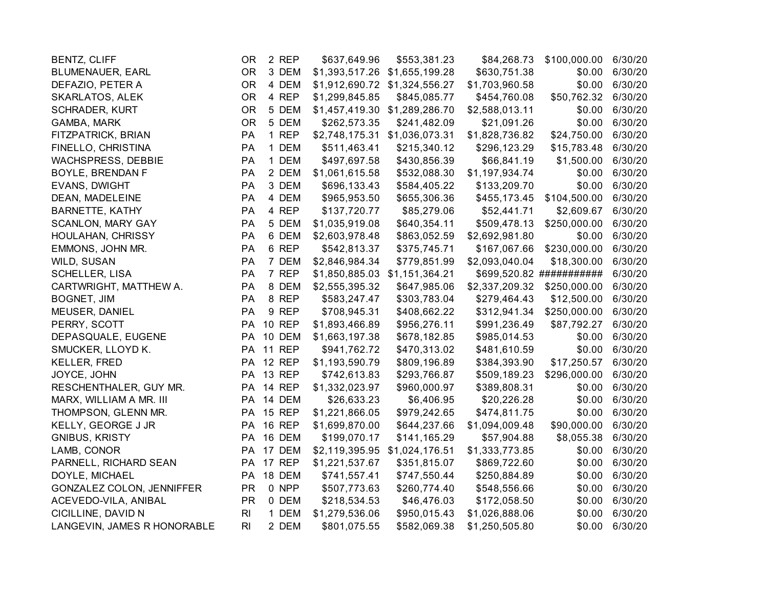| | | | | | | | | |
|---|---|---|---|---|---|---|---|---|
| BENTZ, CLIFF | OR | 2 | REP | $637,649.96 | $553,381.23 | $84,268.73 | $100,000.00 | 6/30/20 |
| BLUMENAUER, EARL | OR | 3 | DEM | $1,393,517.26 | $1,655,199.28 | $630,751.38 | $0.00 | 6/30/20 |
| DEFAZIO, PETER A | OR | 4 | DEM | $1,912,690.72 | $1,324,556.27 | $1,703,960.58 | $0.00 | 6/30/20 |
| SKARLATOS, ALEK | OR | 4 | REP | $1,299,845.85 | $845,085.77 | $454,760.08 | $50,762.32 | 6/30/20 |
| SCHRADER, KURT | OR | 5 | DEM | $1,457,419.30 | $1,289,286.70 | $2,588,013.11 | $0.00 | 6/30/20 |
| GAMBA, MARK | OR | 5 | DEM | $262,573.35 | $241,482.09 | $21,091.26 | $0.00 | 6/30/20 |
| FITZPATRICK, BRIAN | PA | 1 | REP | $2,748,175.31 | $1,036,073.31 | $1,828,736.82 | $24,750.00 | 6/30/20 |
| FINELLO, CHRISTINA | PA | 1 | DEM | $511,463.41 | $215,340.12 | $296,123.29 | $15,783.48 | 6/30/20 |
| WACHSPRESS, DEBBIE | PA | 1 | DEM | $497,697.58 | $430,856.39 | $66,841.19 | $1,500.00 | 6/30/20 |
| BOYLE, BRENDAN F | PA | 2 | DEM | $1,061,615.58 | $532,088.30 | $1,197,934.74 | $0.00 | 6/30/20 |
| EVANS, DWIGHT | PA | 3 | DEM | $696,133.43 | $584,405.22 | $133,209.70 | $0.00 | 6/30/20 |
| DEAN, MADELEINE | PA | 4 | DEM | $965,953.50 | $655,306.36 | $455,173.45 | $104,500.00 | 6/30/20 |
| BARNETTE, KATHY | PA | 4 | REP | $137,720.77 | $85,279.06 | $52,441.71 | $2,609.67 | 6/30/20 |
| SCANLON, MARY GAY | PA | 5 | DEM | $1,035,919.08 | $640,354.11 | $509,478.13 | $250,000.00 | 6/30/20 |
| HOULAHAN, CHRISSY | PA | 6 | DEM | $2,603,978.48 | $863,052.59 | $2,692,981.80 | $0.00 | 6/30/20 |
| EMMONS, JOHN MR. | PA | 6 | REP | $542,813.37 | $375,745.71 | $167,067.66 | $230,000.00 | 6/30/20 |
| WILD, SUSAN | PA | 7 | DEM | $2,846,984.34 | $779,851.99 | $2,093,040.04 | $18,300.00 | 6/30/20 |
| SCHELLER, LISA | PA | 7 | REP | $1,850,885.03 | $1,151,364.21 | $699,520.82 | ########### | 6/30/20 |
| CARTWRIGHT, MATTHEW A. | PA | 8 | DEM | $2,555,395.32 | $647,985.06 | $2,337,209.32 | $250,000.00 | 6/30/20 |
| BOGNET, JIM | PA | 8 | REP | $583,247.47 | $303,783.04 | $279,464.43 | $12,500.00 | 6/30/20 |
| MEUSER, DANIEL | PA | 9 | REP | $708,945.31 | $408,662.22 | $312,941.34 | $250,000.00 | 6/30/20 |
| PERRY, SCOTT | PA | 10 | REP | $1,893,466.89 | $956,276.11 | $991,236.49 | $87,792.27 | 6/30/20 |
| DEPASQUALE, EUGENE | PA | 10 | DEM | $1,663,197.38 | $678,182.85 | $985,014.53 | $0.00 | 6/30/20 |
| SMUCKER, LLOYD K. | PA | 11 | REP | $941,762.72 | $470,313.02 | $481,610.59 | $0.00 | 6/30/20 |
| KELLER, FRED | PA | 12 | REP | $1,193,590.79 | $809,196.89 | $384,393.90 | $17,250.57 | 6/30/20 |
| JOYCE, JOHN | PA | 13 | REP | $742,613.83 | $293,766.87 | $509,189.23 | $296,000.00 | 6/30/20 |
| RESCHENTHALER, GUY MR. | PA | 14 | REP | $1,332,023.97 | $960,000.97 | $389,808.31 | $0.00 | 6/30/20 |
| MARX, WILLIAM A MR. III | PA | 14 | DEM | $26,633.23 | $6,406.95 | $20,226.28 | $0.00 | 6/30/20 |
| THOMPSON, GLENN MR. | PA | 15 | REP | $1,221,866.05 | $979,242.65 | $474,811.75 | $0.00 | 6/30/20 |
| KELLY, GEORGE J JR | PA | 16 | REP | $1,699,870.00 | $644,237.66 | $1,094,009.48 | $90,000.00 | 6/30/20 |
| GNIBUS, KRISTY | PA | 16 | DEM | $199,070.17 | $141,165.29 | $57,904.88 | $8,055.38 | 6/30/20 |
| LAMB, CONOR | PA | 17 | DEM | $2,119,395.95 | $1,024,176.51 | $1,333,773.85 | $0.00 | 6/30/20 |
| PARNELL, RICHARD SEAN | PA | 17 | REP | $1,221,537.67 | $351,815.07 | $869,722.60 | $0.00 | 6/30/20 |
| DOYLE, MICHAEL | PA | 18 | DEM | $741,557.41 | $747,550.44 | $250,884.89 | $0.00 | 6/30/20 |
| GONZALEZ COLON, JENNIFFER | PR | 0 | NPP | $507,773.63 | $260,774.40 | $548,556.66 | $0.00 | 6/30/20 |
| ACEVEDO-VILA, ANIBAL | PR | 0 | DEM | $218,534.53 | $46,476.03 | $172,058.50 | $0.00 | 6/30/20 |
| CICILLINE, DAVID N | RI | 1 | DEM | $1,279,536.06 | $950,015.43 | $1,026,888.06 | $0.00 | 6/30/20 |
| LANGEVIN, JAMES R HONORABLE | RI | 2 | DEM | $801,075.55 | $582,069.38 | $1,250,505.80 | $0.00 | 6/30/20 |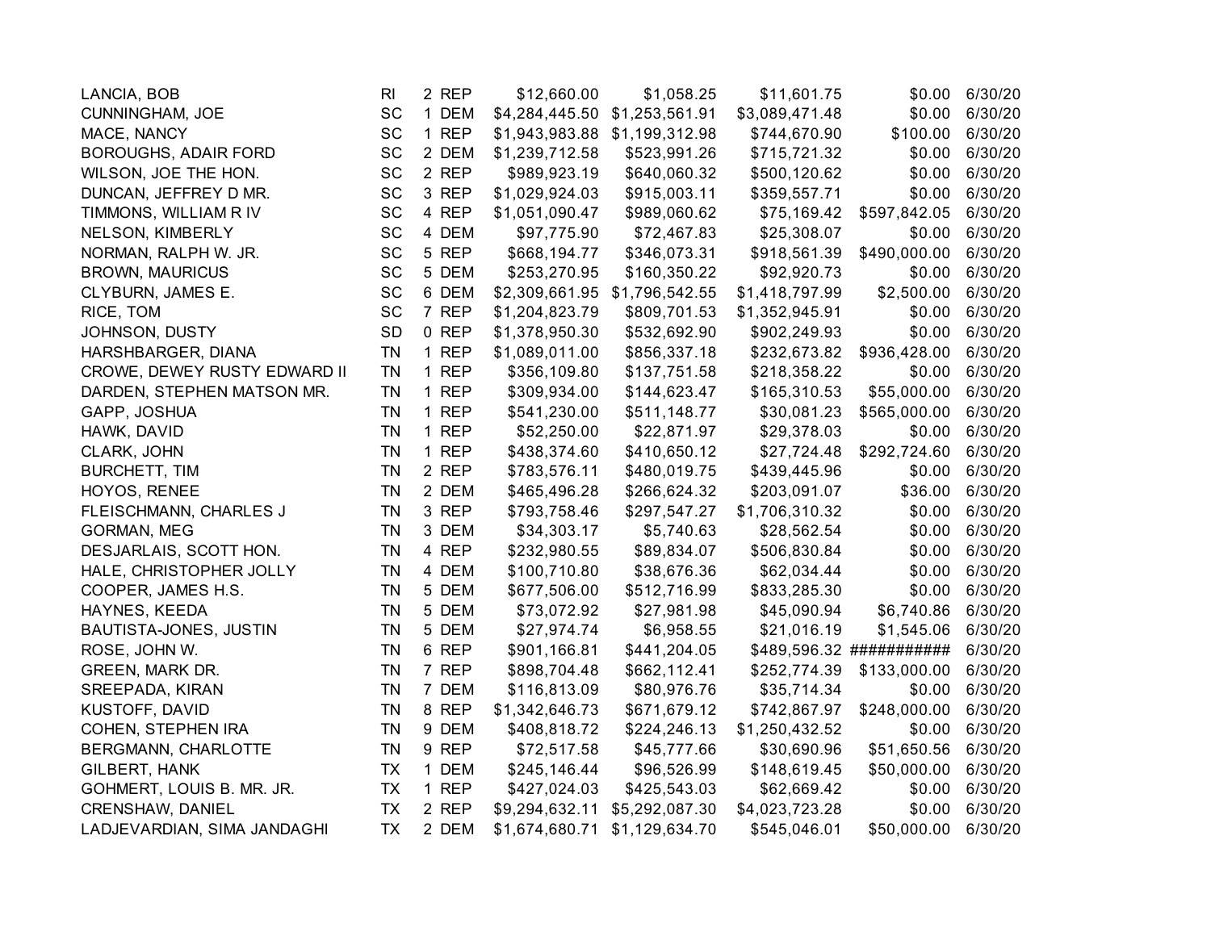| | | | | | | | | |
|---|---|---|---|---|---|---|---|---|
| LANCIA, BOB | RI | 2 | REP | $12,660.00 | $1,058.25 | $11,601.75 | $0.00 | 6/30/20 |
| CUNNINGHAM, JOE | SC | 1 | DEM | $4,284,445.50 | $1,253,561.91 | $3,089,471.48 | $0.00 | 6/30/20 |
| MACE, NANCY | SC | 1 | REP | $1,943,983.88 | $1,199,312.98 | $744,670.90 | $100.00 | 6/30/20 |
| BOROUGHS, ADAIR FORD | SC | 2 | DEM | $1,239,712.58 | $523,991.26 | $715,721.32 | $0.00 | 6/30/20 |
| WILSON, JOE THE HON. | SC | 2 | REP | $989,923.19 | $640,060.32 | $500,120.62 | $0.00 | 6/30/20 |
| DUNCAN, JEFFREY D MR. | SC | 3 | REP | $1,029,924.03 | $915,003.11 | $359,557.71 | $0.00 | 6/30/20 |
| TIMMONS, WILLIAM R IV | SC | 4 | REP | $1,051,090.47 | $989,060.62 | $75,169.42 | $597,842.05 | 6/30/20 |
| NELSON, KIMBERLY | SC | 4 | DEM | $97,775.90 | $72,467.83 | $25,308.07 | $0.00 | 6/30/20 |
| NORMAN, RALPH W. JR. | SC | 5 | REP | $668,194.77 | $346,073.31 | $918,561.39 | $490,000.00 | 6/30/20 |
| BROWN, MAURICUS | SC | 5 | DEM | $253,270.95 | $160,350.22 | $92,920.73 | $0.00 | 6/30/20 |
| CLYBURN, JAMES E. | SC | 6 | DEM | $2,309,661.95 | $1,796,542.55 | $1,418,797.99 | $2,500.00 | 6/30/20 |
| RICE, TOM | SC | 7 | REP | $1,204,823.79 | $809,701.53 | $1,352,945.91 | $0.00 | 6/30/20 |
| JOHNSON, DUSTY | SD | 0 | REP | $1,378,950.30 | $532,692.90 | $902,249.93 | $0.00 | 6/30/20 |
| HARSHBARGER, DIANA | TN | 1 | REP | $1,089,011.00 | $856,337.18 | $232,673.82 | $936,428.00 | 6/30/20 |
| CROWE, DEWEY RUSTY EDWARD II | TN | 1 | REP | $356,109.80 | $137,751.58 | $218,358.22 | $0.00 | 6/30/20 |
| DARDEN, STEPHEN MATSON MR. | TN | 1 | REP | $309,934.00 | $144,623.47 | $165,310.53 | $55,000.00 | 6/30/20 |
| GAPP, JOSHUA | TN | 1 | REP | $541,230.00 | $511,148.77 | $30,081.23 | $565,000.00 | 6/30/20 |
| HAWK, DAVID | TN | 1 | REP | $52,250.00 | $22,871.97 | $29,378.03 | $0.00 | 6/30/20 |
| CLARK, JOHN | TN | 1 | REP | $438,374.60 | $410,650.12 | $27,724.48 | $292,724.60 | 6/30/20 |
| BURCHETT, TIM | TN | 2 | REP | $783,576.11 | $480,019.75 | $439,445.96 | $0.00 | 6/30/20 |
| HOYOS, RENEE | TN | 2 | DEM | $465,496.28 | $266,624.32 | $203,091.07 | $36.00 | 6/30/20 |
| FLEISCHMANN, CHARLES J | TN | 3 | REP | $793,758.46 | $297,547.27 | $1,706,310.32 | $0.00 | 6/30/20 |
| GORMAN, MEG | TN | 3 | DEM | $34,303.17 | $5,740.63 | $28,562.54 | $0.00 | 6/30/20 |
| DESJARLAIS, SCOTT HON. | TN | 4 | REP | $232,980.55 | $89,834.07 | $506,830.84 | $0.00 | 6/30/20 |
| HALE, CHRISTOPHER JOLLY | TN | 4 | DEM | $100,710.80 | $38,676.36 | $62,034.44 | $0.00 | 6/30/20 |
| COOPER, JAMES H.S. | TN | 5 | DEM | $677,506.00 | $512,716.99 | $833,285.30 | $0.00 | 6/30/20 |
| HAYNES, KEEDA | TN | 5 | DEM | $73,072.92 | $27,981.98 | $45,090.94 | $6,740.86 | 6/30/20 |
| BAUTISTA-JONES, JUSTIN | TN | 5 | DEM | $27,974.74 | $6,958.55 | $21,016.19 | $1,545.06 | 6/30/20 |
| ROSE, JOHN W. | TN | 6 | REP | $901,166.81 | $441,204.05 | $489,596.32 | ########### | 6/30/20 |
| GREEN, MARK DR. | TN | 7 | REP | $898,704.48 | $662,112.41 | $252,774.39 | $133,000.00 | 6/30/20 |
| SREEPADA, KIRAN | TN | 7 | DEM | $116,813.09 | $80,976.76 | $35,714.34 | $0.00 | 6/30/20 |
| KUSTOFF, DAVID | TN | 8 | REP | $1,342,646.73 | $671,679.12 | $742,867.97 | $248,000.00 | 6/30/20 |
| COHEN, STEPHEN IRA | TN | 9 | DEM | $408,818.72 | $224,246.13 | $1,250,432.52 | $0.00 | 6/30/20 |
| BERGMANN, CHARLOTTE | TN | 9 | REP | $72,517.58 | $45,777.66 | $30,690.96 | $51,650.56 | 6/30/20 |
| GILBERT, HANK | TX | 1 | DEM | $245,146.44 | $96,526.99 | $148,619.45 | $50,000.00 | 6/30/20 |
| GOHMERT, LOUIS B. MR. JR. | TX | 1 | REP | $427,024.03 | $425,543.03 | $62,669.42 | $0.00 | 6/30/20 |
| CRENSHAW, DANIEL | TX | 2 | REP | $9,294,632.11 | $5,292,087.30 | $4,023,723.28 | $0.00 | 6/30/20 |
| LADJEVARDIAN, SIMA JANDAGHI | TX | 2 | DEM | $1,674,680.71 | $1,129,634.70 | $545,046.01 | $50,000.00 | 6/30/20 |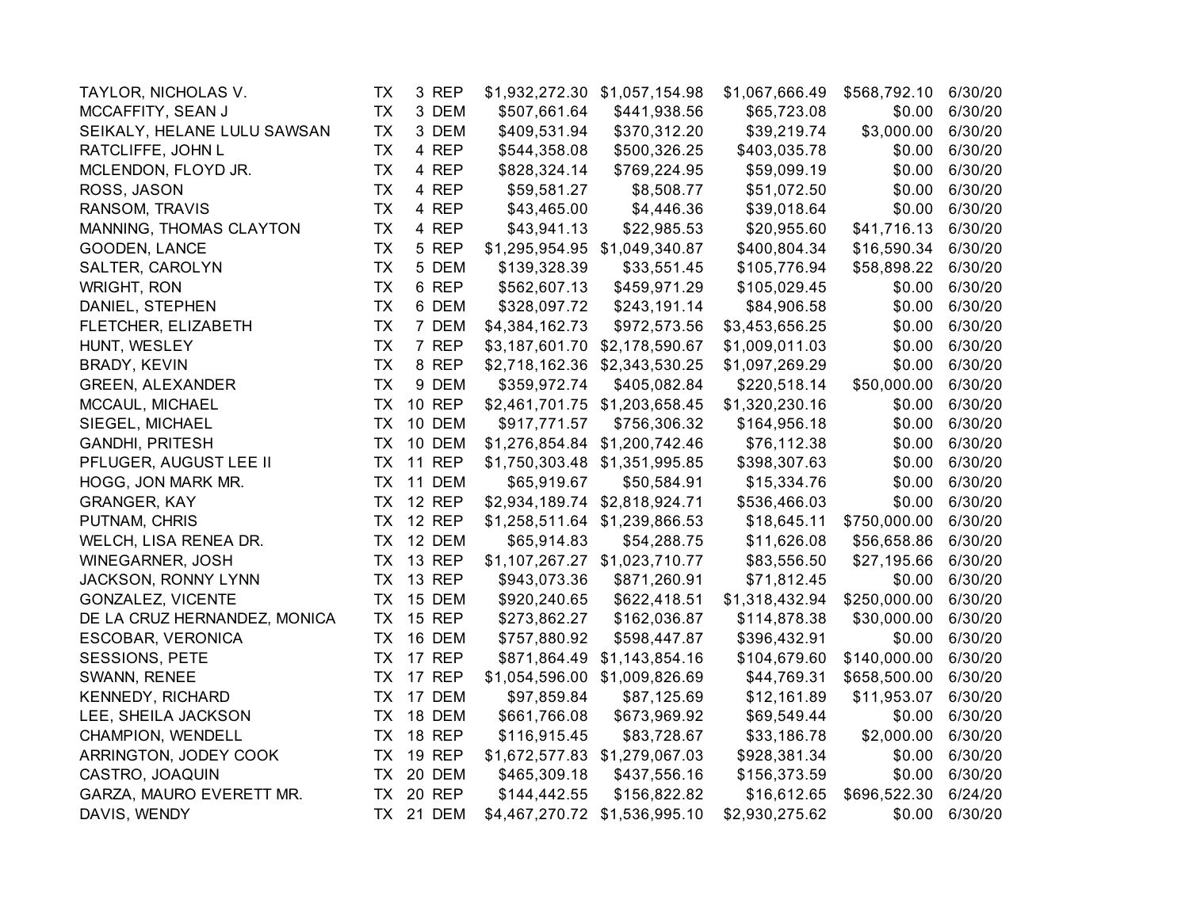| | | | | | | | | |
|---|---|---|---|---|---|---|---|---|
| TAYLOR, NICHOLAS V. | TX | 3 | REP | $1,932,272.30 | $1,057,154.98 | $1,067,666.49 | $568,792.10 | 6/30/20 |
| MCCAFFITY, SEAN J | TX | 3 | DEM | $507,661.64 | $441,938.56 | $65,723.08 | $0.00 | 6/30/20 |
| SEIKALY, HELANE LULU SAWSAN | TX | 3 | DEM | $409,531.94 | $370,312.20 | $39,219.74 | $3,000.00 | 6/30/20 |
| RATCLIFFE, JOHN L | TX | 4 | REP | $544,358.08 | $500,326.25 | $403,035.78 | $0.00 | 6/30/20 |
| MCLENDON, FLOYD JR. | TX | 4 | REP | $828,324.14 | $769,224.95 | $59,099.19 | $0.00 | 6/30/20 |
| ROSS, JASON | TX | 4 | REP | $59,581.27 | $8,508.77 | $51,072.50 | $0.00 | 6/30/20 |
| RANSOM, TRAVIS | TX | 4 | REP | $43,465.00 | $4,446.36 | $39,018.64 | $0.00 | 6/30/20 |
| MANNING, THOMAS CLAYTON | TX | 4 | REP | $43,941.13 | $22,985.53 | $20,955.60 | $41,716.13 | 6/30/20 |
| GOODEN, LANCE | TX | 5 | REP | $1,295,954.95 | $1,049,340.87 | $400,804.34 | $16,590.34 | 6/30/20 |
| SALTER, CAROLYN | TX | 5 | DEM | $139,328.39 | $33,551.45 | $105,776.94 | $58,898.22 | 6/30/20 |
| WRIGHT, RON | TX | 6 | REP | $562,607.13 | $459,971.29 | $105,029.45 | $0.00 | 6/30/20 |
| DANIEL, STEPHEN | TX | 6 | DEM | $328,097.72 | $243,191.14 | $84,906.58 | $0.00 | 6/30/20 |
| FLETCHER, ELIZABETH | TX | 7 | DEM | $4,384,162.73 | $972,573.56 | $3,453,656.25 | $0.00 | 6/30/20 |
| HUNT, WESLEY | TX | 7 | REP | $3,187,601.70 | $2,178,590.67 | $1,009,011.03 | $0.00 | 6/30/20 |
| BRADY, KEVIN | TX | 8 | REP | $2,718,162.36 | $2,343,530.25 | $1,097,269.29 | $0.00 | 6/30/20 |
| GREEN, ALEXANDER | TX | 9 | DEM | $359,972.74 | $405,082.84 | $220,518.14 | $50,000.00 | 6/30/20 |
| MCCAUL, MICHAEL | TX | 10 | REP | $2,461,701.75 | $1,203,658.45 | $1,320,230.16 | $0.00 | 6/30/20 |
| SIEGEL, MICHAEL | TX | 10 | DEM | $917,771.57 | $756,306.32 | $164,956.18 | $0.00 | 6/30/20 |
| GANDHI, PRITESH | TX | 10 | DEM | $1,276,854.84 | $1,200,742.46 | $76,112.38 | $0.00 | 6/30/20 |
| PFLUGER, AUGUST LEE II | TX | 11 | REP | $1,750,303.48 | $1,351,995.85 | $398,307.63 | $0.00 | 6/30/20 |
| HOGG, JON MARK MR. | TX | 11 | DEM | $65,919.67 | $50,584.91 | $15,334.76 | $0.00 | 6/30/20 |
| GRANGER, KAY | TX | 12 | REP | $2,934,189.74 | $2,818,924.71 | $536,466.03 | $0.00 | 6/30/20 |
| PUTNAM, CHRIS | TX | 12 | REP | $1,258,511.64 | $1,239,866.53 | $18,645.11 | $750,000.00 | 6/30/20 |
| WELCH, LISA RENEA DR. | TX | 12 | DEM | $65,914.83 | $54,288.75 | $11,626.08 | $56,658.86 | 6/30/20 |
| WINEGARNER, JOSH | TX | 13 | REP | $1,107,267.27 | $1,023,710.77 | $83,556.50 | $27,195.66 | 6/30/20 |
| JACKSON, RONNY LYNN | TX | 13 | REP | $943,073.36 | $871,260.91 | $71,812.45 | $0.00 | 6/30/20 |
| GONZALEZ, VICENTE | TX | 15 | DEM | $920,240.65 | $622,418.51 | $1,318,432.94 | $250,000.00 | 6/30/20 |
| DE LA CRUZ HERNANDEZ, MONICA | TX | 15 | REP | $273,862.27 | $162,036.87 | $114,878.38 | $30,000.00 | 6/30/20 |
| ESCOBAR, VERONICA | TX | 16 | DEM | $757,880.92 | $598,447.87 | $396,432.91 | $0.00 | 6/30/20 |
| SESSIONS, PETE | TX | 17 | REP | $871,864.49 | $1,143,854.16 | $104,679.60 | $140,000.00 | 6/30/20 |
| SWANN, RENEE | TX | 17 | REP | $1,054,596.00 | $1,009,826.69 | $44,769.31 | $658,500.00 | 6/30/20 |
| KENNEDY, RICHARD | TX | 17 | DEM | $97,859.84 | $87,125.69 | $12,161.89 | $11,953.07 | 6/30/20 |
| LEE, SHEILA JACKSON | TX | 18 | DEM | $661,766.08 | $673,969.92 | $69,549.44 | $0.00 | 6/30/20 |
| CHAMPION, WENDELL | TX | 18 | REP | $116,915.45 | $83,728.67 | $33,186.78 | $2,000.00 | 6/30/20 |
| ARRINGTON, JODEY COOK | TX | 19 | REP | $1,672,577.83 | $1,279,067.03 | $928,381.34 | $0.00 | 6/30/20 |
| CASTRO, JOAQUIN | TX | 20 | DEM | $465,309.18 | $437,556.16 | $156,373.59 | $0.00 | 6/30/20 |
| GARZA, MAURO EVERETT MR. | TX | 20 | REP | $144,442.55 | $156,822.82 | $16,612.65 | $696,522.30 | 6/24/20 |
| DAVIS, WENDY | TX | 21 | DEM | $4,467,270.72 | $1,536,995.10 | $2,930,275.62 | $0.00 | 6/30/20 |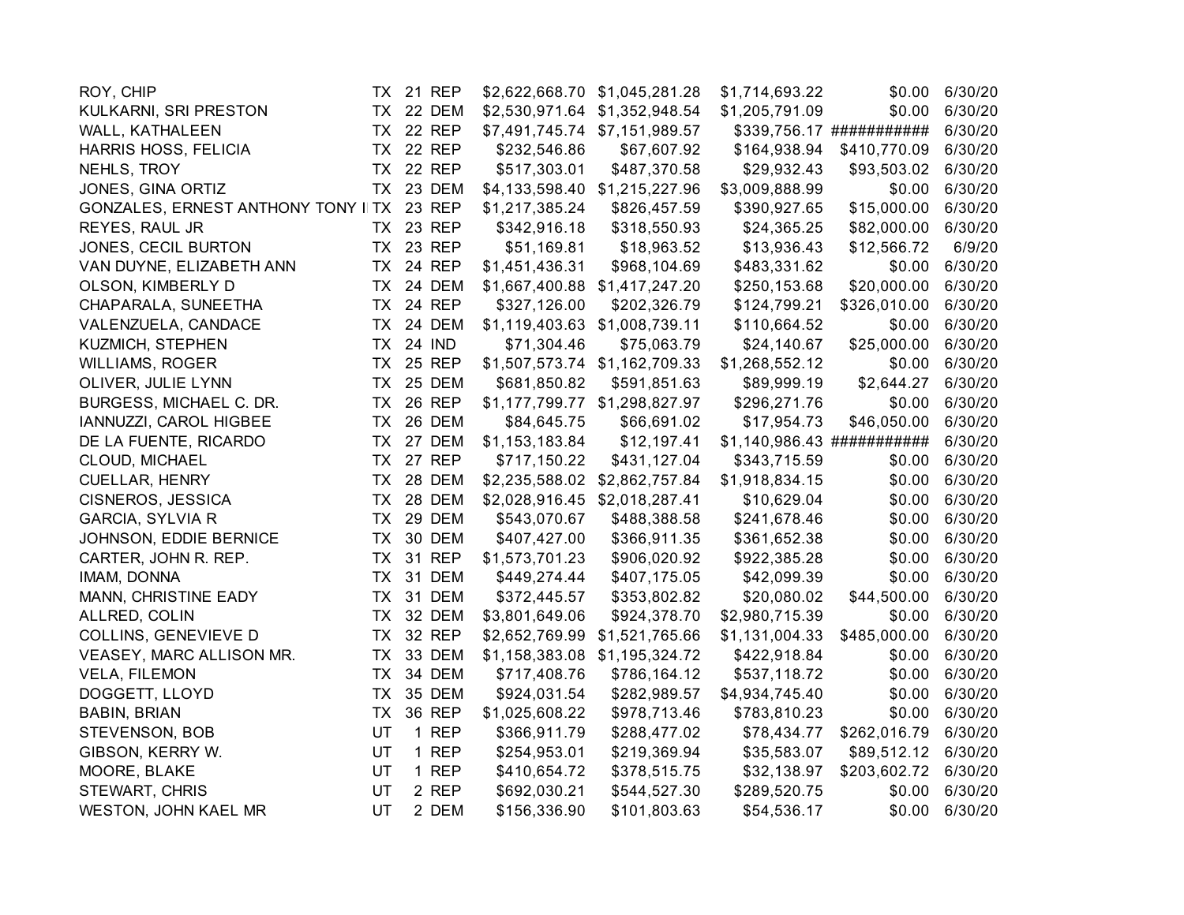| | | | | | | | | |
|---|---|---|---|---|---|---|---|---|
| ROY, CHIP | TX | 21 | REP | $2,622,668.70 | $1,045,281.28 | $1,714,693.22 | $0.00 | 6/30/20 |
| KULKARNI, SRI PRESTON | TX | 22 | DEM | $2,530,971.64 | $1,352,948.54 | $1,205,791.09 | $0.00 | 6/30/20 |
| WALL, KATHALEEN | TX | 22 | REP | $7,491,745.74 | $7,151,989.57 | $339,756.17 | ########### | 6/30/20 |
| HARRIS HOSS, FELICIA | TX | 22 | REP | $232,546.86 | $67,607.92 | $164,938.94 | $410,770.09 | 6/30/20 |
| NEHLS, TROY | TX | 22 | REP | $517,303.01 | $487,370.58 | $29,932.43 | $93,503.02 | 6/30/20 |
| JONES, GINA ORTIZ | TX | 23 | DEM | $4,133,598.40 | $1,215,227.96 | $3,009,888.99 | $0.00 | 6/30/20 |
| GONZALES, ERNEST ANTHONY TONY I | TX | 23 | REP | $1,217,385.24 | $826,457.59 | $390,927.65 | $15,000.00 | 6/30/20 |
| REYES, RAUL JR | TX | 23 | REP | $342,916.18 | $318,550.93 | $24,365.25 | $82,000.00 | 6/30/20 |
| JONES, CECIL BURTON | TX | 23 | REP | $51,169.81 | $18,963.52 | $13,936.43 | $12,566.72 | 6/9/20 |
| VAN DUYNE, ELIZABETH ANN | TX | 24 | REP | $1,451,436.31 | $968,104.69 | $483,331.62 | $0.00 | 6/30/20 |
| OLSON, KIMBERLY D | TX | 24 | DEM | $1,667,400.88 | $1,417,247.20 | $250,153.68 | $20,000.00 | 6/30/20 |
| CHAPARALA, SUNEETHA | TX | 24 | REP | $327,126.00 | $202,326.79 | $124,799.21 | $326,010.00 | 6/30/20 |
| VALENZUELA, CANDACE | TX | 24 | DEM | $1,119,403.63 | $1,008,739.11 | $110,664.52 | $0.00 | 6/30/20 |
| KUZMICH, STEPHEN | TX | 24 | IND | $71,304.46 | $75,063.79 | $24,140.67 | $25,000.00 | 6/30/20 |
| WILLIAMS, ROGER | TX | 25 | REP | $1,507,573.74 | $1,162,709.33 | $1,268,552.12 | $0.00 | 6/30/20 |
| OLIVER, JULIE LYNN | TX | 25 | DEM | $681,850.82 | $591,851.63 | $89,999.19 | $2,644.27 | 6/30/20 |
| BURGESS, MICHAEL C. DR. | TX | 26 | REP | $1,177,799.77 | $1,298,827.97 | $296,271.76 | $0.00 | 6/30/20 |
| IANNUZZI, CAROL HIGBEE | TX | 26 | DEM | $84,645.75 | $66,691.02 | $17,954.73 | $46,050.00 | 6/30/20 |
| DE LA FUENTE, RICARDO | TX | 27 | DEM | $1,153,183.84 | $12,197.41 | $1,140,986.43 | ########### | 6/30/20 |
| CLOUD, MICHAEL | TX | 27 | REP | $717,150.22 | $431,127.04 | $343,715.59 | $0.00 | 6/30/20 |
| CUELLAR, HENRY | TX | 28 | DEM | $2,235,588.02 | $2,862,757.84 | $1,918,834.15 | $0.00 | 6/30/20 |
| CISNEROS, JESSICA | TX | 28 | DEM | $2,028,916.45 | $2,018,287.41 | $10,629.04 | $0.00 | 6/30/20 |
| GARCIA, SYLVIA R | TX | 29 | DEM | $543,070.67 | $488,388.58 | $241,678.46 | $0.00 | 6/30/20 |
| JOHNSON, EDDIE BERNICE | TX | 30 | DEM | $407,427.00 | $366,911.35 | $361,652.38 | $0.00 | 6/30/20 |
| CARTER, JOHN R. REP. | TX | 31 | REP | $1,573,701.23 | $906,020.92 | $922,385.28 | $0.00 | 6/30/20 |
| IMAM, DONNA | TX | 31 | DEM | $449,274.44 | $407,175.05 | $42,099.39 | $0.00 | 6/30/20 |
| MANN, CHRISTINE EADY | TX | 31 | DEM | $372,445.57 | $353,802.82 | $20,080.02 | $44,500.00 | 6/30/20 |
| ALLRED, COLIN | TX | 32 | DEM | $3,801,649.06 | $924,378.70 | $2,980,715.39 | $0.00 | 6/30/20 |
| COLLINS, GENEVIEVE D | TX | 32 | REP | $2,652,769.99 | $1,521,765.66 | $1,131,004.33 | $485,000.00 | 6/30/20 |
| VEASEY, MARC ALLISON MR. | TX | 33 | DEM | $1,158,383.08 | $1,195,324.72 | $422,918.84 | $0.00 | 6/30/20 |
| VELA, FILEMON | TX | 34 | DEM | $717,408.76 | $786,164.12 | $537,118.72 | $0.00 | 6/30/20 |
| DOGGETT, LLOYD | TX | 35 | DEM | $924,031.54 | $282,989.57 | $4,934,745.40 | $0.00 | 6/30/20 |
| BABIN, BRIAN | TX | 36 | REP | $1,025,608.22 | $978,713.46 | $783,810.23 | $0.00 | 6/30/20 |
| STEVENSON, BOB | UT | 1 | REP | $366,911.79 | $288,477.02 | $78,434.77 | $262,016.79 | 6/30/20 |
| GIBSON, KERRY W. | UT | 1 | REP | $254,953.01 | $219,369.94 | $35,583.07 | $89,512.12 | 6/30/20 |
| MOORE, BLAKE | UT | 1 | REP | $410,654.72 | $378,515.75 | $32,138.97 | $203,602.72 | 6/30/20 |
| STEWART, CHRIS | UT | 2 | REP | $692,030.21 | $544,527.30 | $289,520.75 | $0.00 | 6/30/20 |
| WESTON, JOHN KAEL MR | UT | 2 | DEM | $156,336.90 | $101,803.63 | $54,536.17 | $0.00 | 6/30/20 |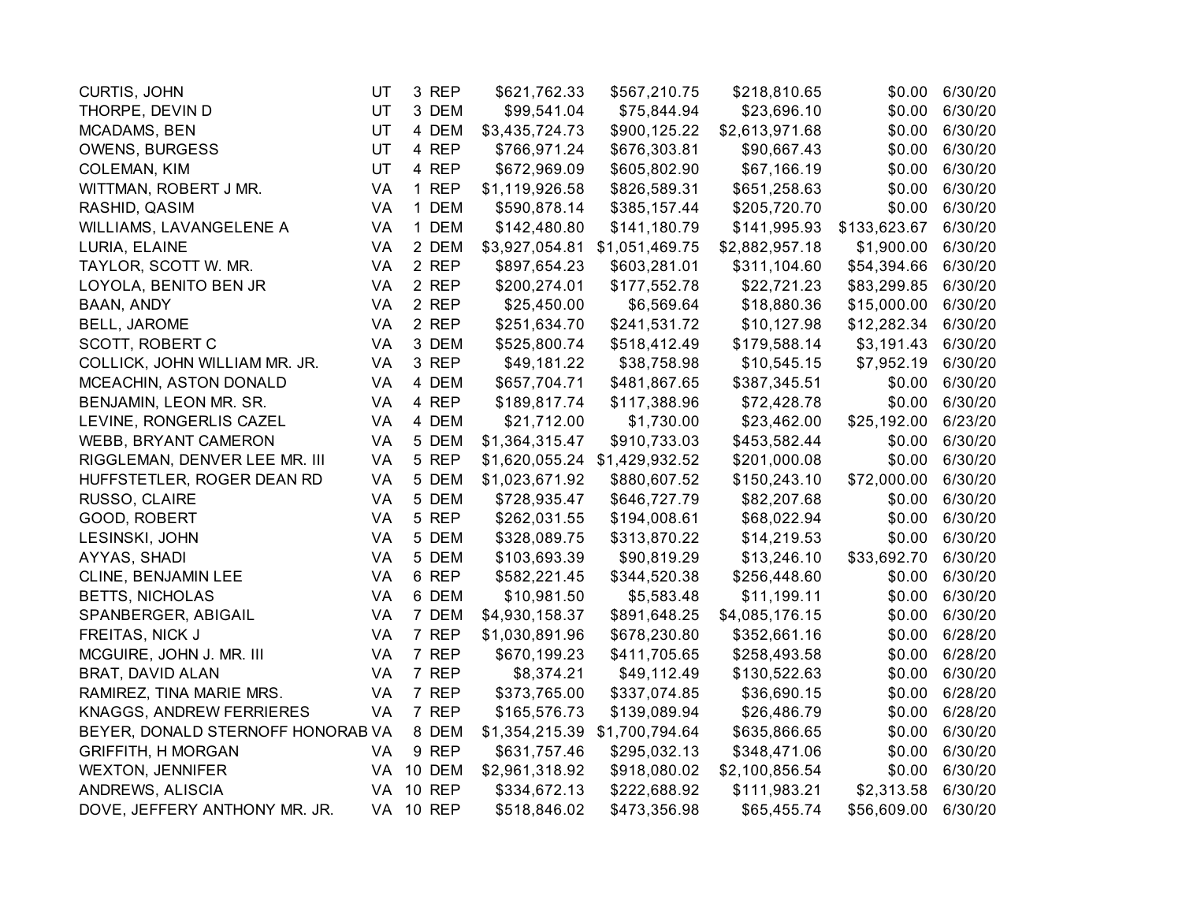| | | | | | | | | |
|---|---|---|---|---|---|---|---|---|
| CURTIS, JOHN | UT | 3 | REP | $621,762.33 | $567,210.75 | $218,810.65 | $0.00 | 6/30/20 |
| THORPE, DEVIN D | UT | 3 | DEM | $99,541.04 | $75,844.94 | $23,696.10 | $0.00 | 6/30/20 |
| MCADAMS, BEN | UT | 4 | DEM | $3,435,724.73 | $900,125.22 | $2,613,971.68 | $0.00 | 6/30/20 |
| OWENS, BURGESS | UT | 4 | REP | $766,971.24 | $676,303.81 | $90,667.43 | $0.00 | 6/30/20 |
| COLEMAN, KIM | UT | 4 | REP | $672,969.09 | $605,802.90 | $67,166.19 | $0.00 | 6/30/20 |
| WITTMAN, ROBERT J MR. | VA | 1 | REP | $1,119,926.58 | $826,589.31 | $651,258.63 | $0.00 | 6/30/20 |
| RASHID, QASIM | VA | 1 | DEM | $590,878.14 | $385,157.44 | $205,720.70 | $0.00 | 6/30/20 |
| WILLIAMS, LAVANGELENE A | VA | 1 | DEM | $142,480.80 | $141,180.79 | $141,995.93 | $133,623.67 | 6/30/20 |
| LURIA, ELAINE | VA | 2 | DEM | $3,927,054.81 | $1,051,469.75 | $2,882,957.18 | $1,900.00 | 6/30/20 |
| TAYLOR, SCOTT W. MR. | VA | 2 | REP | $897,654.23 | $603,281.01 | $311,104.60 | $54,394.66 | 6/30/20 |
| LOYOLA, BENITO BEN JR | VA | 2 | REP | $200,274.01 | $177,552.78 | $22,721.23 | $83,299.85 | 6/30/20 |
| BAAN, ANDY | VA | 2 | REP | $25,450.00 | $6,569.64 | $18,880.36 | $15,000.00 | 6/30/20 |
| BELL, JAROME | VA | 2 | REP | $251,634.70 | $241,531.72 | $10,127.98 | $12,282.34 | 6/30/20 |
| SCOTT, ROBERT C | VA | 3 | DEM | $525,800.74 | $518,412.49 | $179,588.14 | $3,191.43 | 6/30/20 |
| COLLICK, JOHN WILLIAM MR. JR. | VA | 3 | REP | $49,181.22 | $38,758.98 | $10,545.15 | $7,952.19 | 6/30/20 |
| MCEACHIN, ASTON DONALD | VA | 4 | DEM | $657,704.71 | $481,867.65 | $387,345.51 | $0.00 | 6/30/20 |
| BENJAMIN, LEON MR. SR. | VA | 4 | REP | $189,817.74 | $117,388.96 | $72,428.78 | $0.00 | 6/30/20 |
| LEVINE, RONGERLIS CAZEL | VA | 4 | DEM | $21,712.00 | $1,730.00 | $23,462.00 | $25,192.00 | 6/23/20 |
| WEBB, BRYANT CAMERON | VA | 5 | DEM | $1,364,315.47 | $910,733.03 | $453,582.44 | $0.00 | 6/30/20 |
| RIGGLEMAN, DENVER LEE MR. III | VA | 5 | REP | $1,620,055.24 | $1,429,932.52 | $201,000.08 | $0.00 | 6/30/20 |
| HUFFSTETLER, ROGER DEAN RD | VA | 5 | DEM | $1,023,671.92 | $880,607.52 | $150,243.10 | $72,000.00 | 6/30/20 |
| RUSSO, CLAIRE | VA | 5 | DEM | $728,935.47 | $646,727.79 | $82,207.68 | $0.00 | 6/30/20 |
| GOOD, ROBERT | VA | 5 | REP | $262,031.55 | $194,008.61 | $68,022.94 | $0.00 | 6/30/20 |
| LESINSKI, JOHN | VA | 5 | DEM | $328,089.75 | $313,870.22 | $14,219.53 | $0.00 | 6/30/20 |
| AYYAS, SHADI | VA | 5 | DEM | $103,693.39 | $90,819.29 | $13,246.10 | $33,692.70 | 6/30/20 |
| CLINE, BENJAMIN LEE | VA | 6 | REP | $582,221.45 | $344,520.38 | $256,448.60 | $0.00 | 6/30/20 |
| BETTS, NICHOLAS | VA | 6 | DEM | $10,981.50 | $5,583.48 | $11,199.11 | $0.00 | 6/30/20 |
| SPANBERGER, ABIGAIL | VA | 7 | DEM | $4,930,158.37 | $891,648.25 | $4,085,176.15 | $0.00 | 6/30/20 |
| FREITAS, NICK J | VA | 7 | REP | $1,030,891.96 | $678,230.80 | $352,661.16 | $0.00 | 6/28/20 |
| MCGUIRE, JOHN J. MR. III | VA | 7 | REP | $670,199.23 | $411,705.65 | $258,493.58 | $0.00 | 6/28/20 |
| BRAT, DAVID ALAN | VA | 7 | REP | $8,374.21 | $49,112.49 | $130,522.63 | $0.00 | 6/30/20 |
| RAMIREZ, TINA MARIE MRS. | VA | 7 | REP | $373,765.00 | $337,074.85 | $36,690.15 | $0.00 | 6/28/20 |
| KNAGGS, ANDREW FERRIERES | VA | 7 | REP | $165,576.73 | $139,089.94 | $26,486.79 | $0.00 | 6/28/20 |
| BEYER, DONALD STERNOFF HONORAB | VA | 8 | DEM | $1,354,215.39 | $1,700,794.64 | $635,866.65 | $0.00 | 6/30/20 |
| GRIFFITH, H MORGAN | VA | 9 | REP | $631,757.46 | $295,032.13 | $348,471.06 | $0.00 | 6/30/20 |
| WEXTON, JENNIFER | VA | 10 | DEM | $2,961,318.92 | $918,080.02 | $2,100,856.54 | $0.00 | 6/30/20 |
| ANDREWS, ALISCIA | VA | 10 | REP | $334,672.13 | $222,688.92 | $111,983.21 | $2,313.58 | 6/30/20 |
| DOVE, JEFFERY ANTHONY MR. JR. | VA | 10 | REP | $518,846.02 | $473,356.98 | $65,455.74 | $56,609.00 | 6/30/20 |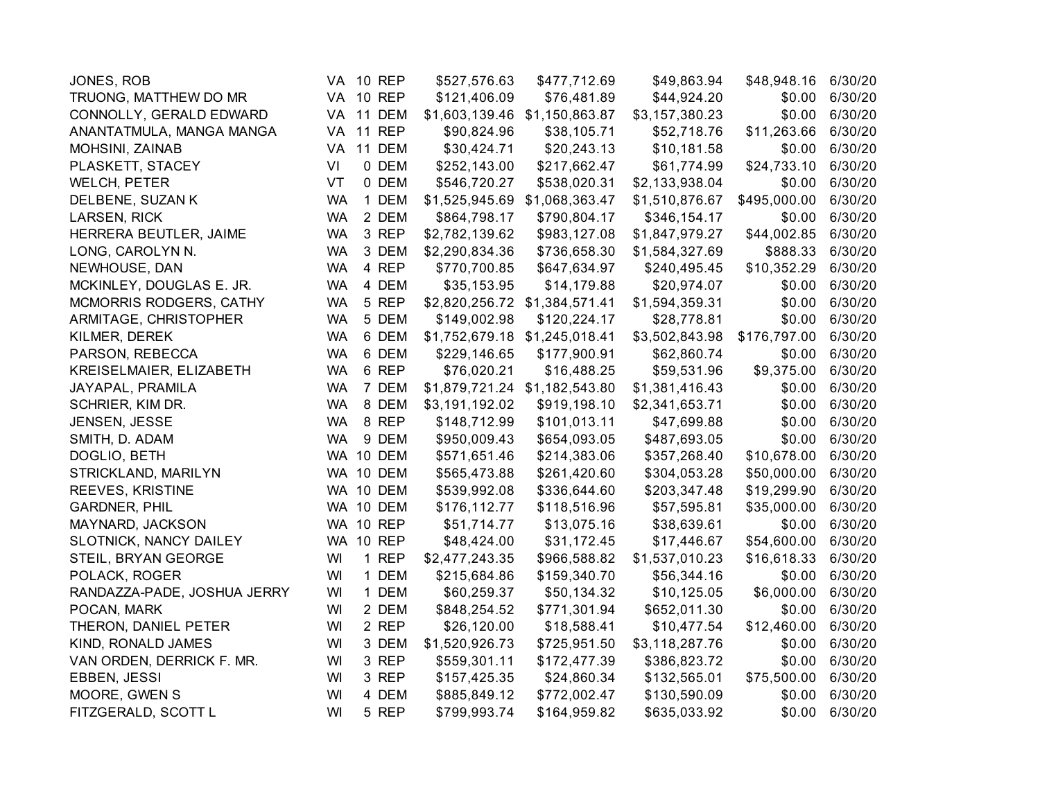| | | | | | | | | |
|---|---|---|---|---|---|---|---|---|
| JONES, ROB | VA | 10 | REP | $527,576.63 | $477,712.69 | $49,863.94 | $48,948.16 | 6/30/20 |
| TRUONG, MATTHEW DO MR | VA | 10 | REP | $121,406.09 | $76,481.89 | $44,924.20 | $0.00 | 6/30/20 |
| CONNOLLY, GERALD EDWARD | VA | 11 | DEM | $1,603,139.46 | $1,150,863.87 | $3,157,380.23 | $0.00 | 6/30/20 |
| ANANTATMULA, MANGA MANGA | VA | 11 | REP | $90,824.96 | $38,105.71 | $52,718.76 | $11,263.66 | 6/30/20 |
| MOHSINI, ZAINAB | VA | 11 | DEM | $30,424.71 | $20,243.13 | $10,181.58 | $0.00 | 6/30/20 |
| PLASKETT, STACEY | VI | 0 | DEM | $252,143.00 | $217,662.47 | $61,774.99 | $24,733.10 | 6/30/20 |
| WELCH, PETER | VT | 0 | DEM | $546,720.27 | $538,020.31 | $2,133,938.04 | $0.00 | 6/30/20 |
| DELBENE, SUZAN K | WA | 1 | DEM | $1,525,945.69 | $1,068,363.47 | $1,510,876.67 | $495,000.00 | 6/30/20 |
| LARSEN, RICK | WA | 2 | DEM | $864,798.17 | $790,804.17 | $346,154.17 | $0.00 | 6/30/20 |
| HERRERA BEUTLER, JAIME | WA | 3 | REP | $2,782,139.62 | $983,127.08 | $1,847,979.27 | $44,002.85 | 6/30/20 |
| LONG, CAROLYN N. | WA | 3 | DEM | $2,290,834.36 | $736,658.30 | $1,584,327.69 | $888.33 | 6/30/20 |
| NEWHOUSE, DAN | WA | 4 | REP | $770,700.85 | $647,634.97 | $240,495.45 | $10,352.29 | 6/30/20 |
| MCKINLEY, DOUGLAS E. JR. | WA | 4 | DEM | $35,153.95 | $14,179.88 | $20,974.07 | $0.00 | 6/30/20 |
| MCMORRIS RODGERS, CATHY | WA | 5 | REP | $2,820,256.72 | $1,384,571.41 | $1,594,359.31 | $0.00 | 6/30/20 |
| ARMITAGE, CHRISTOPHER | WA | 5 | DEM | $149,002.98 | $120,224.17 | $28,778.81 | $0.00 | 6/30/20 |
| KILMER, DEREK | WA | 6 | DEM | $1,752,679.18 | $1,245,018.41 | $3,502,843.98 | $176,797.00 | 6/30/20 |
| PARSON, REBECCA | WA | 6 | DEM | $229,146.65 | $177,900.91 | $62,860.74 | $0.00 | 6/30/20 |
| KREISELMAIER, ELIZABETH | WA | 6 | REP | $76,020.21 | $16,488.25 | $59,531.96 | $9,375.00 | 6/30/20 |
| JAYAPAL, PRAMILA | WA | 7 | DEM | $1,879,721.24 | $1,182,543.80 | $1,381,416.43 | $0.00 | 6/30/20 |
| SCHRIER, KIM DR. | WA | 8 | DEM | $3,191,192.02 | $919,198.10 | $2,341,653.71 | $0.00 | 6/30/20 |
| JENSEN, JESSE | WA | 8 | REP | $148,712.99 | $101,013.11 | $47,699.88 | $0.00 | 6/30/20 |
| SMITH, D. ADAM | WA | 9 | DEM | $950,009.43 | $654,093.05 | $487,693.05 | $0.00 | 6/30/20 |
| DOGLIO, BETH | WA | 10 | DEM | $571,651.46 | $214,383.06 | $357,268.40 | $10,678.00 | 6/30/20 |
| STRICKLAND, MARILYN | WA | 10 | DEM | $565,473.88 | $261,420.60 | $304,053.28 | $50,000.00 | 6/30/20 |
| REEVES, KRISTINE | WA | 10 | DEM | $539,992.08 | $336,644.60 | $203,347.48 | $19,299.90 | 6/30/20 |
| GARDNER, PHIL | WA | 10 | DEM | $176,112.77 | $118,516.96 | $57,595.81 | $35,000.00 | 6/30/20 |
| MAYNARD, JACKSON | WA | 10 | REP | $51,714.77 | $13,075.16 | $38,639.61 | $0.00 | 6/30/20 |
| SLOTNICK, NANCY DAILEY | WA | 10 | REP | $48,424.00 | $31,172.45 | $17,446.67 | $54,600.00 | 6/30/20 |
| STEIL, BRYAN GEORGE | WI | 1 | REP | $2,477,243.35 | $966,588.82 | $1,537,010.23 | $16,618.33 | 6/30/20 |
| POLACK, ROGER | WI | 1 | DEM | $215,684.86 | $159,340.70 | $56,344.16 | $0.00 | 6/30/20 |
| RANDAZZA-PADE, JOSHUA JERRY | WI | 1 | DEM | $60,259.37 | $50,134.32 | $10,125.05 | $6,000.00 | 6/30/20 |
| POCAN, MARK | WI | 2 | DEM | $848,254.52 | $771,301.94 | $652,011.30 | $0.00 | 6/30/20 |
| THERON, DANIEL PETER | WI | 2 | REP | $26,120.00 | $18,588.41 | $10,477.54 | $12,460.00 | 6/30/20 |
| KIND, RONALD JAMES | WI | 3 | DEM | $1,520,926.73 | $725,951.50 | $3,118,287.76 | $0.00 | 6/30/20 |
| VAN ORDEN, DERRICK F. MR. | WI | 3 | REP | $559,301.11 | $172,477.39 | $386,823.72 | $0.00 | 6/30/20 |
| EBBEN, JESSI | WI | 3 | REP | $157,425.35 | $24,860.34 | $132,565.01 | $75,500.00 | 6/30/20 |
| MOORE, GWEN S | WI | 4 | DEM | $885,849.12 | $772,002.47 | $130,590.09 | $0.00 | 6/30/20 |
| FITZGERALD, SCOTT L | WI | 5 | REP | $799,993.74 | $164,959.82 | $635,033.92 | $0.00 | 6/30/20 |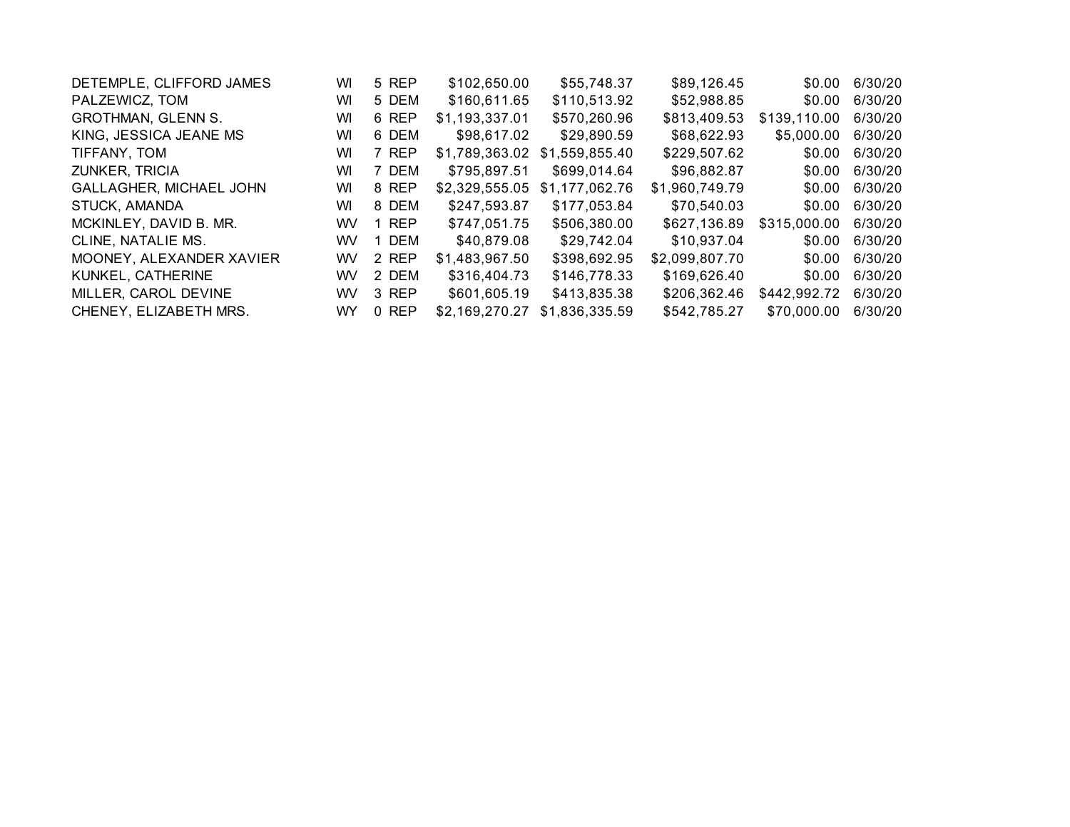| | | | | | | | | |
|---|---|---|---|---|---|---|---|---|
| DETEMPLE, CLIFFORD JAMES | WI | 5 | REP | $102,650.00 | $55,748.37 | $89,126.45 | $0.00 | 6/30/20 |
| PALZEWICZ, TOM | WI | 5 | DEM | $160,611.65 | $110,513.92 | $52,988.85 | $0.00 | 6/30/20 |
| GROTHMAN, GLENN S. | WI | 6 | REP | $1,193,337.01 | $570,260.96 | $813,409.53 | $139,110.00 | 6/30/20 |
| KING, JESSICA JEANE MS | WI | 6 | DEM | $98,617.02 | $29,890.59 | $68,622.93 | $5,000.00 | 6/30/20 |
| TIFFANY, TOM | WI | 7 | REP | $1,789,363.02 | $1,559,855.40 | $229,507.62 | $0.00 | 6/30/20 |
| ZUNKER, TRICIA | WI | 7 | DEM | $795,897.51 | $699,014.64 | $96,882.87 | $0.00 | 6/30/20 |
| GALLAGHER, MICHAEL JOHN | WI | 8 | REP | $2,329,555.05 | $1,177,062.76 | $1,960,749.79 | $0.00 | 6/30/20 |
| STUCK, AMANDA | WI | 8 | DEM | $247,593.87 | $177,053.84 | $70,540.03 | $0.00 | 6/30/20 |
| MCKINLEY, DAVID B. MR. | WV | 1 | REP | $747,051.75 | $506,380.00 | $627,136.89 | $315,000.00 | 6/30/20 |
| CLINE, NATALIE MS. | WV | 1 | DEM | $40,879.08 | $29,742.04 | $10,937.04 | $0.00 | 6/30/20 |
| MOONEY, ALEXANDER XAVIER | WV | 2 | REP | $1,483,967.50 | $398,692.95 | $2,099,807.70 | $0.00 | 6/30/20 |
| KUNKEL, CATHERINE | WV | 2 | DEM | $316,404.73 | $146,778.33 | $169,626.40 | $0.00 | 6/30/20 |
| MILLER, CAROL DEVINE | WV | 3 | REP | $601,605.19 | $413,835.38 | $206,362.46 | $442,992.72 | 6/30/20 |
| CHENEY, ELIZABETH MRS. | WY | 0 | REP | $2,169,270.27 | $1,836,335.59 | $542,785.27 | $70,000.00 | 6/30/20 |